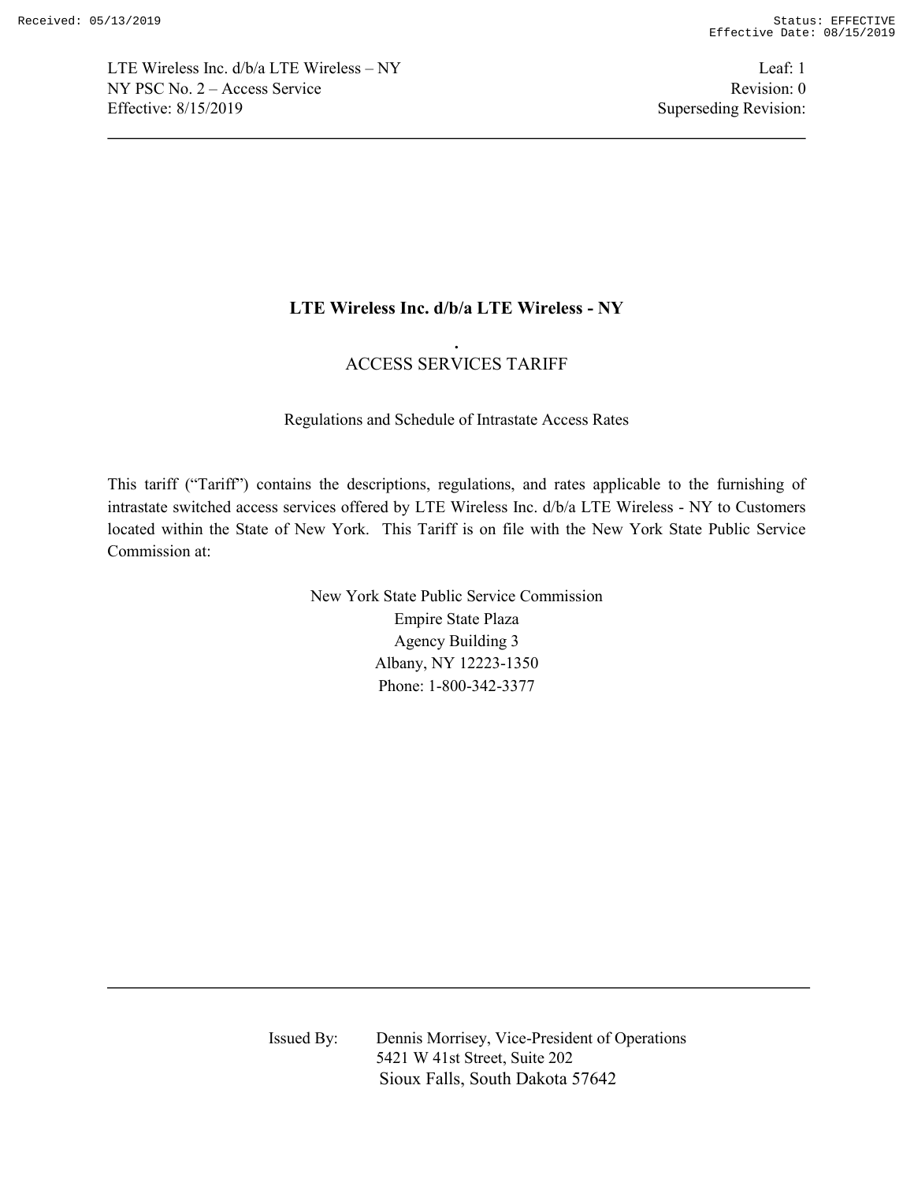# LTE Wireless Inc. d/b/a LTE Wireless - NY

.

ACCESS SERVICES TARIFF

Regulations and Schedule of Intrastate Access Rates

This tariff ("Tariff") contains the descriptions, regulations, and rates applicable to the furnishing of intrastate switched access services offered by LTE Wireless Inc. d/b/a LTE Wireless - NY to Customers located within the State of New York. This Tariff is on file with the New York State Public Service Commission at:

New York State Public Service Commission
Empire State Plaza
Agency Building 3
Albany, NY 12223-1350
Phone: 1-800-342-3377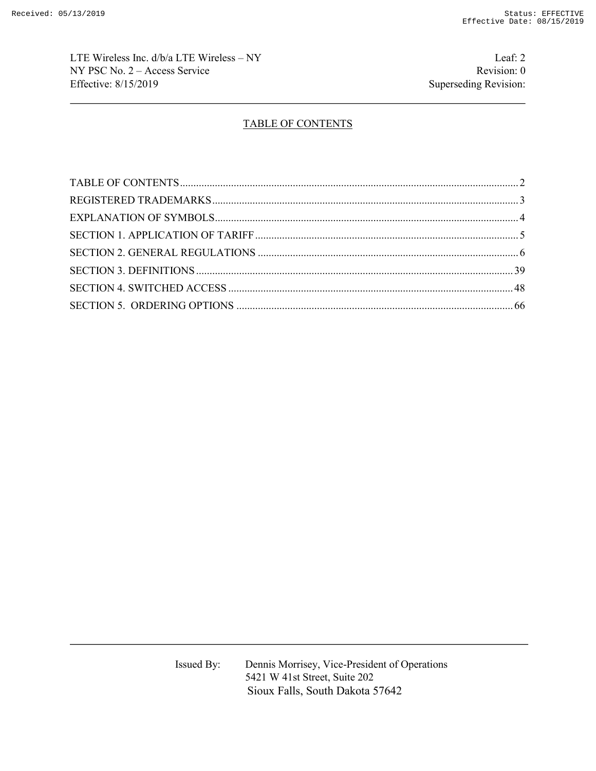# TABLE OF CONTENTS

| Section | Page |
| --- | --- |
| TABLE OF CONTENTS | 2 |
| REGISTERED TRADEMARKS | 3 |
| EXPLANATION OF SYMBOLS | 4 |
| SECTION 1. APPLICATION OF TARIFF | 5 |
| SECTION 2. GENERAL REGULATIONS | 6 |
| SECTION 3. DEFINITIONS | 39 |
| SECTION 4. SWITCHED ACCESS | 48 |
| SECTION 5. ORDERING OPTIONS | 66 |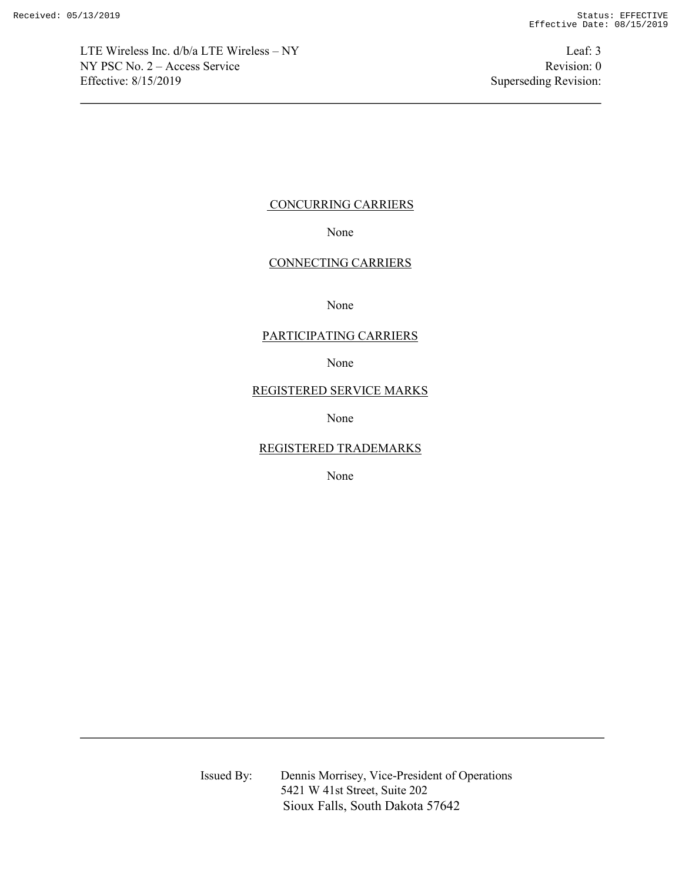## CONCURRING CARRIERS

None

## CONNECTING CARRIERS

None

## PARTICIPATING CARRIERS

None

## REGISTERED SERVICE MARKS

None

## REGISTERED TRADEMARKS

None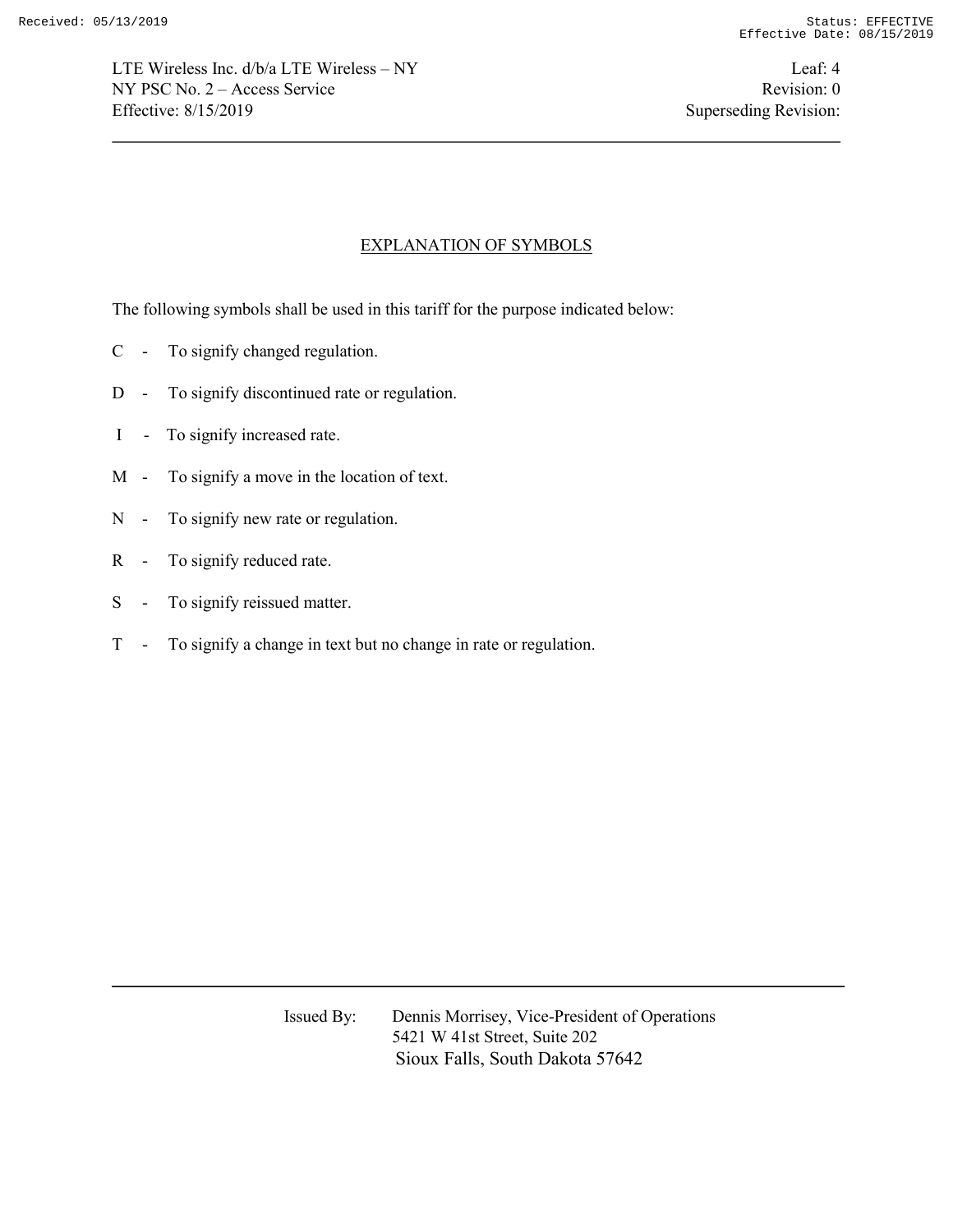## EXPLANATION OF SYMBOLS

The following symbols shall be used in this tariff for the purpose indicated below:

C - To signify changed regulation.

D - To signify discontinued rate or regulation.

I - To signify increased rate.

M - To signify a move in the location of text.

N - To signify new rate or regulation.

R - To signify reduced rate.

S - To signify reissued matter.

T - To signify a change in text but no change in rate or regulation.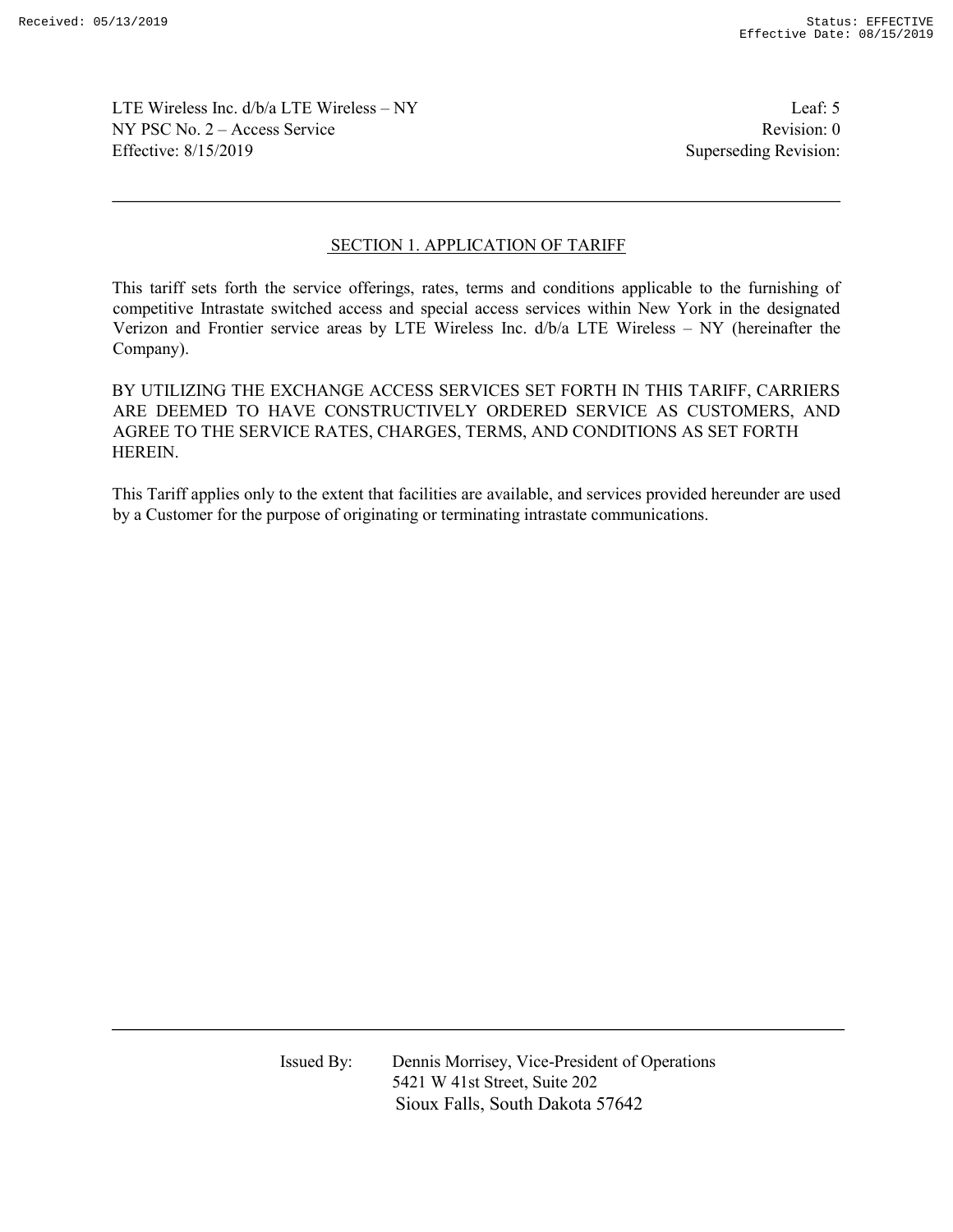## SECTION 1. APPLICATION OF TARIFF

This tariff sets forth the service offerings, rates, terms and conditions applicable to the furnishing of competitive Intrastate switched access and special access services within New York in the designated Verizon and Frontier service areas by LTE Wireless Inc. d/b/a LTE Wireless – NY (hereinafter the Company).

BY UTILIZING THE EXCHANGE ACCESS SERVICES SET FORTH IN THIS TARIFF, CARRIERS ARE DEEMED TO HAVE CONSTRUCTIVELY ORDERED SERVICE AS CUSTOMERS, AND AGREE TO THE SERVICE RATES, CHARGES, TERMS, AND CONDITIONS AS SET FORTH HEREIN.

This Tariff applies only to the extent that facilities are available, and services provided hereunder are used by a Customer for the purpose of originating or terminating intrastate communications.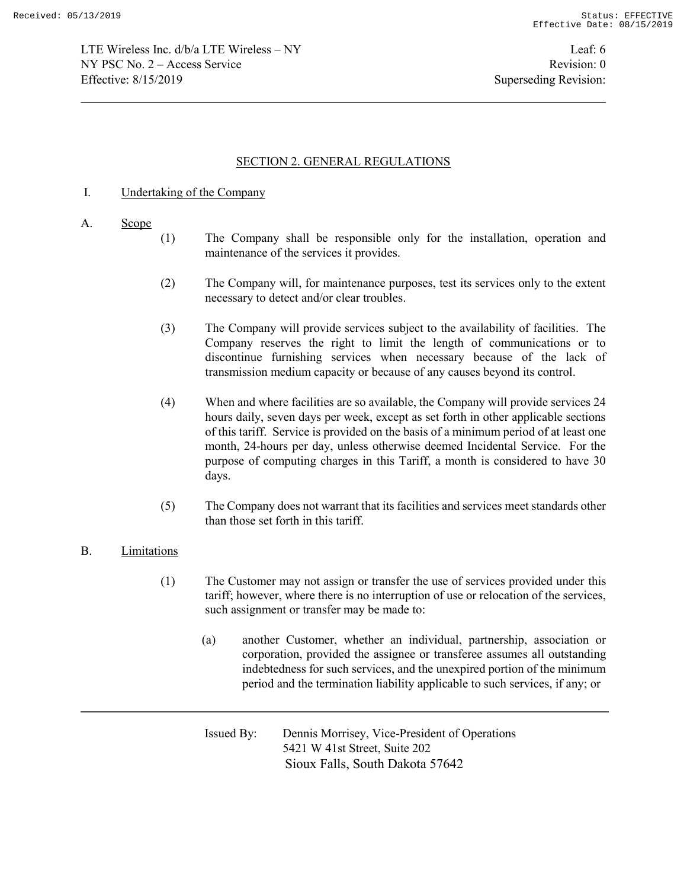## SECTION 2. GENERAL REGULATIONS

I. Undertaking of the Company

A. Scope

(1) The Company shall be responsible only for the installation, operation and maintenance of the services it provides.

(2) The Company will, for maintenance purposes, test its services only to the extent necessary to detect and/or clear troubles.

(3) The Company will provide services subject to the availability of facilities. The Company reserves the right to limit the length of communications or to discontinue furnishing services when necessary because of the lack of transmission medium capacity or because of any causes beyond its control.

(4) When and where facilities are so available, the Company will provide services 24 hours daily, seven days per week, except as set forth in other applicable sections of this tariff. Service is provided on the basis of a minimum period of at least one month, 24-hours per day, unless otherwise deemed Incidental Service. For the purpose of computing charges in this Tariff, a month is considered to have 30 days.

(5) The Company does not warrant that its facilities and services meet standards other than those set forth in this tariff.

B. Limitations

(1) The Customer may not assign or transfer the use of services provided under this tariff; however, where there is no interruption of use or relocation of the services, such assignment or transfer may be made to:

(a) another Customer, whether an individual, partnership, association or corporation, provided the assignee or transferee assumes all outstanding indebtedness for such services, and the unexpired portion of the minimum period and the termination liability applicable to such services, if any; or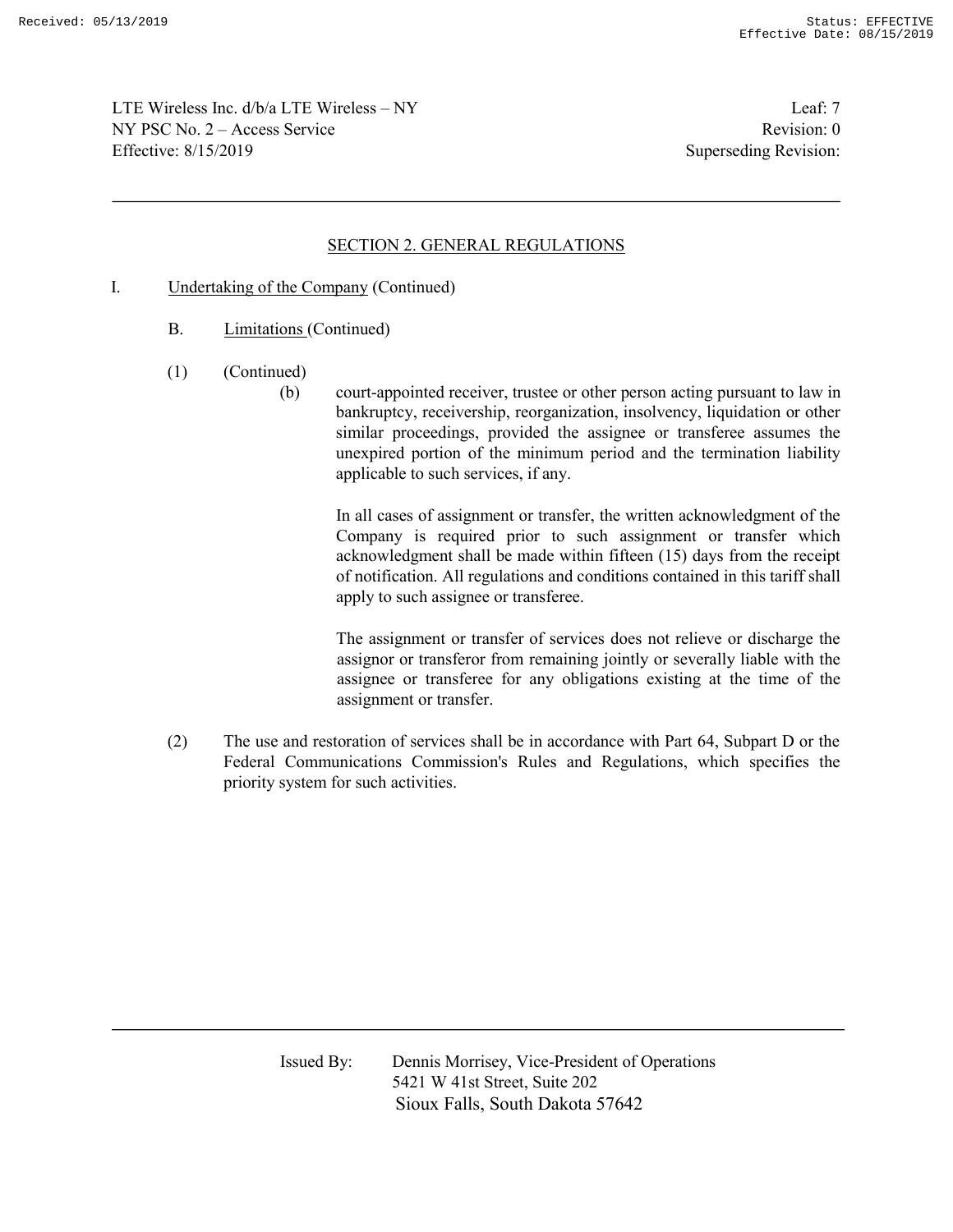## SECTION 2. GENERAL REGULATIONS

I. Undertaking of the Company (Continued)

B. Limitations (Continued)

(1) (Continued)

(b) court-appointed receiver, trustee or other person acting pursuant to law in bankruptcy, receivership, reorganization, insolvency, liquidation or other similar proceedings, provided the assignee or transferee assumes the unexpired portion of the minimum period and the termination liability applicable to such services, if any.

In all cases of assignment or transfer, the written acknowledgment of the Company is required prior to such assignment or transfer which acknowledgment shall be made within fifteen (15) days from the receipt of notification. All regulations and conditions contained in this tariff shall apply to such assignee or transferee.

The assignment or transfer of services does not relieve or discharge the assignor or transferor from remaining jointly or severally liable with the assignee or transferee for any obligations existing at the time of the assignment or transfer.

(2) The use and restoration of services shall be in accordance with Part 64, Subpart D or the Federal Communications Commission's Rules and Regulations, which specifies the priority system for such activities.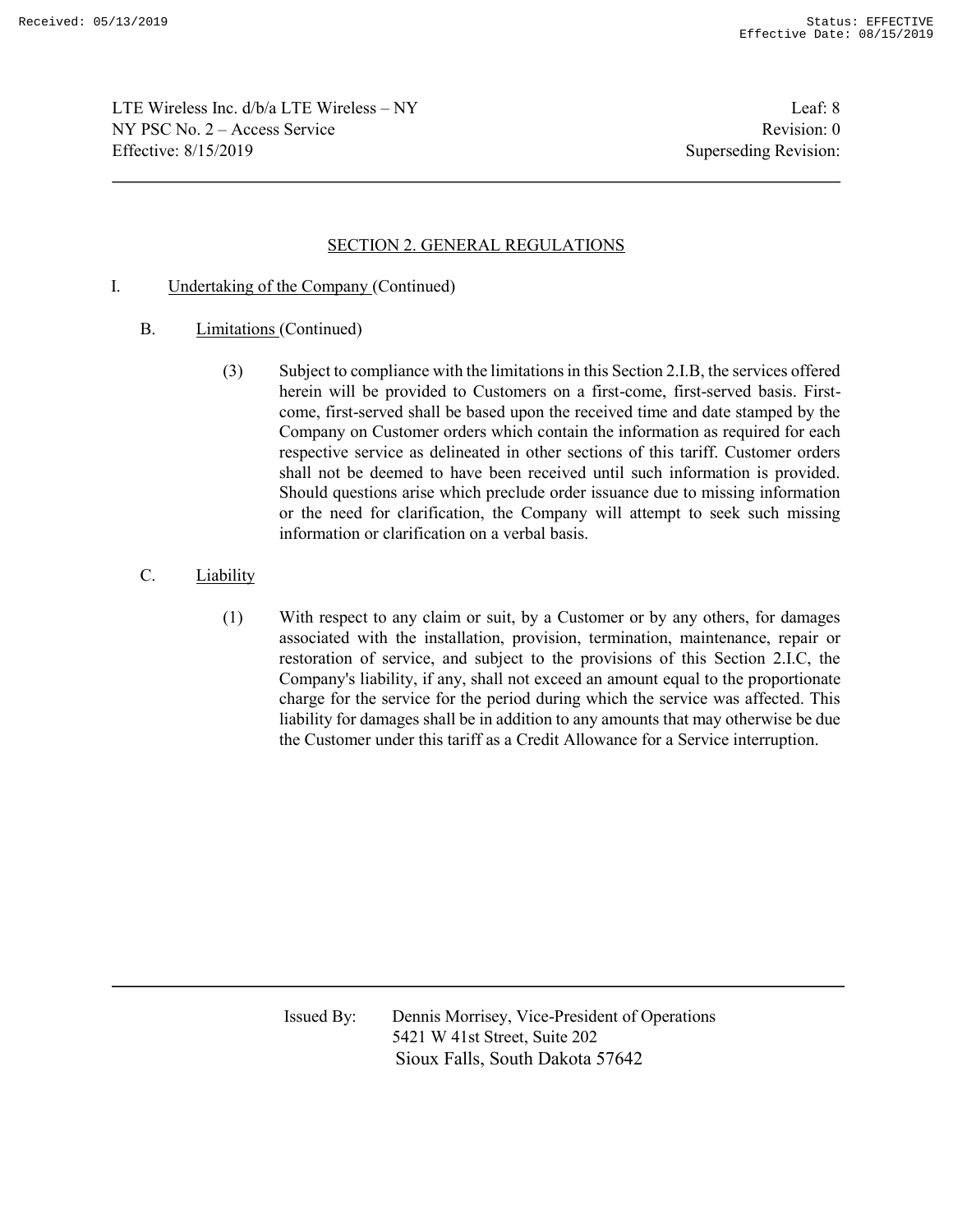## SECTION 2. GENERAL REGULATIONS

I. Undertaking of the Company (Continued)

B. Limitations (Continued)

(3) Subject to compliance with the limitations in this Section 2.I.B, the services offered herein will be provided to Customers on a first-come, first-served basis. First-come, first-served shall be based upon the received time and date stamped by the Company on Customer orders which contain the information as required for each respective service as delineated in other sections of this tariff. Customer orders shall not be deemed to have been received until such information is provided. Should questions arise which preclude order issuance due to missing information or the need for clarification, the Company will attempt to seek such missing information or clarification on a verbal basis.

C. Liability

(1) With respect to any claim or suit, by a Customer or by any others, for damages associated with the installation, provision, termination, maintenance, repair or restoration of service, and subject to the provisions of this Section 2.I.C, the Company's liability, if any, shall not exceed an amount equal to the proportionate charge for the service for the period during which the service was affected. This liability for damages shall be in addition to any amounts that may otherwise be due the Customer under this tariff as a Credit Allowance for a Service interruption.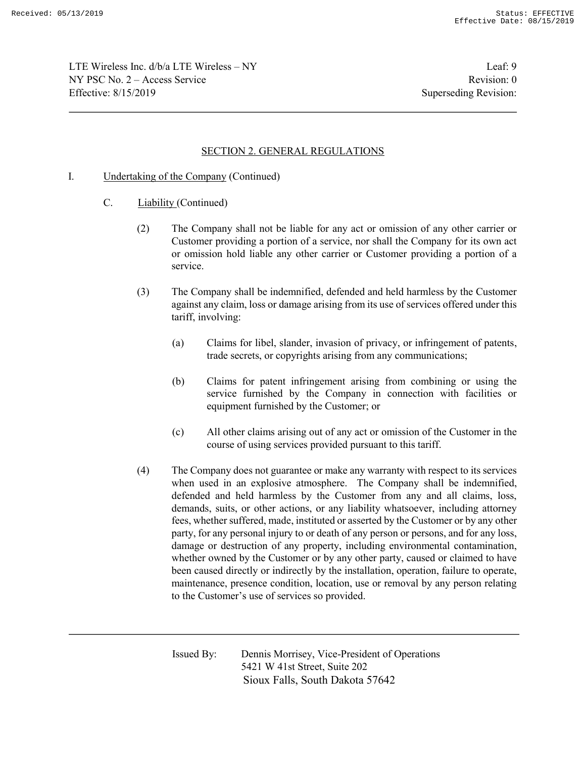## SECTION 2. GENERAL REGULATIONS

I. Undertaking of the Company (Continued)

C. Liability (Continued)

(2) The Company shall not be liable for any act or omission of any other carrier or Customer providing a portion of a service, nor shall the Company for its own act or omission hold liable any other carrier or Customer providing a portion of a service.

(3) The Company shall be indemnified, defended and held harmless by the Customer against any claim, loss or damage arising from its use of services offered under this tariff, involving:

(a) Claims for libel, slander, invasion of privacy, or infringement of patents, trade secrets, or copyrights arising from any communications;

(b) Claims for patent infringement arising from combining or using the service furnished by the Company in connection with facilities or equipment furnished by the Customer; or

(c) All other claims arising out of any act or omission of the Customer in the course of using services provided pursuant to this tariff.

(4) The Company does not guarantee or make any warranty with respect to its services when used in an explosive atmosphere. The Company shall be indemnified, defended and held harmless by the Customer from any and all claims, loss, demands, suits, or other actions, or any liability whatsoever, including attorney fees, whether suffered, made, instituted or asserted by the Customer or by any other party, for any personal injury to or death of any person or persons, and for any loss, damage or destruction of any property, including environmental contamination, whether owned by the Customer or by any other party, caused or claimed to have been caused directly or indirectly by the installation, operation, failure to operate, maintenance, presence condition, location, use or removal by any person relating to the Customer's use of services so provided.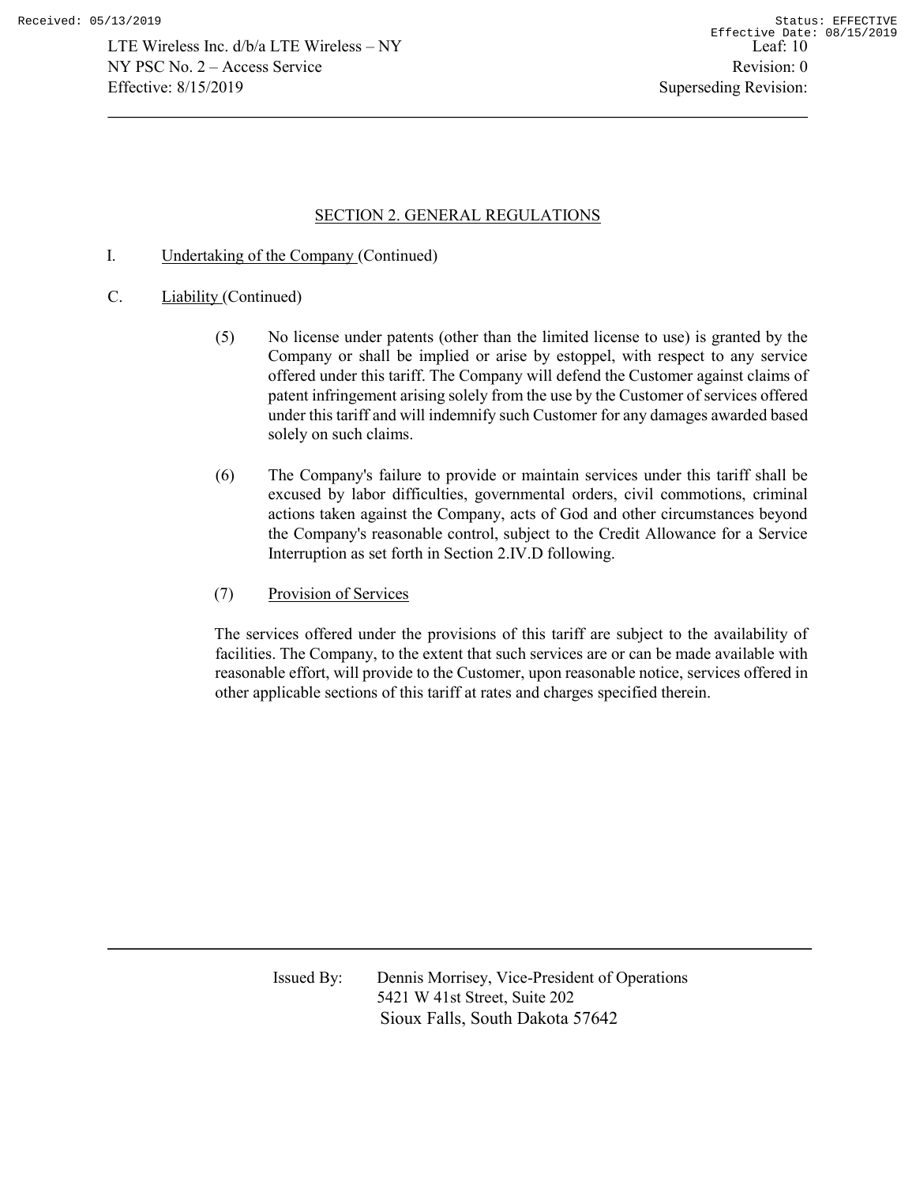## SECTION 2. GENERAL REGULATIONS

I. Undertaking of the Company (Continued)

C. Liability (Continued)

(5) No license under patents (other than the limited license to use) is granted by the Company or shall be implied or arise by estoppel, with respect to any service offered under this tariff. The Company will defend the Customer against claims of patent infringement arising solely from the use by the Customer of services offered under this tariff and will indemnify such Customer for any damages awarded based solely on such claims.

(6) The Company's failure to provide or maintain services under this tariff shall be excused by labor difficulties, governmental orders, civil commotions, criminal actions taken against the Company, acts of God and other circumstances beyond the Company's reasonable control, subject to the Credit Allowance for a Service Interruption as set forth in Section 2.IV.D following.

(7) Provision of Services

The services offered under the provisions of this tariff are subject to the availability of facilities. The Company, to the extent that such services are or can be made available with reasonable effort, will provide to the Customer, upon reasonable notice, services offered in other applicable sections of this tariff at rates and charges specified therein.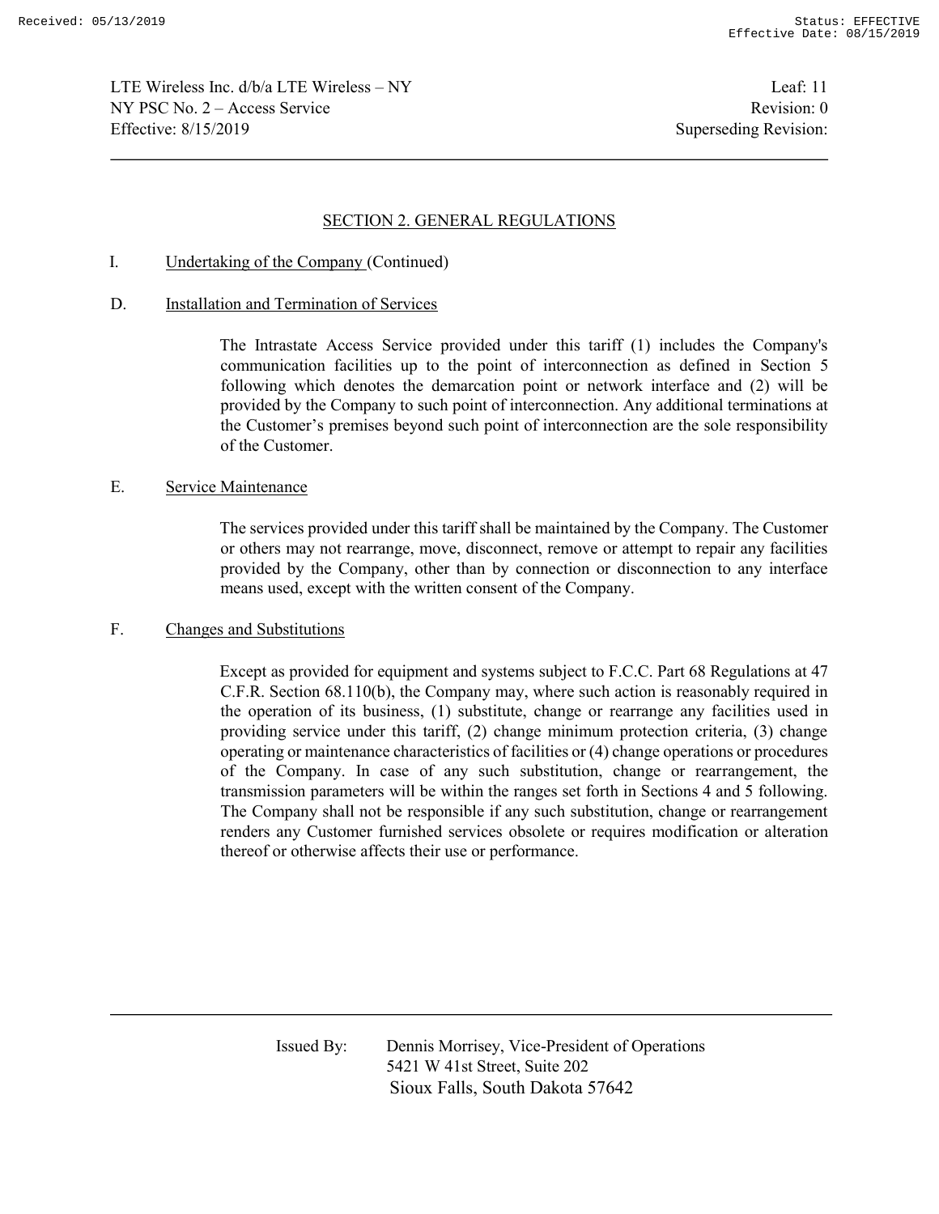## SECTION 2. GENERAL REGULATIONS

I. Undertaking of the Company (Continued)

D. Installation and Termination of Services

The Intrastate Access Service provided under this tariff (1) includes the Company's communication facilities up to the point of interconnection as defined in Section 5 following which denotes the demarcation point or network interface and (2) will be provided by the Company to such point of interconnection. Any additional terminations at the Customer's premises beyond such point of interconnection are the sole responsibility of the Customer.

E. Service Maintenance

The services provided under this tariff shall be maintained by the Company. The Customer or others may not rearrange, move, disconnect, remove or attempt to repair any facilities provided by the Company, other than by connection or disconnection to any interface means used, except with the written consent of the Company.

F. Changes and Substitutions

Except as provided for equipment and systems subject to F.C.C. Part 68 Regulations at 47 C.F.R. Section 68.110(b), the Company may, where such action is reasonably required in the operation of its business, (1) substitute, change or rearrange any facilities used in providing service under this tariff, (2) change minimum protection criteria, (3) change operating or maintenance characteristics of facilities or (4) change operations or procedures of the Company. In case of any such substitution, change or rearrangement, the transmission parameters will be within the ranges set forth in Sections 4 and 5 following. The Company shall not be responsible if any such substitution, change or rearrangement renders any Customer furnished services obsolete or requires modification or alteration thereof or otherwise affects their use or performance.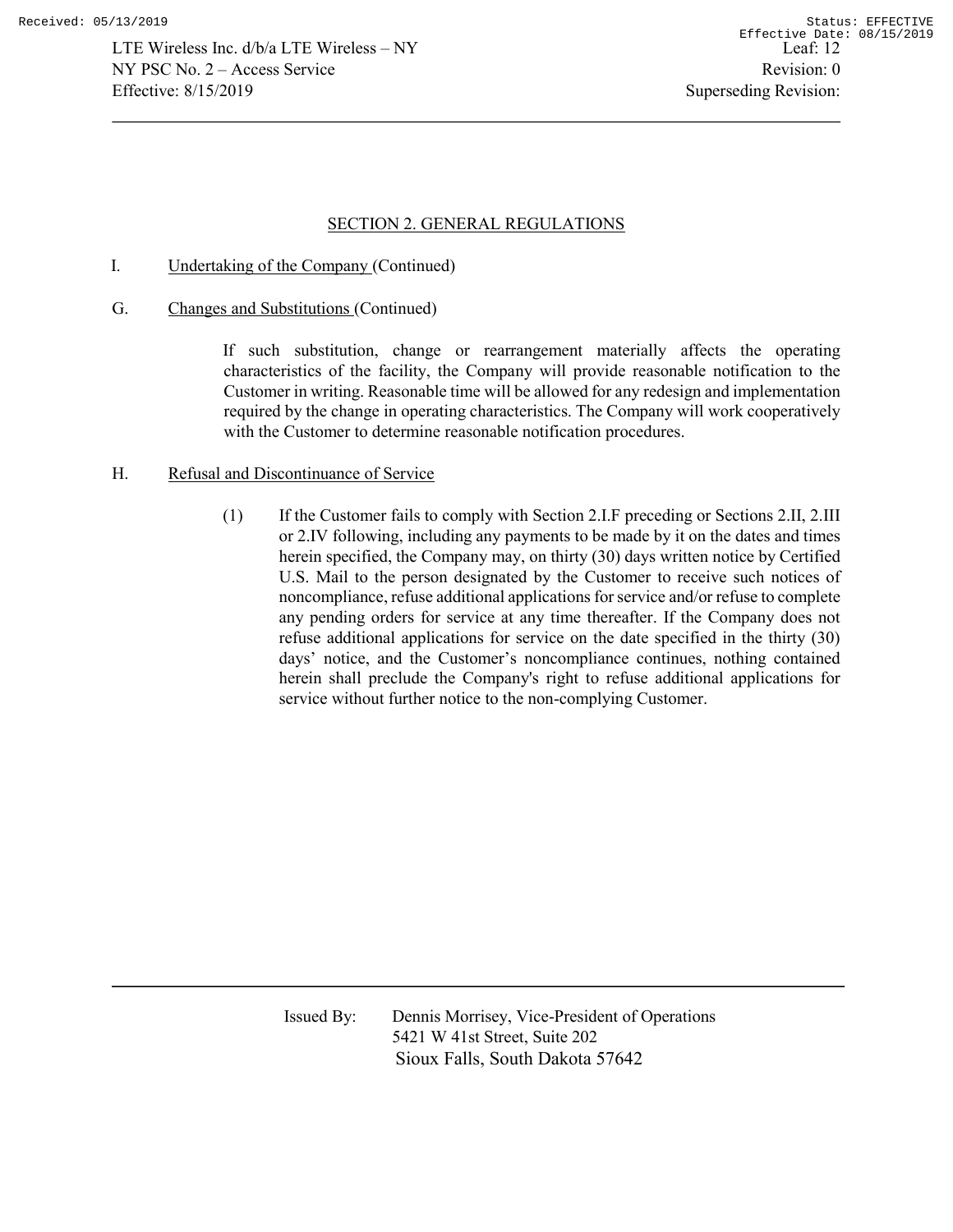## SECTION 2. GENERAL REGULATIONS

I. Undertaking of the Company (Continued)

G. Changes and Substitutions (Continued)

If such substitution, change or rearrangement materially affects the operating characteristics of the facility, the Company will provide reasonable notification to the Customer in writing. Reasonable time will be allowed for any redesign and implementation required by the change in operating characteristics. The Company will work cooperatively with the Customer to determine reasonable notification procedures.

H. Refusal and Discontinuance of Service

(1) If the Customer fails to comply with Section 2.I.F preceding or Sections 2.II, 2.III or 2.IV following, including any payments to be made by it on the dates and times herein specified, the Company may, on thirty (30) days written notice by Certified U.S. Mail to the person designated by the Customer to receive such notices of noncompliance, refuse additional applications for service and/or refuse to complete any pending orders for service at any time thereafter. If the Company does not refuse additional applications for service on the date specified in the thirty (30) days' notice, and the Customer's noncompliance continues, nothing contained herein shall preclude the Company's right to refuse additional applications for service without further notice to the non-complying Customer.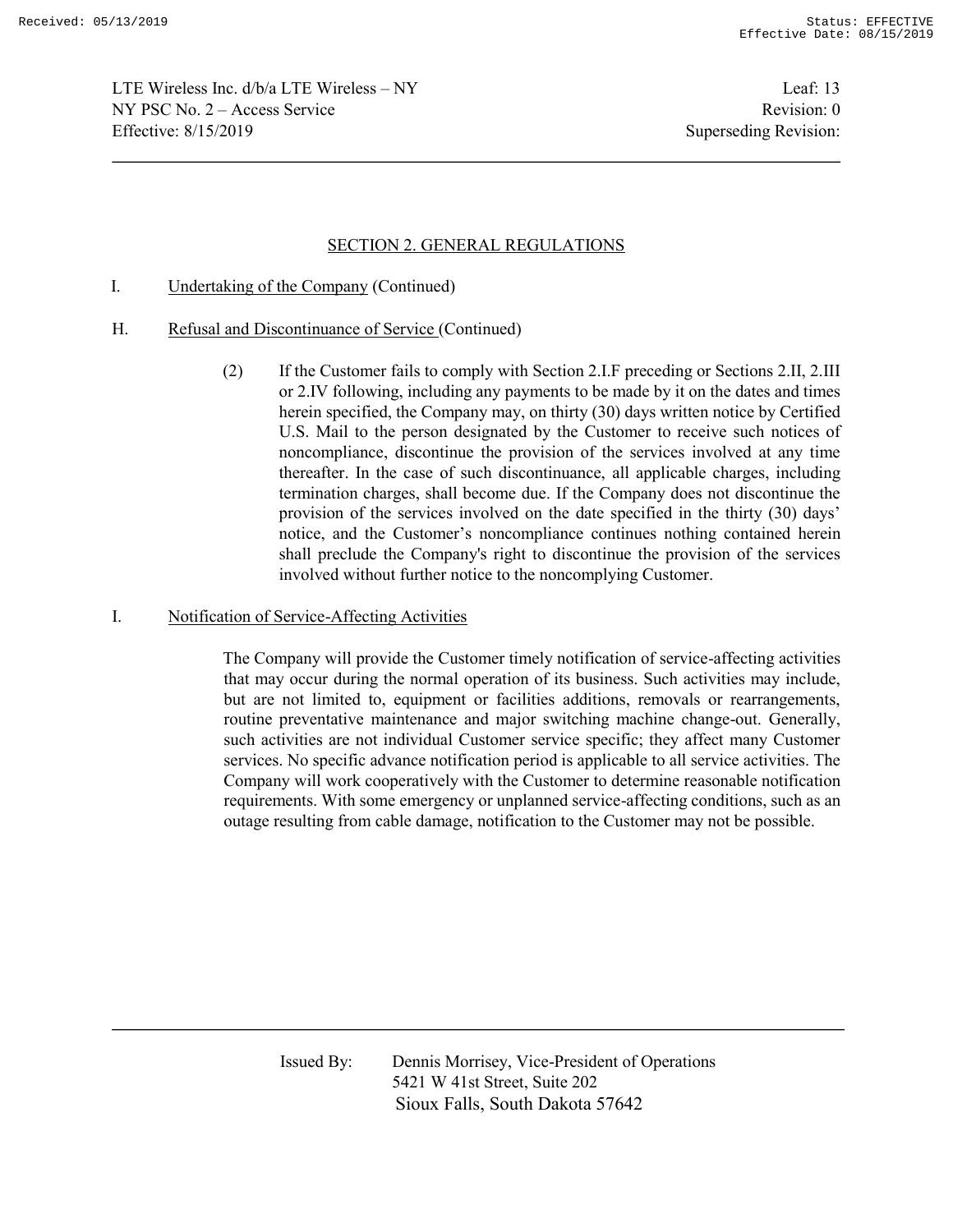## SECTION 2. GENERAL REGULATIONS

I. Undertaking of the Company (Continued)

H. Refusal and Discontinuance of Service (Continued)

(2) If the Customer fails to comply with Section 2.I.F preceding or Sections 2.II, 2.III or 2.IV following, including any payments to be made by it on the dates and times herein specified, the Company may, on thirty (30) days written notice by Certified U.S. Mail to the person designated by the Customer to receive such notices of noncompliance, discontinue the provision of the services involved at any time thereafter. In the case of such discontinuance, all applicable charges, including termination charges, shall become due. If the Company does not discontinue the provision of the services involved on the date specified in the thirty (30) days' notice, and the Customer's noncompliance continues nothing contained herein shall preclude the Company's right to discontinue the provision of the services involved without further notice to the noncomplying Customer.

I. Notification of Service-Affecting Activities

The Company will provide the Customer timely notification of service-affecting activities that may occur during the normal operation of its business. Such activities may include, but are not limited to, equipment or facilities additions, removals or rearrangements, routine preventative maintenance and major switching machine change-out. Generally, such activities are not individual Customer service specific; they affect many Customer services. No specific advance notification period is applicable to all service activities. The Company will work cooperatively with the Customer to determine reasonable notification requirements. With some emergency or unplanned service-affecting conditions, such as an outage resulting from cable damage, notification to the Customer may not be possible.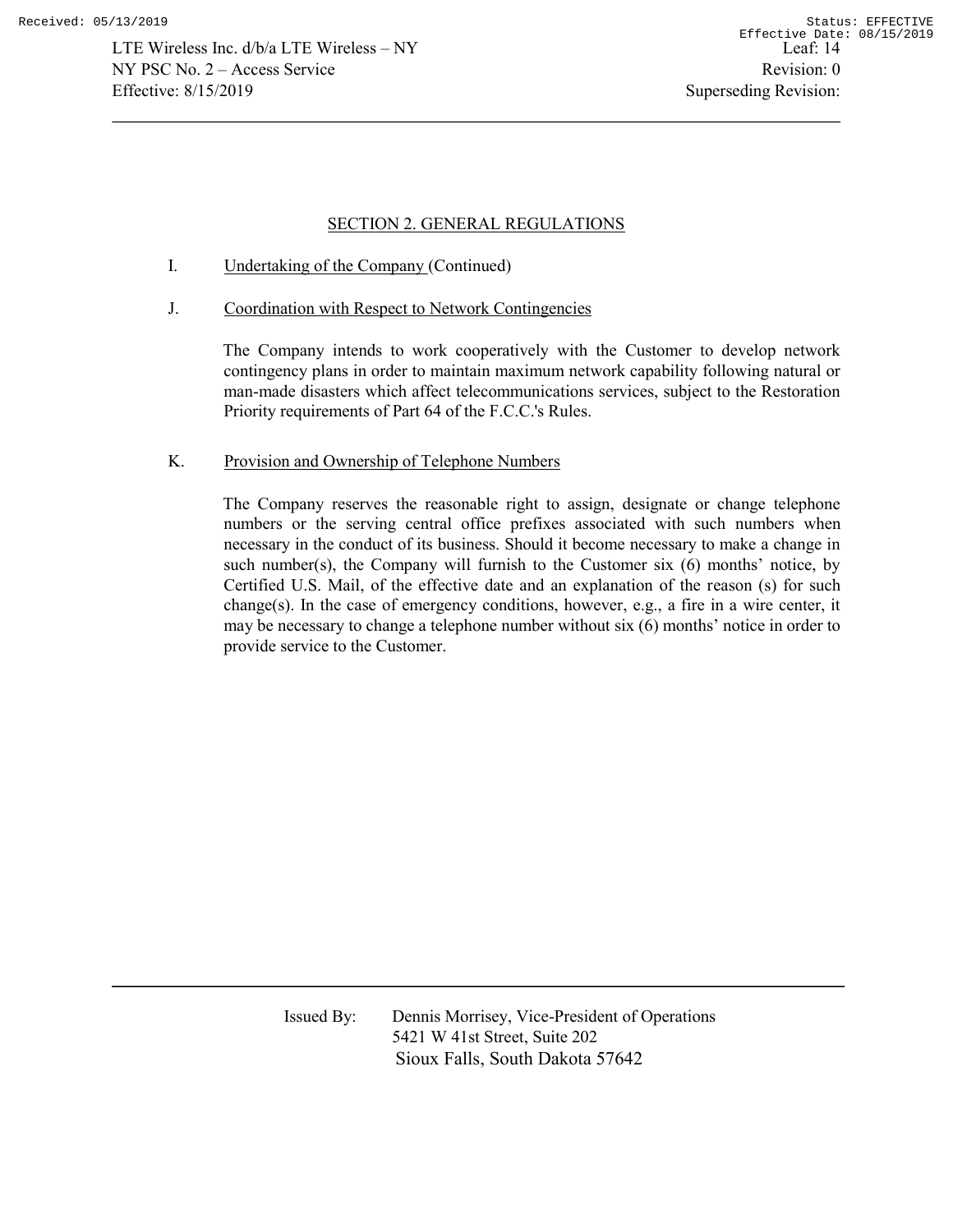## SECTION 2. GENERAL REGULATIONS

I. Undertaking of the Company (Continued)

J. Coordination with Respect to Network Contingencies

The Company intends to work cooperatively with the Customer to develop network contingency plans in order to maintain maximum network capability following natural or man-made disasters which affect telecommunications services, subject to the Restoration Priority requirements of Part 64 of the F.C.C.'s Rules.

K. Provision and Ownership of Telephone Numbers

The Company reserves the reasonable right to assign, designate or change telephone numbers or the serving central office prefixes associated with such numbers when necessary in the conduct of its business. Should it become necessary to make a change in such number(s), the Company will furnish to the Customer six (6) months' notice, by Certified U.S. Mail, of the effective date and an explanation of the reason (s) for such change(s). In the case of emergency conditions, however, e.g., a fire in a wire center, it may be necessary to change a telephone number without six (6) months' notice in order to provide service to the Customer.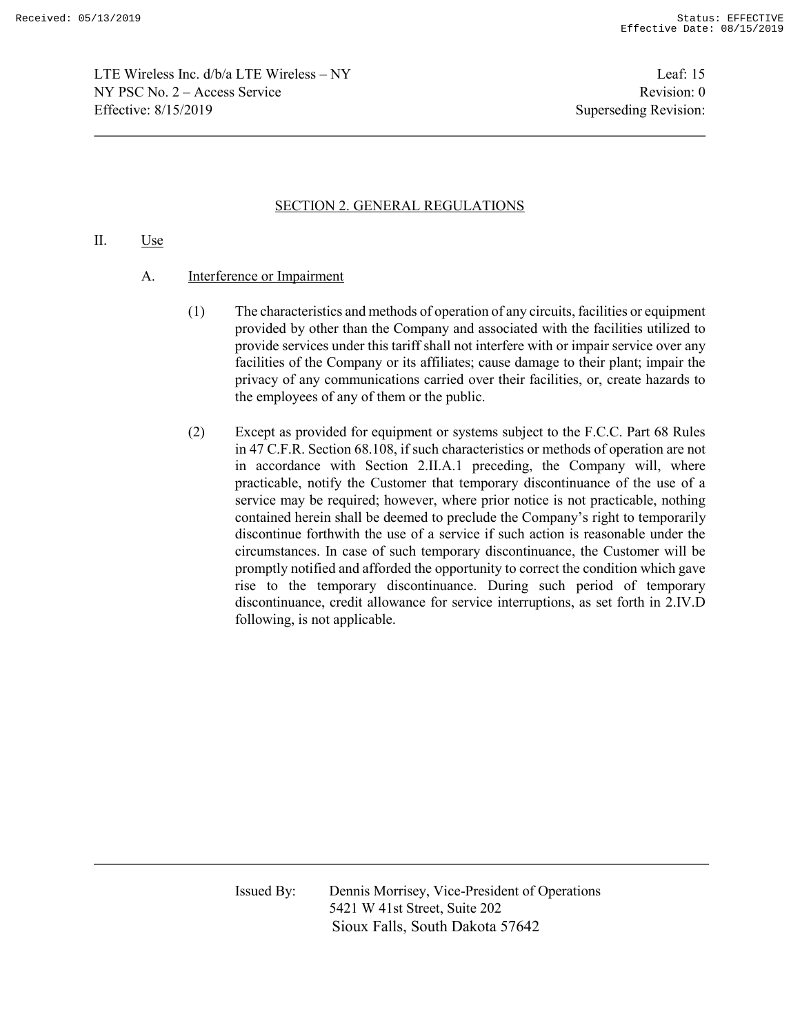## SECTION 2. GENERAL REGULATIONS

II. Use

A. Interference or Impairment

(1) The characteristics and methods of operation of any circuits, facilities or equipment provided by other than the Company and associated with the facilities utilized to provide services under this tariff shall not interfere with or impair service over any facilities of the Company or its affiliates; cause damage to their plant; impair the privacy of any communications carried over their facilities, or, create hazards to the employees of any of them or the public.

(2) Except as provided for equipment or systems subject to the F.C.C. Part 68 Rules in 47 C.F.R. Section 68.108, if such characteristics or methods of operation are not in accordance with Section 2.II.A.1 preceding, the Company will, where practicable, notify the Customer that temporary discontinuance of the use of a service may be required; however, where prior notice is not practicable, nothing contained herein shall be deemed to preclude the Company's right to temporarily discontinue forthwith the use of a service if such action is reasonable under the circumstances. In case of such temporary discontinuance, the Customer will be promptly notified and afforded the opportunity to correct the condition which gave rise to the temporary discontinuance. During such period of temporary discontinuance, credit allowance for service interruptions, as set forth in 2.IV.D following, is not applicable.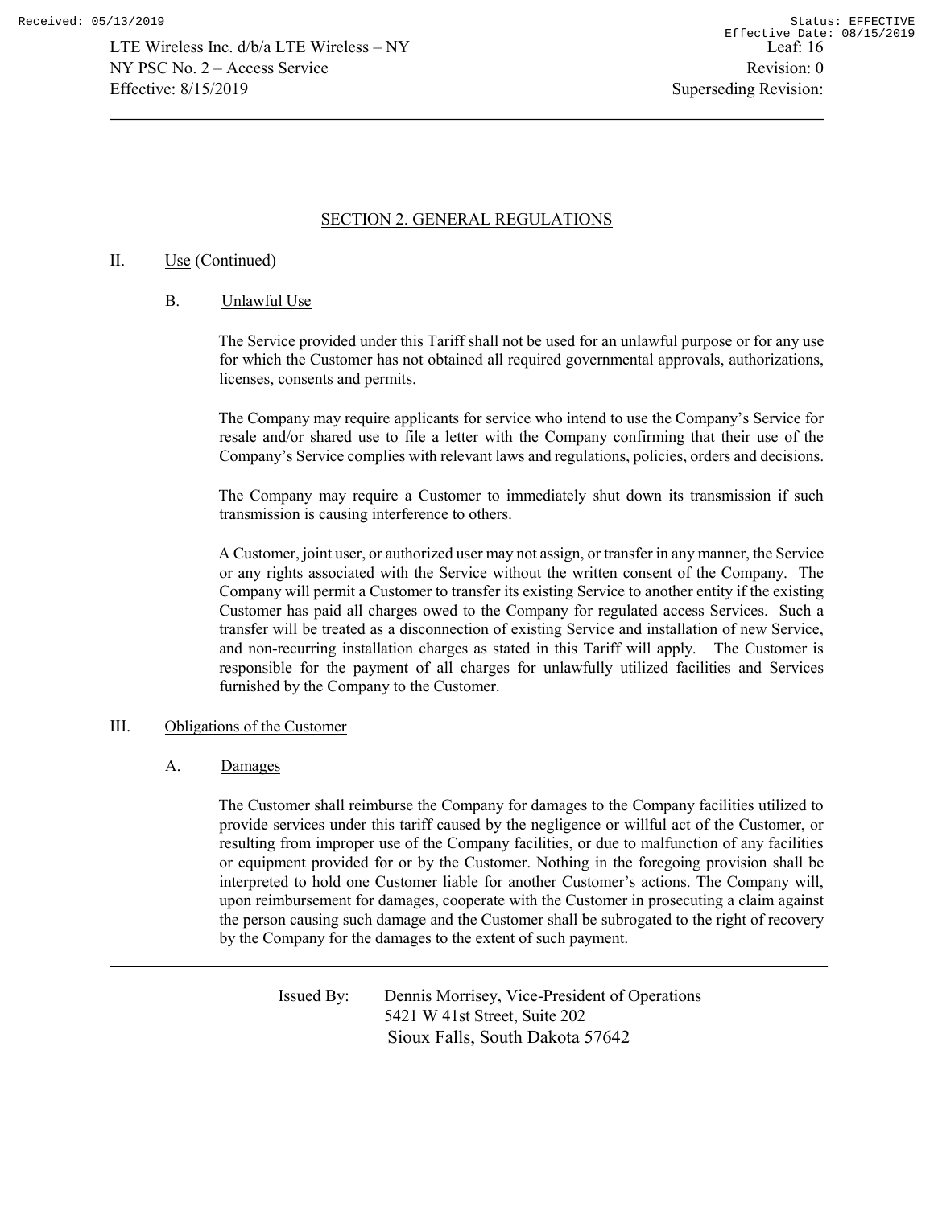## SECTION 2. GENERAL REGULATIONS

II. Use (Continued)

B. Unlawful Use

The Service provided under this Tariff shall not be used for an unlawful purpose or for any use for which the Customer has not obtained all required governmental approvals, authorizations, licenses, consents and permits.

The Company may require applicants for service who intend to use the Company's Service for resale and/or shared use to file a letter with the Company confirming that their use of the Company's Service complies with relevant laws and regulations, policies, orders and decisions.

The Company may require a Customer to immediately shut down its transmission if such transmission is causing interference to others.

A Customer, joint user, or authorized user may not assign, or transfer in any manner, the Service or any rights associated with the Service without the written consent of the Company. The Company will permit a Customer to transfer its existing Service to another entity if the existing Customer has paid all charges owed to the Company for regulated access Services. Such a transfer will be treated as a disconnection of existing Service and installation of new Service, and non-recurring installation charges as stated in this Tariff will apply. The Customer is responsible for the payment of all charges for unlawfully utilized facilities and Services furnished by the Company to the Customer.

III. Obligations of the Customer

A. Damages

The Customer shall reimburse the Company for damages to the Company facilities utilized to provide services under this tariff caused by the negligence or willful act of the Customer, or resulting from improper use of the Company facilities, or due to malfunction of any facilities or equipment provided for or by the Customer. Nothing in the foregoing provision shall be interpreted to hold one Customer liable for another Customer's actions. The Company will, upon reimbursement for damages, cooperate with the Customer in prosecuting a claim against the person causing such damage and the Customer shall be subrogated to the right of recovery by the Company for the damages to the extent of such payment.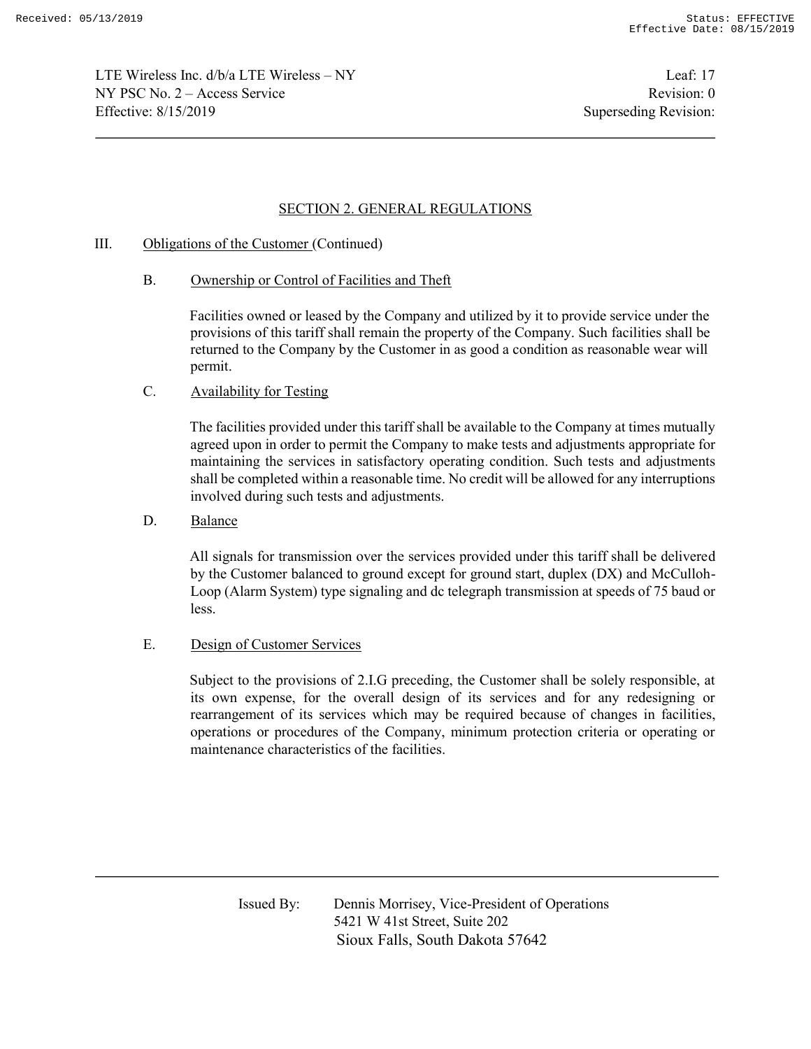## SECTION 2. GENERAL REGULATIONS

III. Obligations of the Customer (Continued)

B. Ownership or Control of Facilities and Theft

Facilities owned or leased by the Company and utilized by it to provide service under the provisions of this tariff shall remain the property of the Company. Such facilities shall be returned to the Company by the Customer in as good a condition as reasonable wear will permit.

C. Availability for Testing

The facilities provided under this tariff shall be available to the Company at times mutually agreed upon in order to permit the Company to make tests and adjustments appropriate for maintaining the services in satisfactory operating condition. Such tests and adjustments shall be completed within a reasonable time. No credit will be allowed for any interruptions involved during such tests and adjustments.

D. Balance

All signals for transmission over the services provided under this tariff shall be delivered by the Customer balanced to ground except for ground start, duplex (DX) and McCulloh-Loop (Alarm System) type signaling and dc telegraph transmission at speeds of 75 baud or less.

E. Design of Customer Services

Subject to the provisions of 2.I.G preceding, the Customer shall be solely responsible, at its own expense, for the overall design of its services and for any redesigning or rearrangement of its services which may be required because of changes in facilities, operations or procedures of the Company, minimum protection criteria or operating or maintenance characteristics of the facilities.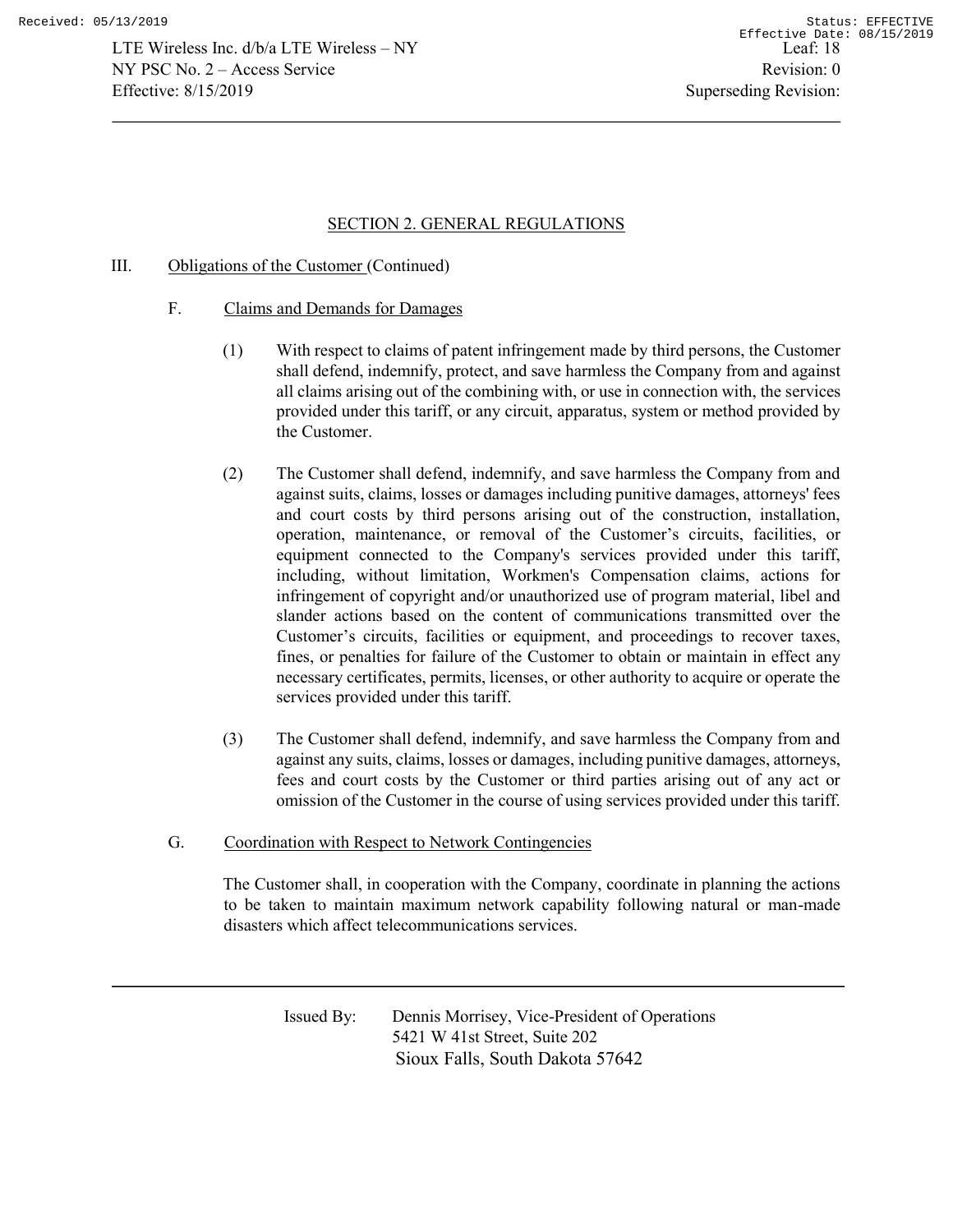## SECTION 2. GENERAL REGULATIONS

III. Obligations of the Customer (Continued)

F. Claims and Demands for Damages

(1) With respect to claims of patent infringement made by third persons, the Customer shall defend, indemnify, protect, and save harmless the Company from and against all claims arising out of the combining with, or use in connection with, the services provided under this tariff, or any circuit, apparatus, system or method provided by the Customer.

(2) The Customer shall defend, indemnify, and save harmless the Company from and against suits, claims, losses or damages including punitive damages, attorneys' fees and court costs by third persons arising out of the construction, installation, operation, maintenance, or removal of the Customer's circuits, facilities, or equipment connected to the Company's services provided under this tariff, including, without limitation, Workmen's Compensation claims, actions for infringement of copyright and/or unauthorized use of program material, libel and slander actions based on the content of communications transmitted over the Customer's circuits, facilities or equipment, and proceedings to recover taxes, fines, or penalties for failure of the Customer to obtain or maintain in effect any necessary certificates, permits, licenses, or other authority to acquire or operate the services provided under this tariff.

(3) The Customer shall defend, indemnify, and save harmless the Company from and against any suits, claims, losses or damages, including punitive damages, attorneys, fees and court costs by the Customer or third parties arising out of any act or omission of the Customer in the course of using services provided under this tariff.

G. Coordination with Respect to Network Contingencies

The Customer shall, in cooperation with the Company, coordinate in planning the actions to be taken to maintain maximum network capability following natural or man-made disasters which affect telecommunications services.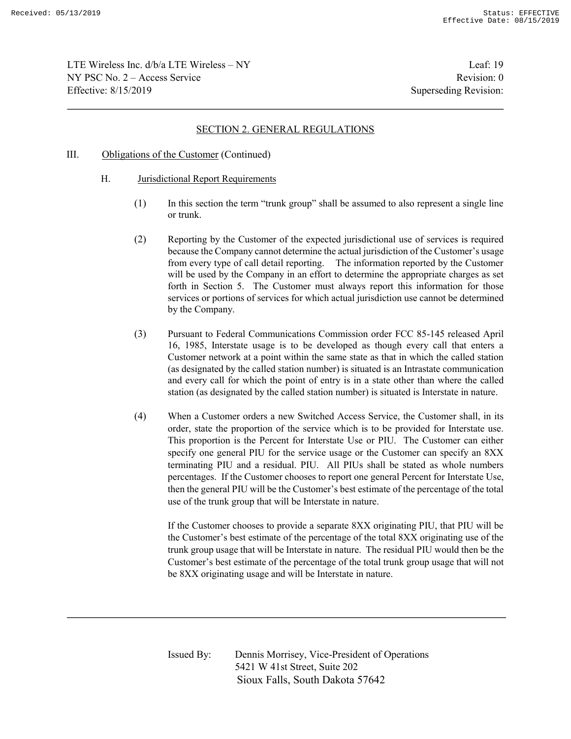## SECTION 2. GENERAL REGULATIONS

III. Obligations of the Customer (Continued)

H. Jurisdictional Report Requirements

(1) In this section the term "trunk group" shall be assumed to also represent a single line or trunk.

(2) Reporting by the Customer of the expected jurisdictional use of services is required because the Company cannot determine the actual jurisdiction of the Customer's usage from every type of call detail reporting. The information reported by the Customer will be used by the Company in an effort to determine the appropriate charges as set forth in Section 5. The Customer must always report this information for those services or portions of services for which actual jurisdiction use cannot be determined by the Company.

(3) Pursuant to Federal Communications Commission order FCC 85-145 released April 16, 1985, Interstate usage is to be developed as though every call that enters a Customer network at a point within the same state as that in which the called station (as designated by the called station number) is situated is an Intrastate communication and every call for which the point of entry is in a state other than where the called station (as designated by the called station number) is situated is Interstate in nature.

(4) When a Customer orders a new Switched Access Service, the Customer shall, in its order, state the proportion of the service which is to be provided for Interstate use. This proportion is the Percent for Interstate Use or PIU. The Customer can either specify one general PIU for the service usage or the Customer can specify an 8XX terminating PIU and a residual. PIU. All PIUs shall be stated as whole numbers percentages. If the Customer chooses to report one general Percent for Interstate Use, then the general PIU will be the Customer's best estimate of the percentage of the total use of the trunk group that will be Interstate in nature.

If the Customer chooses to provide a separate 8XX originating PIU, that PIU will be the Customer's best estimate of the percentage of the total 8XX originating use of the trunk group usage that will be Interstate in nature. The residual PIU would then be the Customer's best estimate of the percentage of the total trunk group usage that will not be 8XX originating usage and will be Interstate in nature.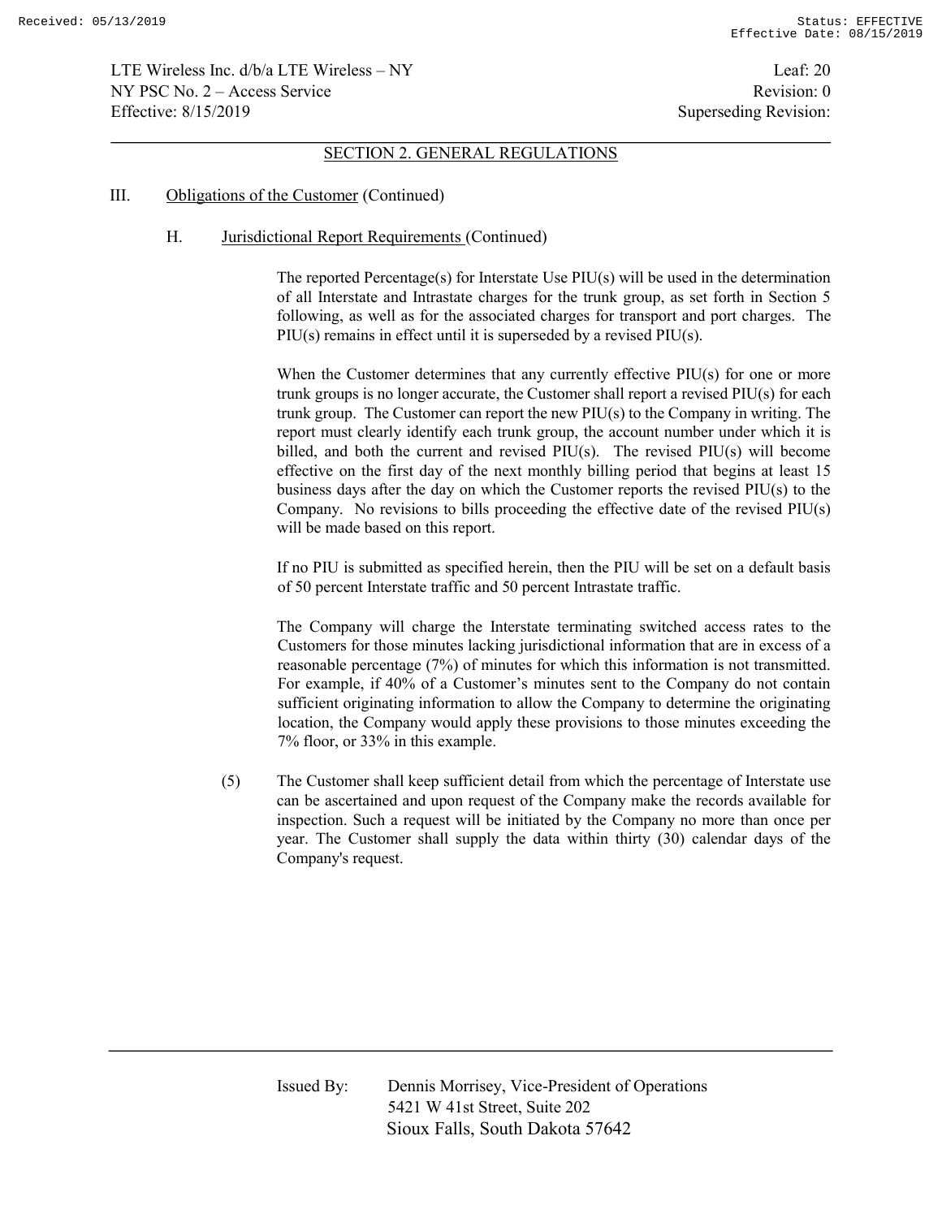## SECTION 2. GENERAL REGULATIONS

III. Obligations of the Customer (Continued)

H. Jurisdictional Report Requirements (Continued)

The reported Percentage(s) for Interstate Use PIU(s) will be used in the determination of all Interstate and Intrastate charges for the trunk group, as set forth in Section 5 following, as well as for the associated charges for transport and port charges. The PIU(s) remains in effect until it is superseded by a revised PIU(s).

When the Customer determines that any currently effective PIU(s) for one or more trunk groups is no longer accurate, the Customer shall report a revised PIU(s) for each trunk group. The Customer can report the new PIU(s) to the Company in writing. The report must clearly identify each trunk group, the account number under which it is billed, and both the current and revised PIU(s). The revised PIU(s) will become effective on the first day of the next monthly billing period that begins at least 15 business days after the day on which the Customer reports the revised PIU(s) to the Company. No revisions to bills proceeding the effective date of the revised PIU(s) will be made based on this report.

If no PIU is submitted as specified herein, then the PIU will be set on a default basis of 50 percent Interstate traffic and 50 percent Intrastate traffic.

The Company will charge the Interstate terminating switched access rates to the Customers for those minutes lacking jurisdictional information that are in excess of a reasonable percentage (7%) of minutes for which this information is not transmitted. For example, if 40% of a Customer's minutes sent to the Company do not contain sufficient originating information to allow the Company to determine the originating location, the Company would apply these provisions to those minutes exceeding the 7% floor, or 33% in this example.

(5) The Customer shall keep sufficient detail from which the percentage of Interstate use can be ascertained and upon request of the Company make the records available for inspection. Such a request will be initiated by the Company no more than once per year. The Customer shall supply the data within thirty (30) calendar days of the Company's request.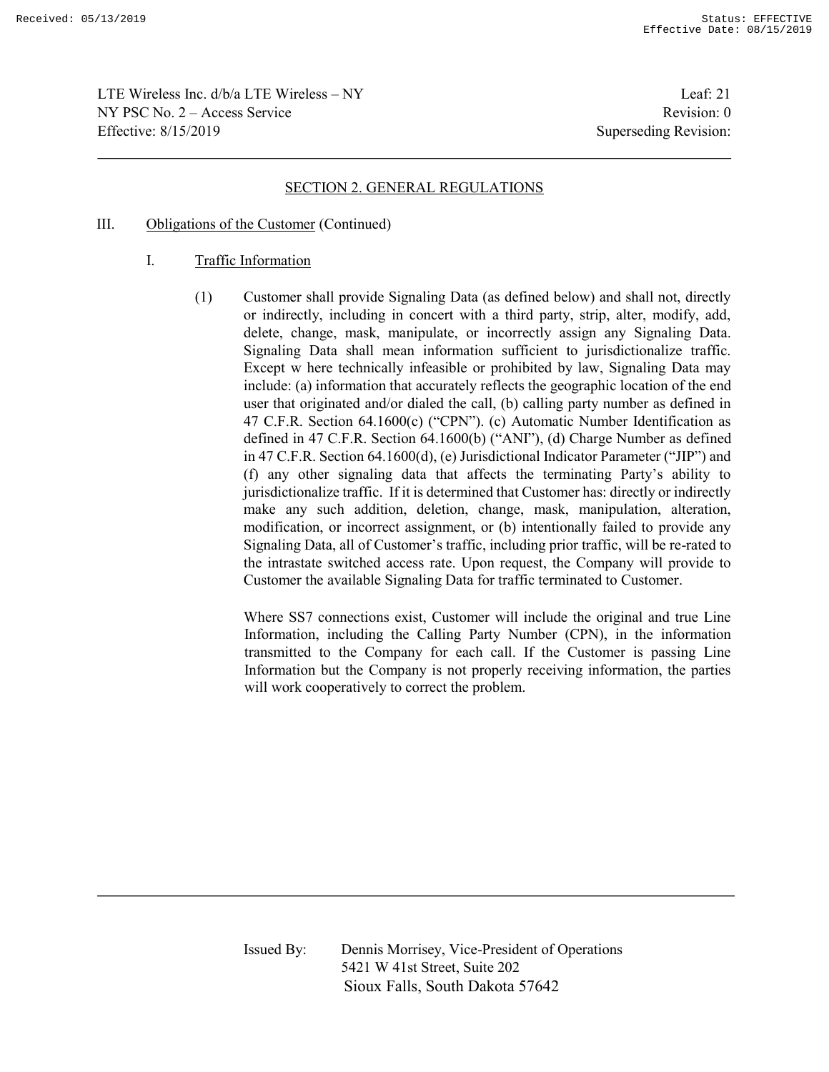## SECTION 2. GENERAL REGULATIONS

III. Obligations of the Customer (Continued)

I. Traffic Information

(1) Customer shall provide Signaling Data (as defined below) and shall not, directly or indirectly, including in concert with a third party, strip, alter, modify, add, delete, change, mask, manipulate, or incorrectly assign any Signaling Data. Signaling Data shall mean information sufficient to jurisdictionalize traffic. Except w here technically infeasible or prohibited by law, Signaling Data may include: (a) information that accurately reflects the geographic location of the end user that originated and/or dialed the call, (b) calling party number as defined in 47 C.F.R. Section 64.1600(c) ("CPN"). (c) Automatic Number Identification as defined in 47 C.F.R. Section 64.1600(b) ("ANI"), (d) Charge Number as defined in 47 C.F.R. Section 64.1600(d), (e) Jurisdictional Indicator Parameter ("JIP") and (f) any other signaling data that affects the terminating Party's ability to jurisdictionalize traffic. If it is determined that Customer has: directly or indirectly make any such addition, deletion, change, mask, manipulation, alteration, modification, or incorrect assignment, or (b) intentionally failed to provide any Signaling Data, all of Customer's traffic, including prior traffic, will be re-rated to the intrastate switched access rate. Upon request, the Company will provide to Customer the available Signaling Data for traffic terminated to Customer.

Where SS7 connections exist, Customer will include the original and true Line Information, including the Calling Party Number (CPN), in the information transmitted to the Company for each call. If the Customer is passing Line Information but the Company is not properly receiving information, the parties will work cooperatively to correct the problem.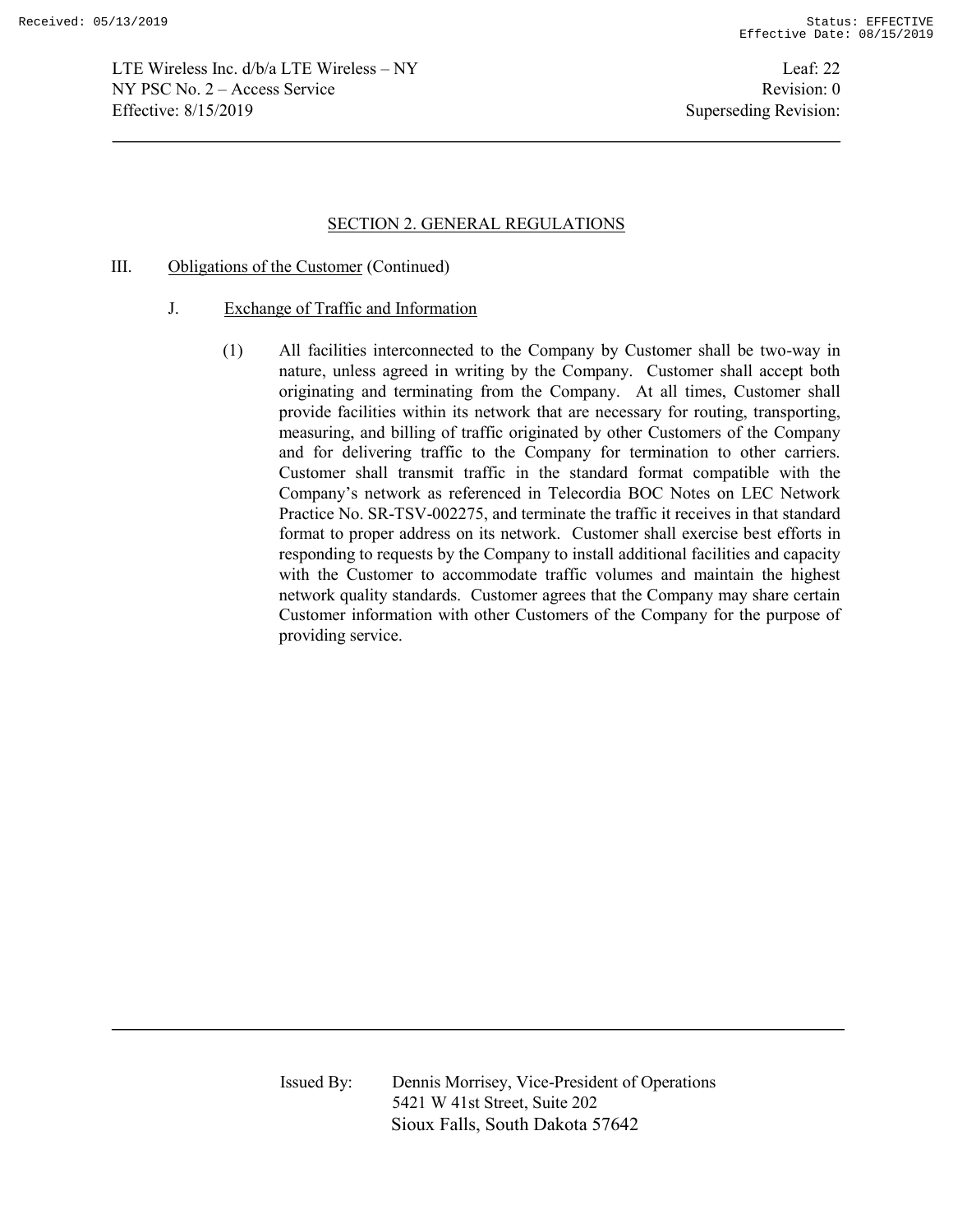## SECTION 2. GENERAL REGULATIONS

III. Obligations of the Customer (Continued)

J. Exchange of Traffic and Information

(1) All facilities interconnected to the Company by Customer shall be two-way in nature, unless agreed in writing by the Company. Customer shall accept both originating and terminating from the Company. At all times, Customer shall provide facilities within its network that are necessary for routing, transporting, measuring, and billing of traffic originated by other Customers of the Company and for delivering traffic to the Company for termination to other carriers. Customer shall transmit traffic in the standard format compatible with the Company's network as referenced in Telecordia BOC Notes on LEC Network Practice No. SR-TSV-002275, and terminate the traffic it receives in that standard format to proper address on its network. Customer shall exercise best efforts in responding to requests by the Company to install additional facilities and capacity with the Customer to accommodate traffic volumes and maintain the highest network quality standards. Customer agrees that the Company may share certain Customer information with other Customers of the Company for the purpose of providing service.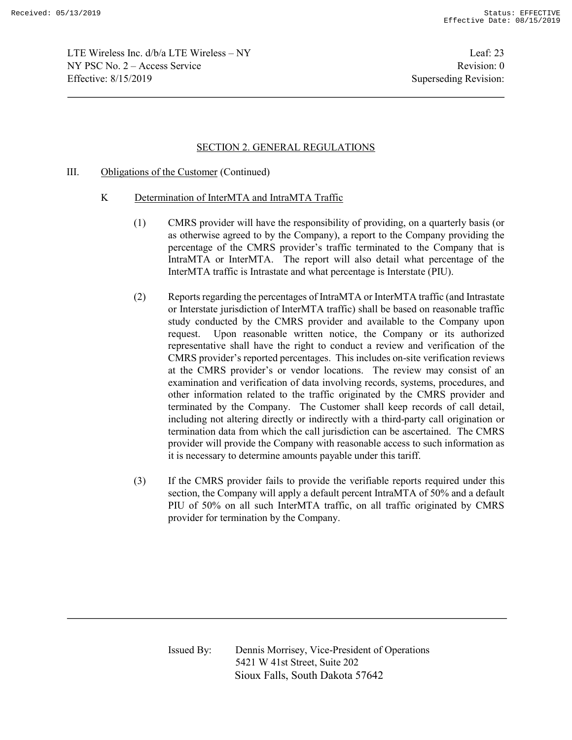## SECTION 2. GENERAL REGULATIONS

III. Obligations of the Customer (Continued)

K Determination of InterMTA and IntraMTA Traffic

(1) CMRS provider will have the responsibility of providing, on a quarterly basis (or as otherwise agreed to by the Company), a report to the Company providing the percentage of the CMRS provider's traffic terminated to the Company that is IntraMTA or InterMTA. The report will also detail what percentage of the InterMTA traffic is Intrastate and what percentage is Interstate (PIU).

(2) Reports regarding the percentages of IntraMTA or InterMTA traffic (and Intrastate or Interstate jurisdiction of InterMTA traffic) shall be based on reasonable traffic study conducted by the CMRS provider and available to the Company upon request. Upon reasonable written notice, the Company or its authorized representative shall have the right to conduct a review and verification of the CMRS provider's reported percentages. This includes on-site verification reviews at the CMRS provider's or vendor locations. The review may consist of an examination and verification of data involving records, systems, procedures, and other information related to the traffic originated by the CMRS provider and terminated by the Company. The Customer shall keep records of call detail, including not altering directly or indirectly with a third-party call origination or termination data from which the call jurisdiction can be ascertained. The CMRS provider will provide the Company with reasonable access to such information as it is necessary to determine amounts payable under this tariff.

(3) If the CMRS provider fails to provide the verifiable reports required under this section, the Company will apply a default percent IntraMTA of 50% and a default PIU of 50% on all such InterMTA traffic, on all traffic originated by CMRS provider for termination by the Company.

Issued By: Dennis Morrisey, Vice-President of Operations
5421 W 41st Street, Suite 202
Sioux Falls, South Dakota 57642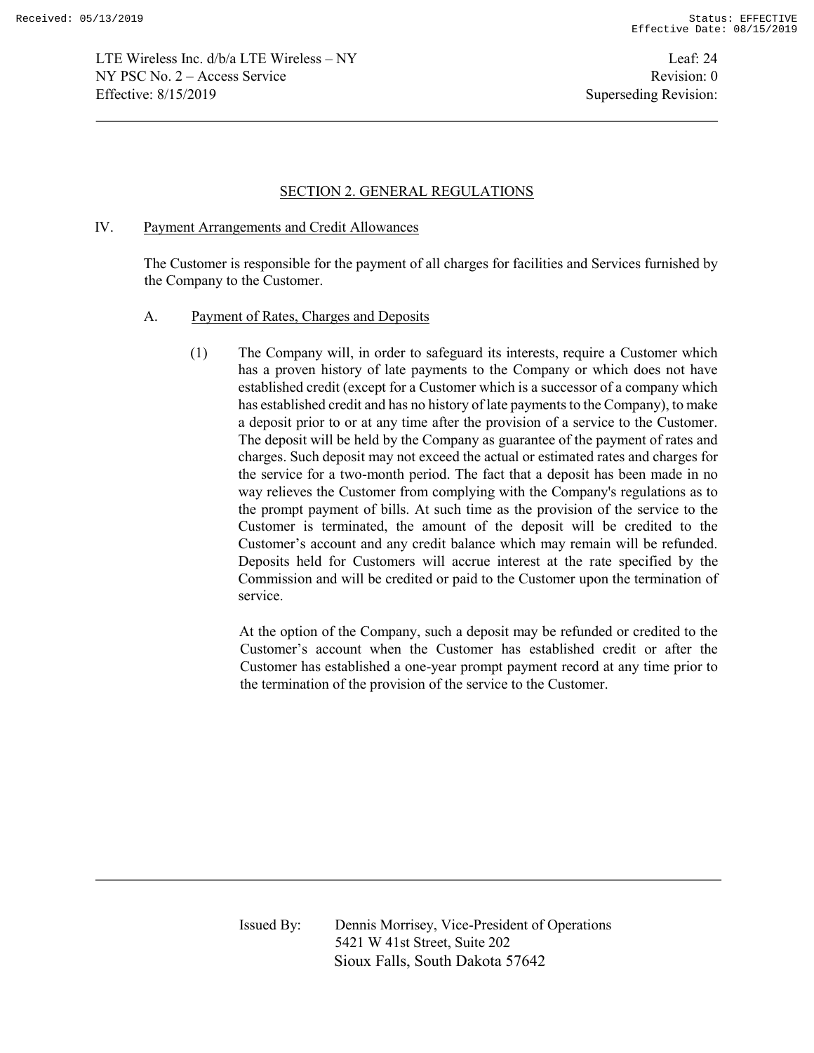## SECTION 2. GENERAL REGULATIONS

IV. Payment Arrangements and Credit Allowances

The Customer is responsible for the payment of all charges for facilities and Services furnished by the Company to the Customer.

A. Payment of Rates, Charges and Deposits

(1) The Company will, in order to safeguard its interests, require a Customer which has a proven history of late payments to the Company or which does not have established credit (except for a Customer which is a successor of a company which has established credit and has no history of late payments to the Company), to make a deposit prior to or at any time after the provision of a service to the Customer. The deposit will be held by the Company as guarantee of the payment of rates and charges. Such deposit may not exceed the actual or estimated rates and charges for the service for a two-month period. The fact that a deposit has been made in no way relieves the Customer from complying with the Company's regulations as to the prompt payment of bills. At such time as the provision of the service to the Customer is terminated, the amount of the deposit will be credited to the Customer's account and any credit balance which may remain will be refunded. Deposits held for Customers will accrue interest at the rate specified by the Commission and will be credited or paid to the Customer upon the termination of service.

At the option of the Company, such a deposit may be refunded or credited to the Customer's account when the Customer has established credit or after the Customer has established a one-year prompt payment record at any time prior to the termination of the provision of the service to the Customer.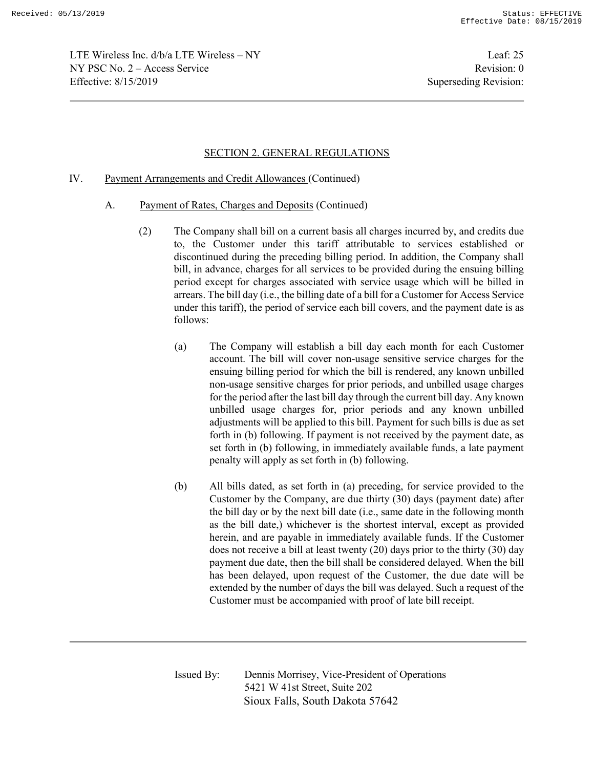## SECTION 2. GENERAL REGULATIONS

IV. Payment Arrangements and Credit Allowances (Continued)

A. Payment of Rates, Charges and Deposits (Continued)

(2) The Company shall bill on a current basis all charges incurred by, and credits due to, the Customer under this tariff attributable to services established or discontinued during the preceding billing period. In addition, the Company shall bill, in advance, charges for all services to be provided during the ensuing billing period except for charges associated with service usage which will be billed in arrears. The bill day (i.e., the billing date of a bill for a Customer for Access Service under this tariff), the period of service each bill covers, and the payment date is as follows:

(a) The Company will establish a bill day each month for each Customer account. The bill will cover non-usage sensitive service charges for the ensuing billing period for which the bill is rendered, any known unbilled non-usage sensitive charges for prior periods, and unbilled usage charges for the period after the last bill day through the current bill day. Any known unbilled usage charges for, prior periods and any known unbilled adjustments will be applied to this bill. Payment for such bills is due as set forth in (b) following. If payment is not received by the payment date, as set forth in (b) following, in immediately available funds, a late payment penalty will apply as set forth in (b) following.

(b) All bills dated, as set forth in (a) preceding, for service provided to the Customer by the Company, are due thirty (30) days (payment date) after the bill day or by the next bill date (i.e., same date in the following month as the bill date,) whichever is the shortest interval, except as provided herein, and are payable in immediately available funds. If the Customer does not receive a bill at least twenty (20) days prior to the thirty (30) day payment due date, then the bill shall be considered delayed. When the bill has been delayed, upon request of the Customer, the due date will be extended by the number of days the bill was delayed. Such a request of the Customer must be accompanied with proof of late bill receipt.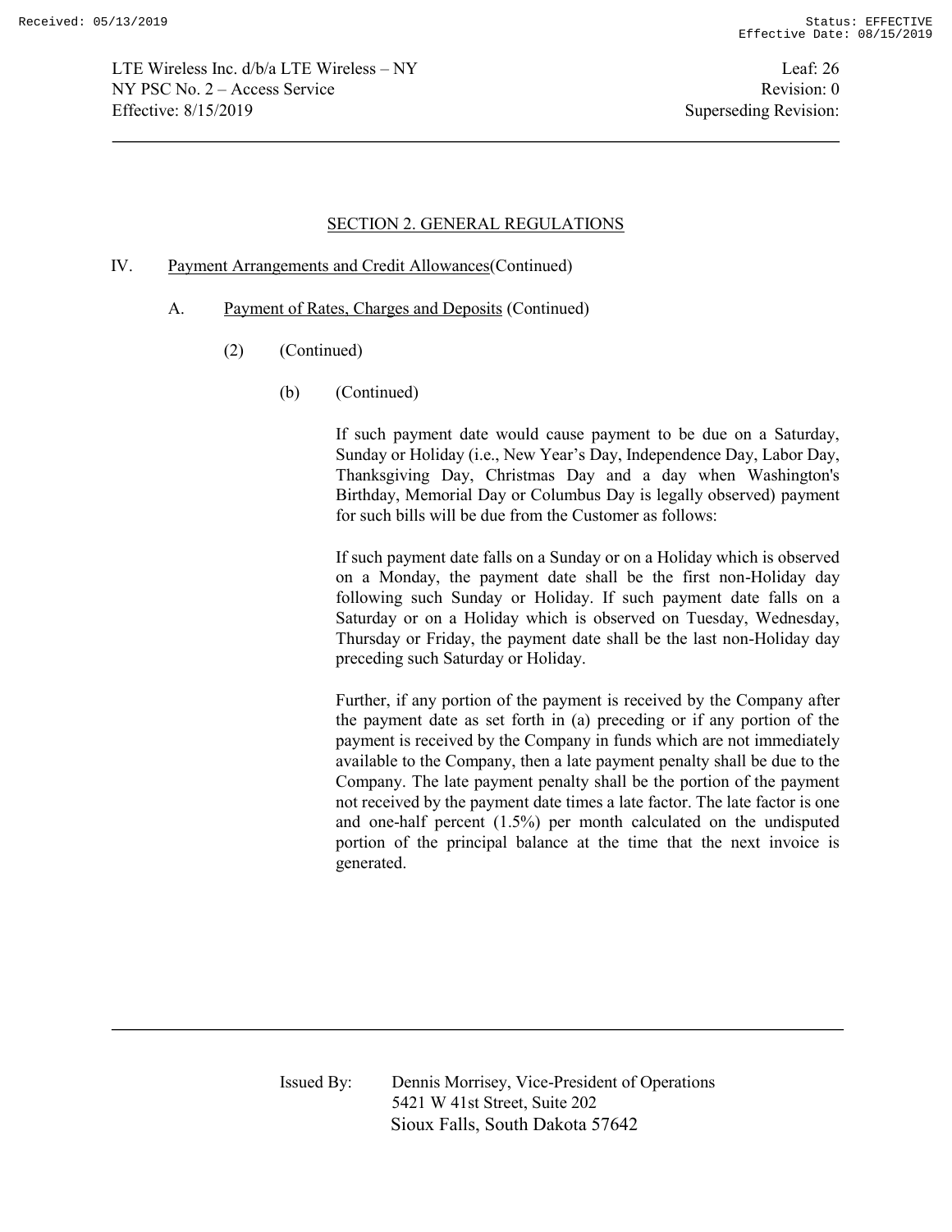## SECTION 2. GENERAL REGULATIONS

IV. Payment Arrangements and Credit Allowances(Continued)

A. Payment of Rates, Charges and Deposits (Continued)

(2) (Continued)

(b) (Continued)

If such payment date would cause payment to be due on a Saturday, Sunday or Holiday (i.e., New Year's Day, Independence Day, Labor Day, Thanksgiving Day, Christmas Day and a day when Washington's Birthday, Memorial Day or Columbus Day is legally observed) payment for such bills will be due from the Customer as follows:

If such payment date falls on a Sunday or on a Holiday which is observed on a Monday, the payment date shall be the first non-Holiday day following such Sunday or Holiday. If such payment date falls on a Saturday or on a Holiday which is observed on Tuesday, Wednesday, Thursday or Friday, the payment date shall be the last non-Holiday day preceding such Saturday or Holiday.

Further, if any portion of the payment is received by the Company after the payment date as set forth in (a) preceding or if any portion of the payment is received by the Company in funds which are not immediately available to the Company, then a late payment penalty shall be due to the Company. The late payment penalty shall be the portion of the payment not received by the payment date times a late factor. The late factor is one and one-half percent (1.5%) per month calculated on the undisputed portion of the principal balance at the time that the next invoice is generated.

Issued By: Dennis Morrisey, Vice-President of Operations
5421 W 41st Street, Suite 202
Sioux Falls, South Dakota 57642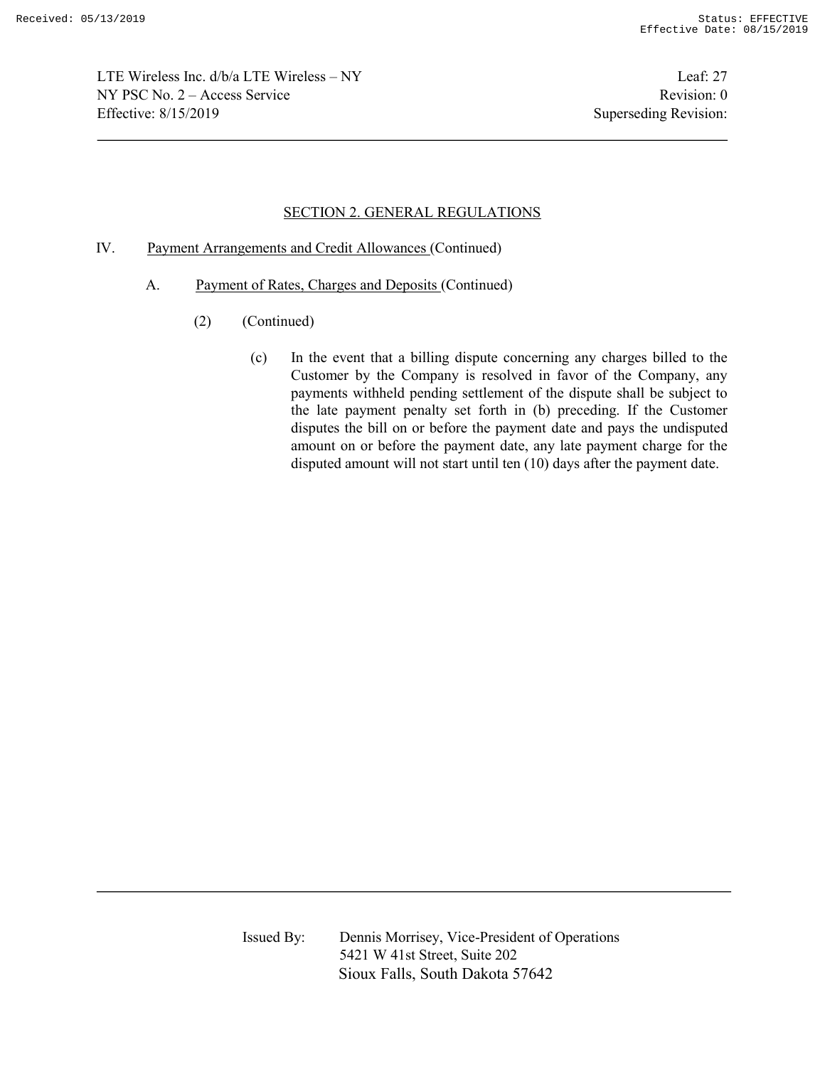## SECTION 2. GENERAL REGULATIONS

IV. Payment Arrangements and Credit Allowances (Continued)

A. Payment of Rates, Charges and Deposits (Continued)

(2) (Continued)

(c) In the event that a billing dispute concerning any charges billed to the Customer by the Company is resolved in favor of the Company, any payments withheld pending settlement of the dispute shall be subject to the late payment penalty set forth in (b) preceding. If the Customer disputes the bill on or before the payment date and pays the undisputed amount on or before the payment date, any late payment charge for the disputed amount will not start until ten (10) days after the payment date.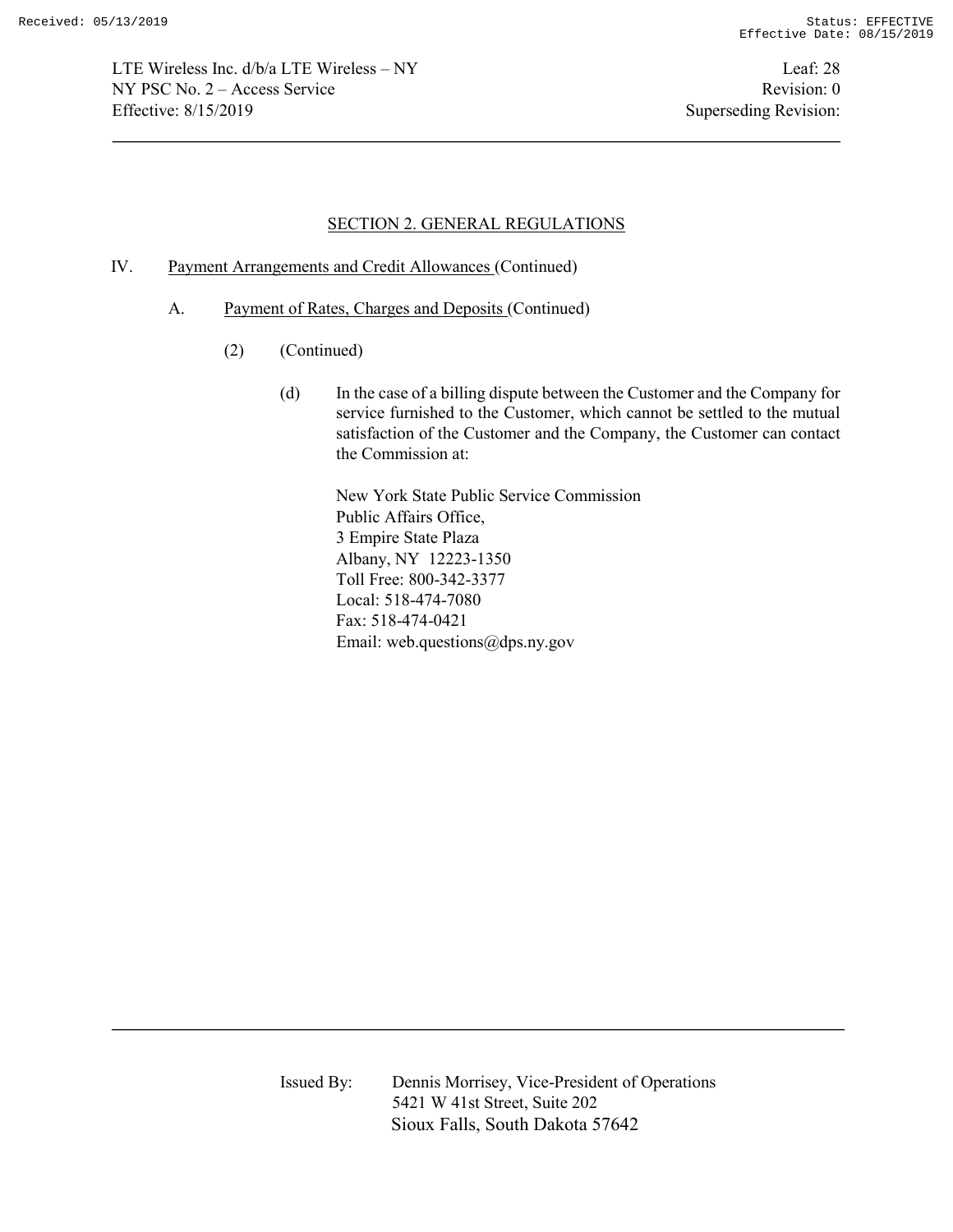## SECTION 2. GENERAL REGULATIONS

IV. Payment Arrangements and Credit Allowances (Continued)

A. Payment of Rates, Charges and Deposits (Continued)

(2) (Continued)

(d) In the case of a billing dispute between the Customer and the Company for service furnished to the Customer, which cannot be settled to the mutual satisfaction of the Customer and the Company, the Customer can contact the Commission at:

New York State Public Service Commission  
Public Affairs Office,  
3 Empire State Plaza  
Albany, NY 12223-1350  
Toll Free: 800-342-3377  
Local: 518-474-7080  
Fax: 518-474-0421  
Email: web.questions@dps.ny.gov

Issued By: Dennis Morrisey, Vice-President of Operations  
5421 W 41st Street, Suite 202  
Sioux Falls, South Dakota 57642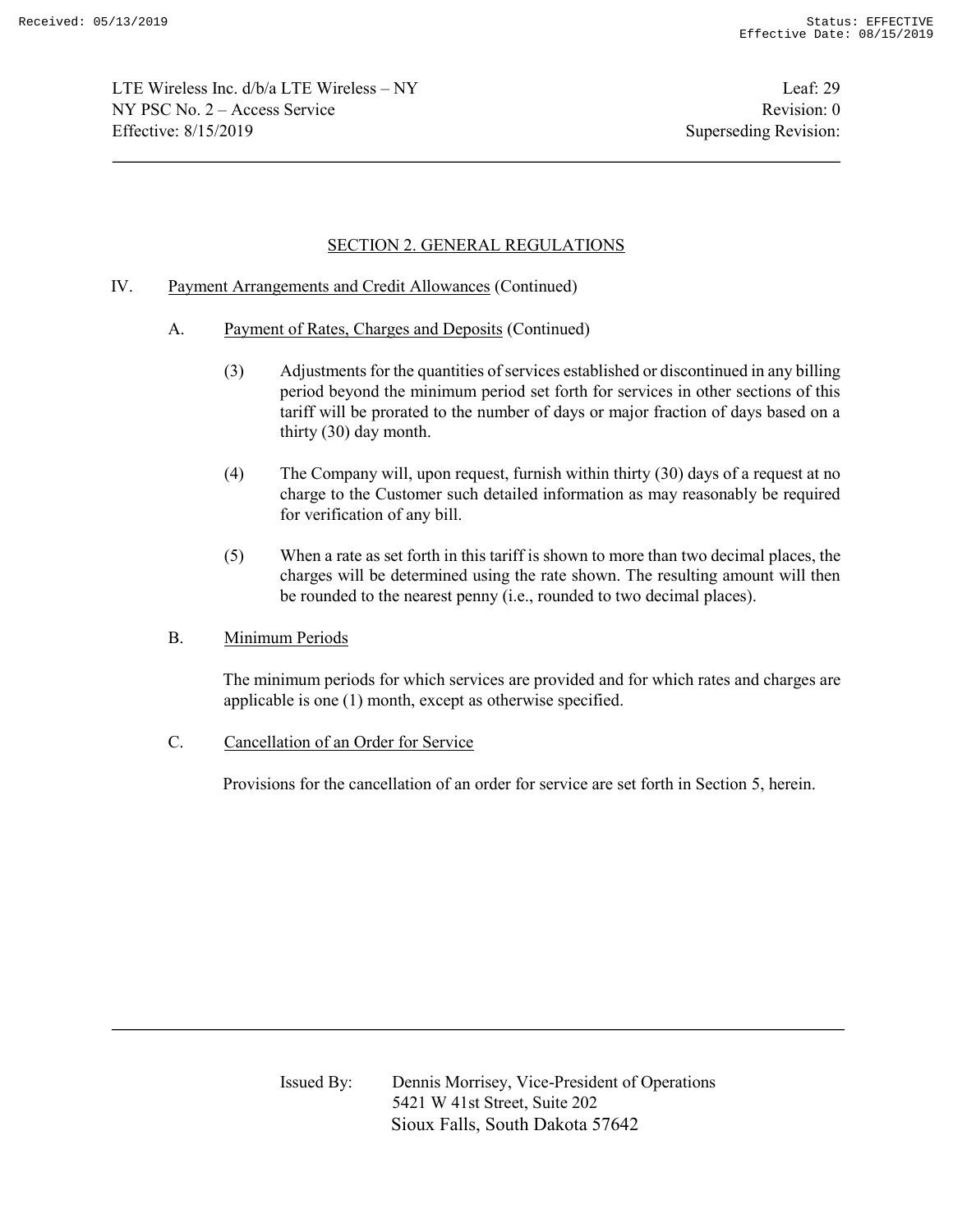## SECTION 2. GENERAL REGULATIONS

IV. Payment Arrangements and Credit Allowances (Continued)

A. Payment of Rates, Charges and Deposits (Continued)

(3) Adjustments for the quantities of services established or discontinued in any billing period beyond the minimum period set forth for services in other sections of this tariff will be prorated to the number of days or major fraction of days based on a thirty (30) day month.

(4) The Company will, upon request, furnish within thirty (30) days of a request at no charge to the Customer such detailed information as may reasonably be required for verification of any bill.

(5) When a rate as set forth in this tariff is shown to more than two decimal places, the charges will be determined using the rate shown. The resulting amount will then be rounded to the nearest penny (i.e., rounded to two decimal places).

B. Minimum Periods

The minimum periods for which services are provided and for which rates and charges are applicable is one (1) month, except as otherwise specified.

C. Cancellation of an Order for Service

Provisions for the cancellation of an order for service are set forth in Section 5, herein.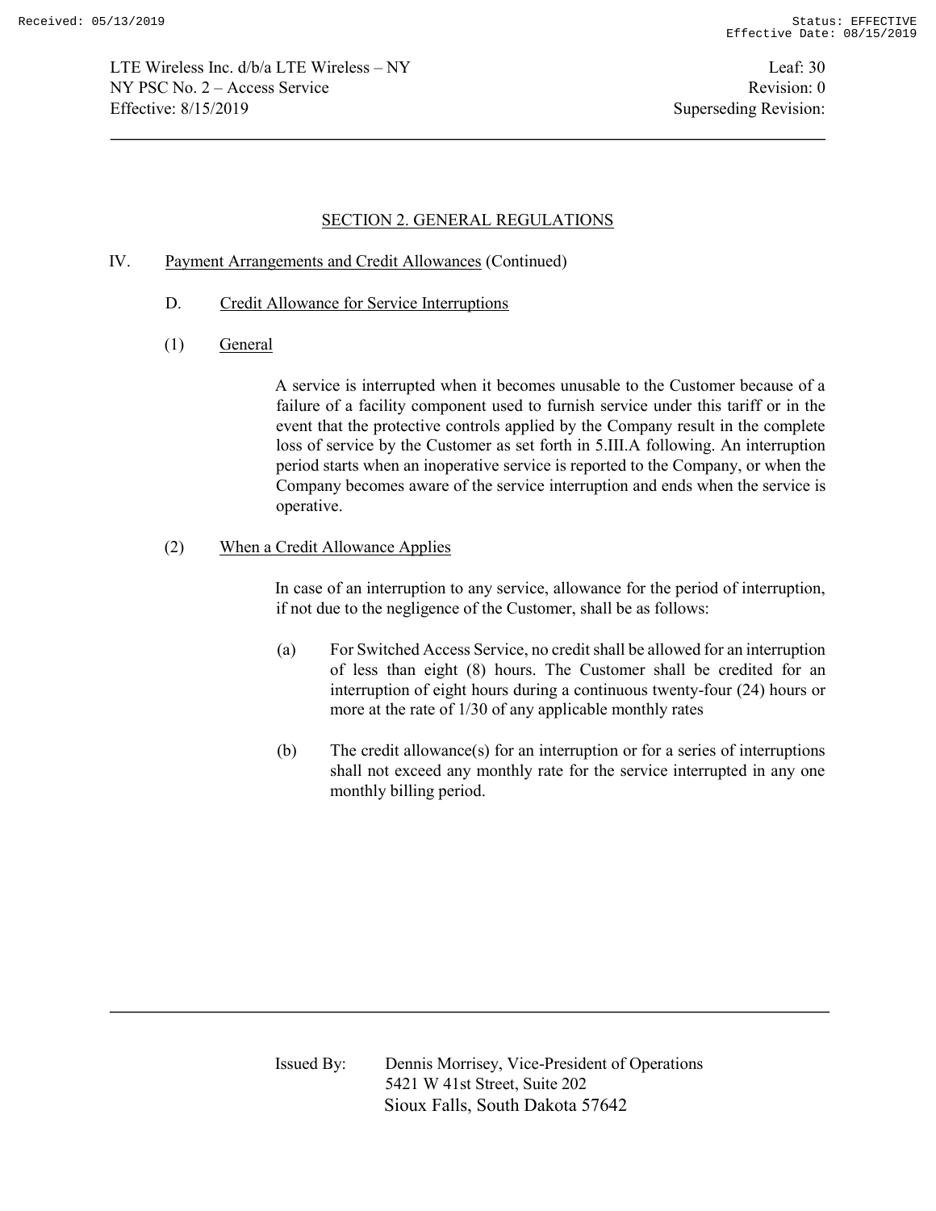## SECTION 2. GENERAL REGULATIONS

IV. Payment Arrangements and Credit Allowances (Continued)

D. Credit Allowance for Service Interruptions

(1) General

A service is interrupted when it becomes unusable to the Customer because of a failure of a facility component used to furnish service under this tariff or in the event that the protective controls applied by the Company result in the complete loss of service by the Customer as set forth in 5.III.A following. An interruption period starts when an inoperative service is reported to the Company, or when the Company becomes aware of the service interruption and ends when the service is operative.

(2) When a Credit Allowance Applies

In case of an interruption to any service, allowance for the period of interruption, if not due to the negligence of the Customer, shall be as follows:

(a) For Switched Access Service, no credit shall be allowed for an interruption of less than eight (8) hours. The Customer shall be credited for an interruption of eight hours during a continuous twenty-four (24) hours or more at the rate of 1/30 of any applicable monthly rates

(b) The credit allowance(s) for an interruption or for a series of interruptions shall not exceed any monthly rate for the service interrupted in any one monthly billing period.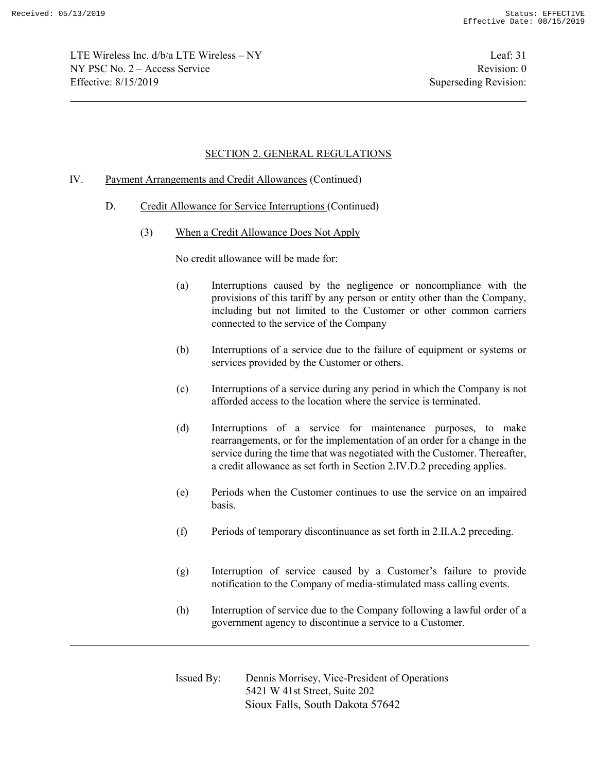## SECTION 2. GENERAL REGULATIONS

IV. Payment Arrangements and Credit Allowances (Continued)

D. Credit Allowance for Service Interruptions (Continued)

(3) When a Credit Allowance Does Not Apply

No credit allowance will be made for:

(a) Interruptions caused by the negligence or noncompliance with the provisions of this tariff by any person or entity other than the Company, including but not limited to the Customer or other common carriers connected to the service of the Company

(b) Interruptions of a service due to the failure of equipment or systems or services provided by the Customer or others.

(c) Interruptions of a service during any period in which the Company is not afforded access to the location where the service is terminated.

(d) Interruptions of a service for maintenance purposes, to make rearrangements, or for the implementation of an order for a change in the service during the time that was negotiated with the Customer. Thereafter, a credit allowance as set forth in Section 2.IV.D.2 preceding applies.

(e) Periods when the Customer continues to use the service on an impaired basis.

(f) Periods of temporary discontinuance as set forth in 2.II.A.2 preceding.

(g) Interruption of service caused by a Customer's failure to provide notification to the Company of media-stimulated mass calling events.

(h) Interruption of service due to the Company following a lawful order of a government agency to discontinue a service to a Customer.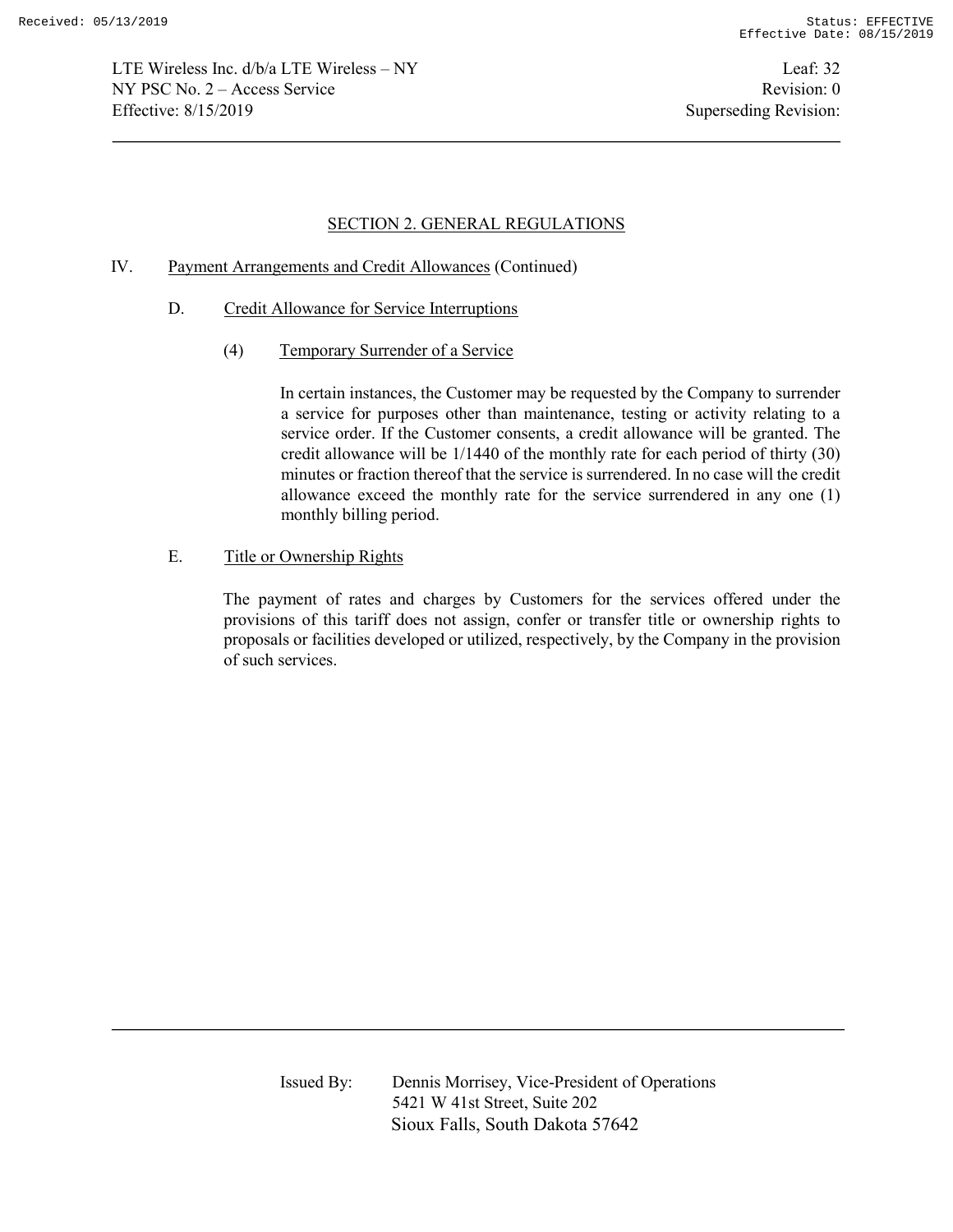## SECTION 2. GENERAL REGULATIONS

IV. Payment Arrangements and Credit Allowances (Continued)

D. Credit Allowance for Service Interruptions

(4) Temporary Surrender of a Service

In certain instances, the Customer may be requested by the Company to surrender a service for purposes other than maintenance, testing or activity relating to a service order. If the Customer consents, a credit allowance will be granted. The credit allowance will be 1/1440 of the monthly rate for each period of thirty (30) minutes or fraction thereof that the service is surrendered. In no case will the credit allowance exceed the monthly rate for the service surrendered in any one (1) monthly billing period.

E. Title or Ownership Rights

The payment of rates and charges by Customers for the services offered under the provisions of this tariff does not assign, confer or transfer title or ownership rights to proposals or facilities developed or utilized, respectively, by the Company in the provision of such services.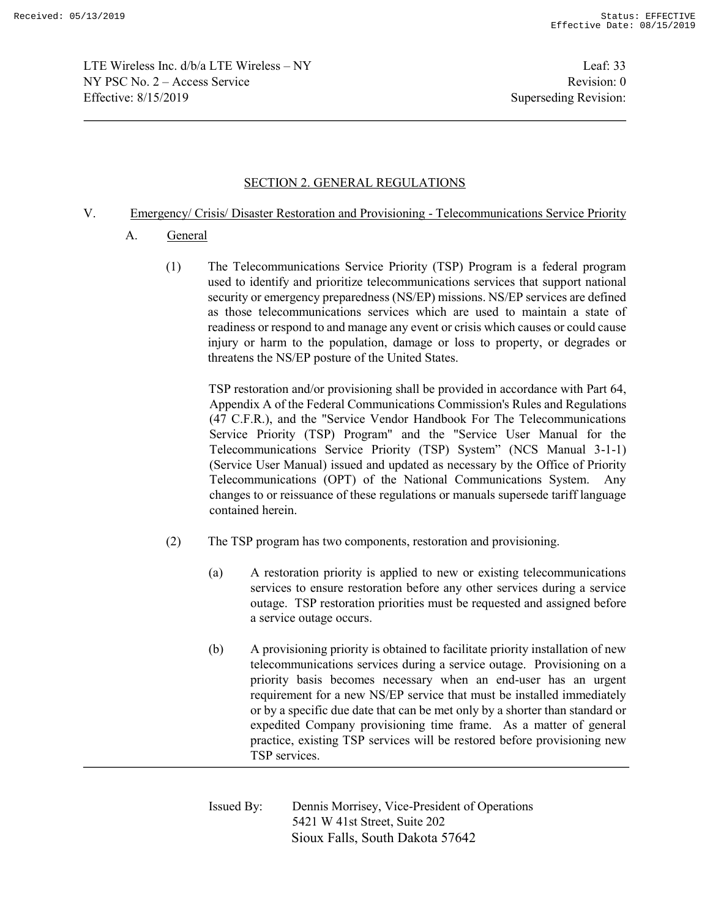## SECTION 2. GENERAL REGULATIONS

V. Emergency/ Crisis/ Disaster Restoration and Provisioning - Telecommunications Service Priority

A. General

(1) The Telecommunications Service Priority (TSP) Program is a federal program used to identify and prioritize telecommunications services that support national security or emergency preparedness (NS/EP) missions. NS/EP services are defined as those telecommunications services which are used to maintain a state of readiness or respond to and manage any event or crisis which causes or could cause injury or harm to the population, damage or loss to property, or degrades or threatens the NS/EP posture of the United States.

TSP restoration and/or provisioning shall be provided in accordance with Part 64, Appendix A of the Federal Communications Commission's Rules and Regulations (47 C.F.R.), and the "Service Vendor Handbook For The Telecommunications Service Priority (TSP) Program" and the "Service User Manual for the Telecommunications Service Priority (TSP) System" (NCS Manual 3-1-1) (Service User Manual) issued and updated as necessary by the Office of Priority Telecommunications (OPT) of the National Communications System. Any changes to or reissuance of these regulations or manuals supersede tariff language contained herein.

(2) The TSP program has two components, restoration and provisioning.

(a) A restoration priority is applied to new or existing telecommunications services to ensure restoration before any other services during a service outage. TSP restoration priorities must be requested and assigned before a service outage occurs.

(b) A provisioning priority is obtained to facilitate priority installation of new telecommunications services during a service outage. Provisioning on a priority basis becomes necessary when an end-user has an urgent requirement for a new NS/EP service that must be installed immediately or by a specific due date that can be met only by a shorter than standard or expedited Company provisioning time frame. As a matter of general practice, existing TSP services will be restored before provisioning new TSP services.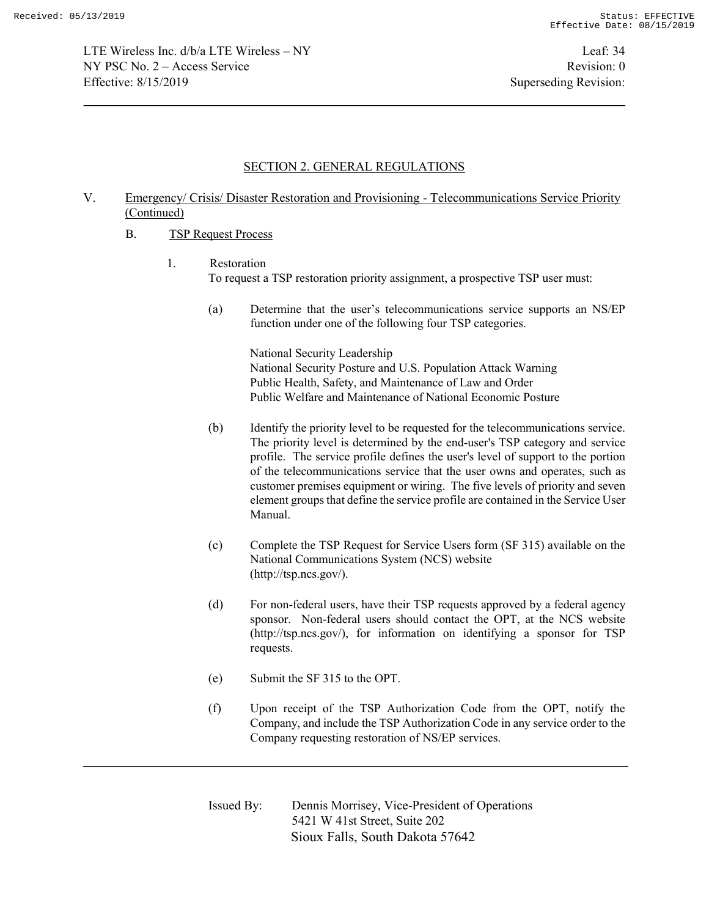## SECTION 2. GENERAL REGULATIONS

V. Emergency/ Crisis/ Disaster Restoration and Provisioning - Telecommunications Service Priority (Continued)

B. TSP Request Process

1. Restoration

To request a TSP restoration priority assignment, a prospective TSP user must:

(a) Determine that the user's telecommunications service supports an NS/EP function under one of the following four TSP categories.

National Security Leadership
National Security Posture and U.S. Population Attack Warning
Public Health, Safety, and Maintenance of Law and Order
Public Welfare and Maintenance of National Economic Posture

(b) Identify the priority level to be requested for the telecommunications service. The priority level is determined by the end-user's TSP category and service profile. The service profile defines the user's level of support to the portion of the telecommunications service that the user owns and operates, such as customer premises equipment or wiring. The five levels of priority and seven element groups that define the service profile are contained in the Service User Manual.

(c) Complete the TSP Request for Service Users form (SF 315) available on the National Communications System (NCS) website (http://tsp.ncs.gov/).

(d) For non-federal users, have their TSP requests approved by a federal agency sponsor. Non-federal users should contact the OPT, at the NCS website (http://tsp.ncs.gov/), for information on identifying a sponsor for TSP requests.

(e) Submit the SF 315 to the OPT.

(f) Upon receipt of the TSP Authorization Code from the OPT, notify the Company, and include the TSP Authorization Code in any service order to the Company requesting restoration of NS/EP services.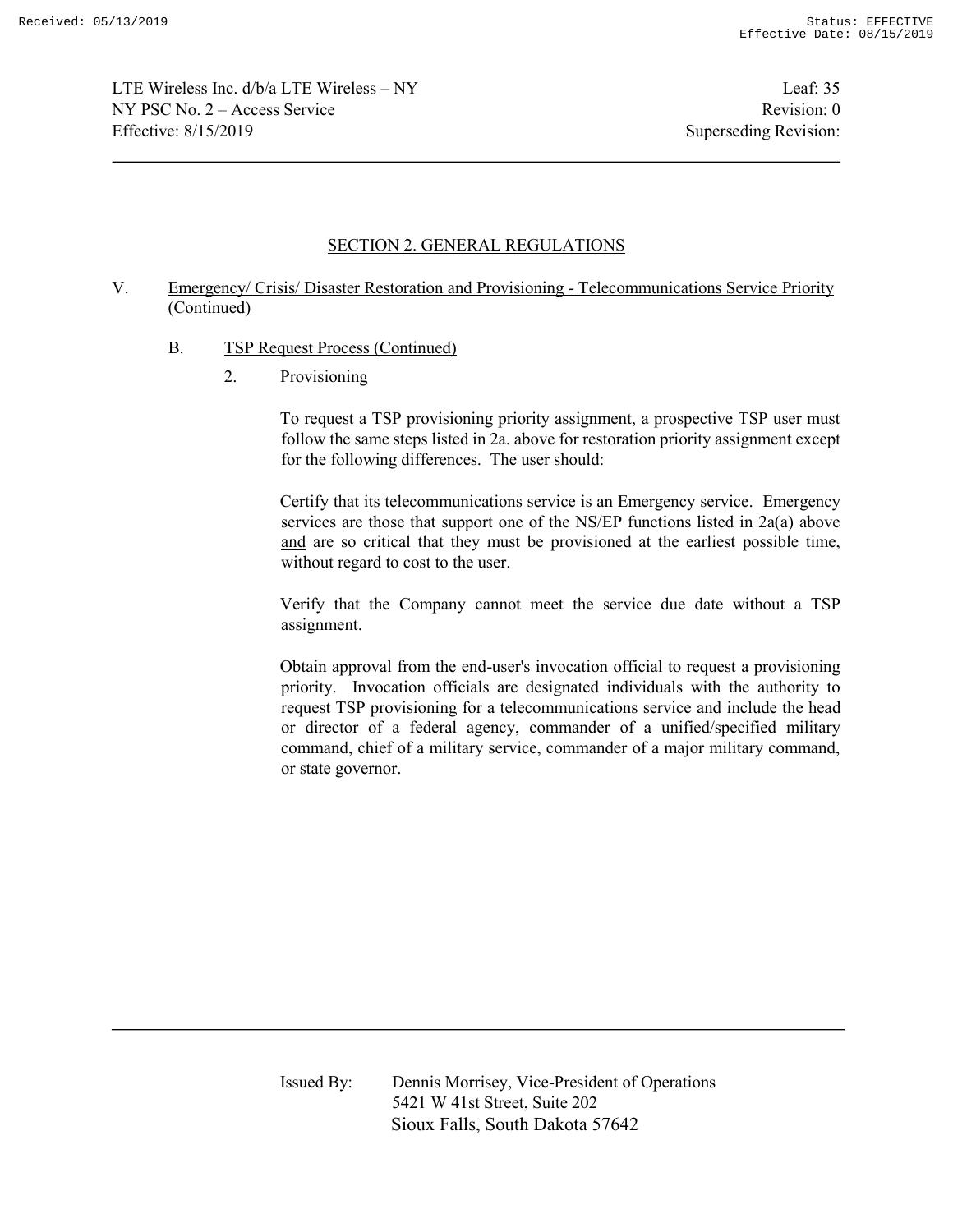## SECTION 2. GENERAL REGULATIONS

V. Emergency/ Crisis/ Disaster Restoration and Provisioning - Telecommunications Service Priority (Continued)

B. TSP Request Process (Continued)

2. Provisioning

To request a TSP provisioning priority assignment, a prospective TSP user must follow the same steps listed in 2a. above for restoration priority assignment except for the following differences. The user should:

Certify that its telecommunications service is an Emergency service. Emergency services are those that support one of the NS/EP functions listed in 2a(a) above and are so critical that they must be provisioned at the earliest possible time, without regard to cost to the user.

Verify that the Company cannot meet the service due date without a TSP assignment.

Obtain approval from the end-user's invocation official to request a provisioning priority. Invocation officials are designated individuals with the authority to request TSP provisioning for a telecommunications service and include the head or director of a federal agency, commander of a unified/specified military command, chief of a military service, commander of a major military command, or state governor.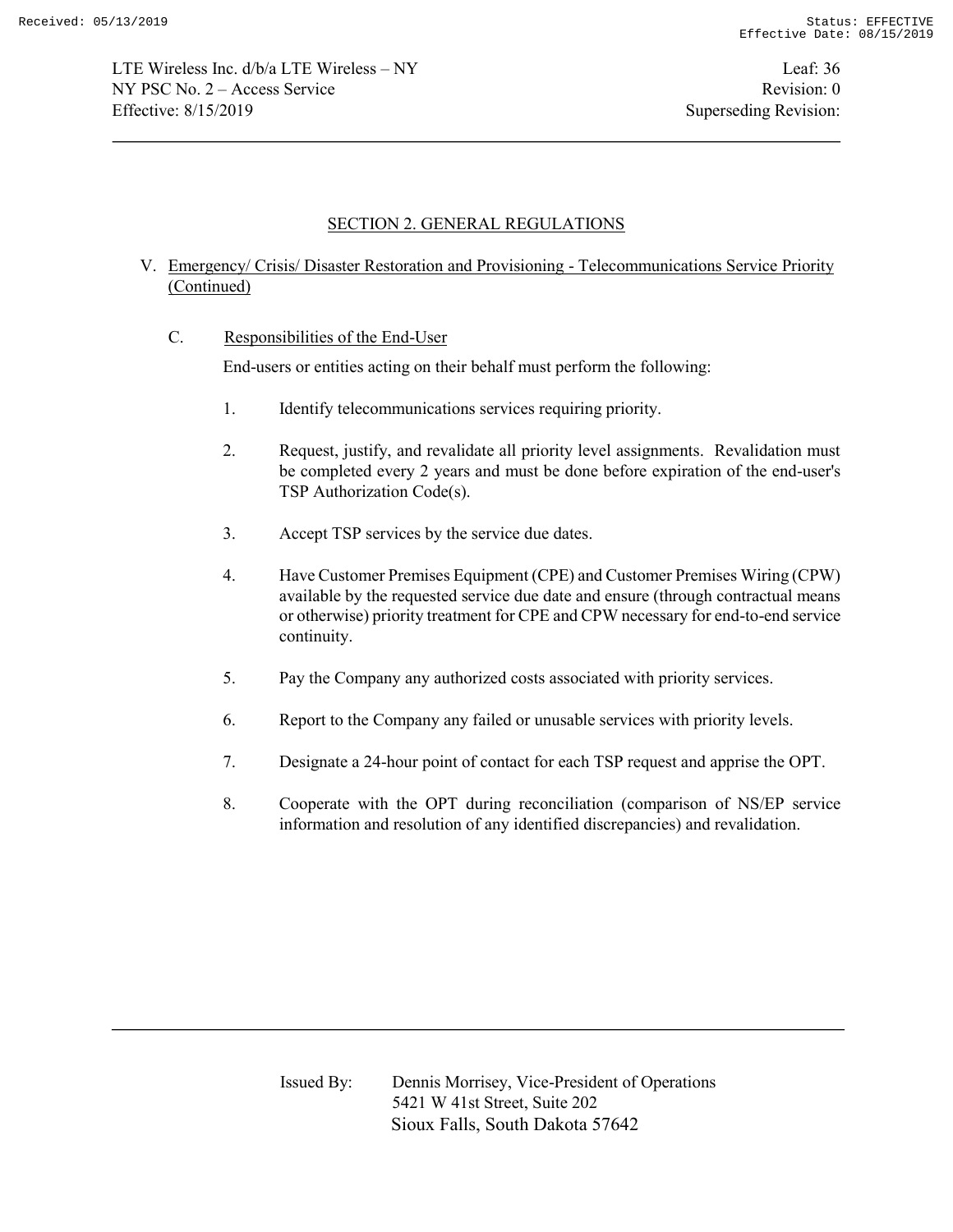## SECTION 2. GENERAL REGULATIONS

V. Emergency/ Crisis/ Disaster Restoration and Provisioning - Telecommunications Service Priority (Continued)

C. Responsibilities of the End-User

End-users or entities acting on their behalf must perform the following:

1. Identify telecommunications services requiring priority.

2. Request, justify, and revalidate all priority level assignments. Revalidation must be completed every 2 years and must be done before expiration of the end-user's TSP Authorization Code(s).

3. Accept TSP services by the service due dates.

4. Have Customer Premises Equipment (CPE) and Customer Premises Wiring (CPW) available by the requested service due date and ensure (through contractual means or otherwise) priority treatment for CPE and CPW necessary for end-to-end service continuity.

5. Pay the Company any authorized costs associated with priority services.

6. Report to the Company any failed or unusable services with priority levels.

7. Designate a 24-hour point of contact for each TSP request and apprise the OPT.

8. Cooperate with the OPT during reconciliation (comparison of NS/EP service information and resolution of any identified discrepancies) and revalidation.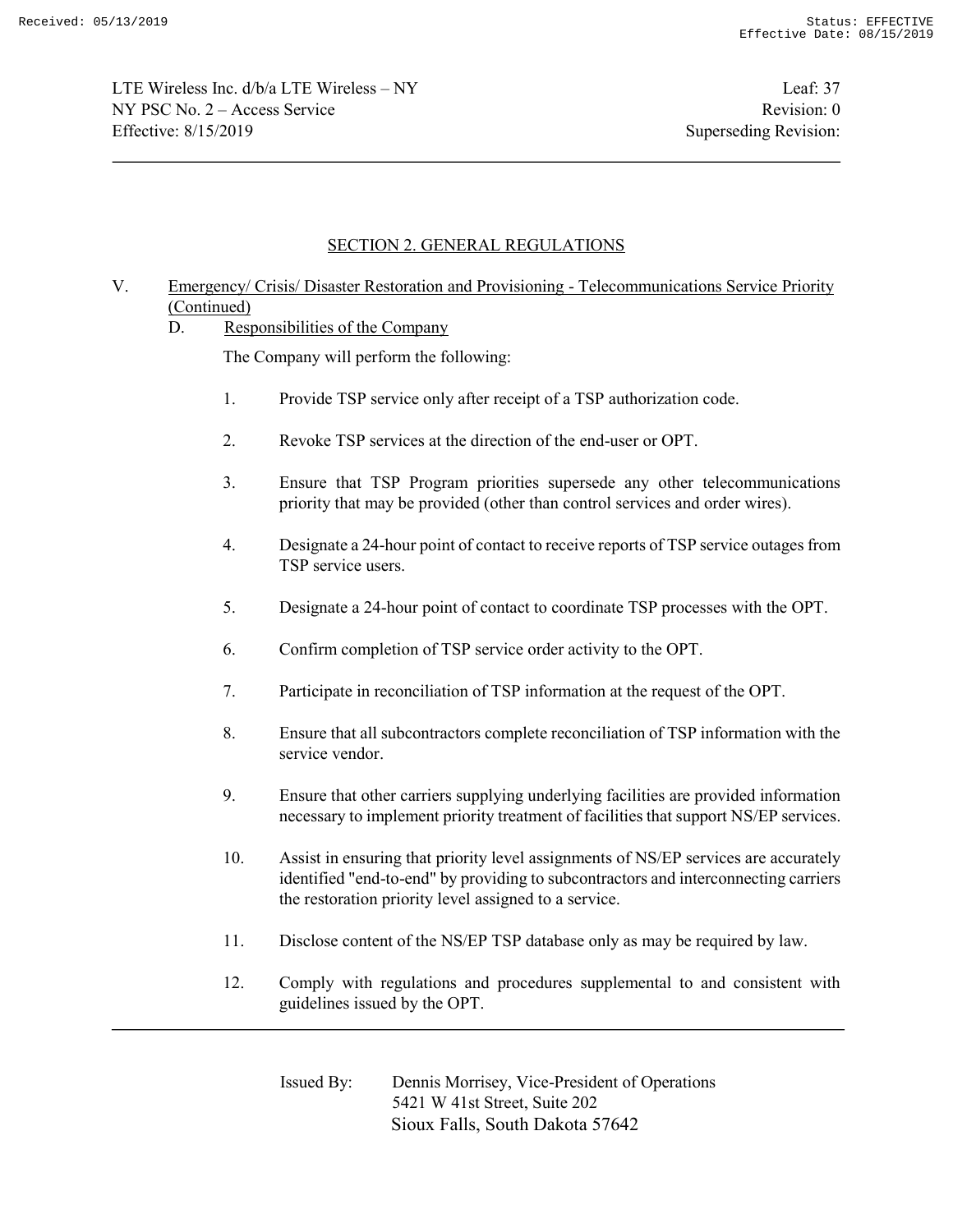## SECTION 2. GENERAL REGULATIONS

V. Emergency/ Crisis/ Disaster Restoration and Provisioning - Telecommunications Service Priority (Continued)

D. Responsibilities of the Company

The Company will perform the following:

1. Provide TSP service only after receipt of a TSP authorization code.

2. Revoke TSP services at the direction of the end-user or OPT.

3. Ensure that TSP Program priorities supersede any other telecommunications priority that may be provided (other than control services and order wires).

4. Designate a 24-hour point of contact to receive reports of TSP service outages from TSP service users.

5. Designate a 24-hour point of contact to coordinate TSP processes with the OPT.

6. Confirm completion of TSP service order activity to the OPT.

7. Participate in reconciliation of TSP information at the request of the OPT.

8. Ensure that all subcontractors complete reconciliation of TSP information with the service vendor.

9. Ensure that other carriers supplying underlying facilities are provided information necessary to implement priority treatment of facilities that support NS/EP services.

10. Assist in ensuring that priority level assignments of NS/EP services are accurately identified "end-to-end" by providing to subcontractors and interconnecting carriers the restoration priority level assigned to a service.

11. Disclose content of the NS/EP TSP database only as may be required by law.

12. Comply with regulations and procedures supplemental to and consistent with guidelines issued by the OPT.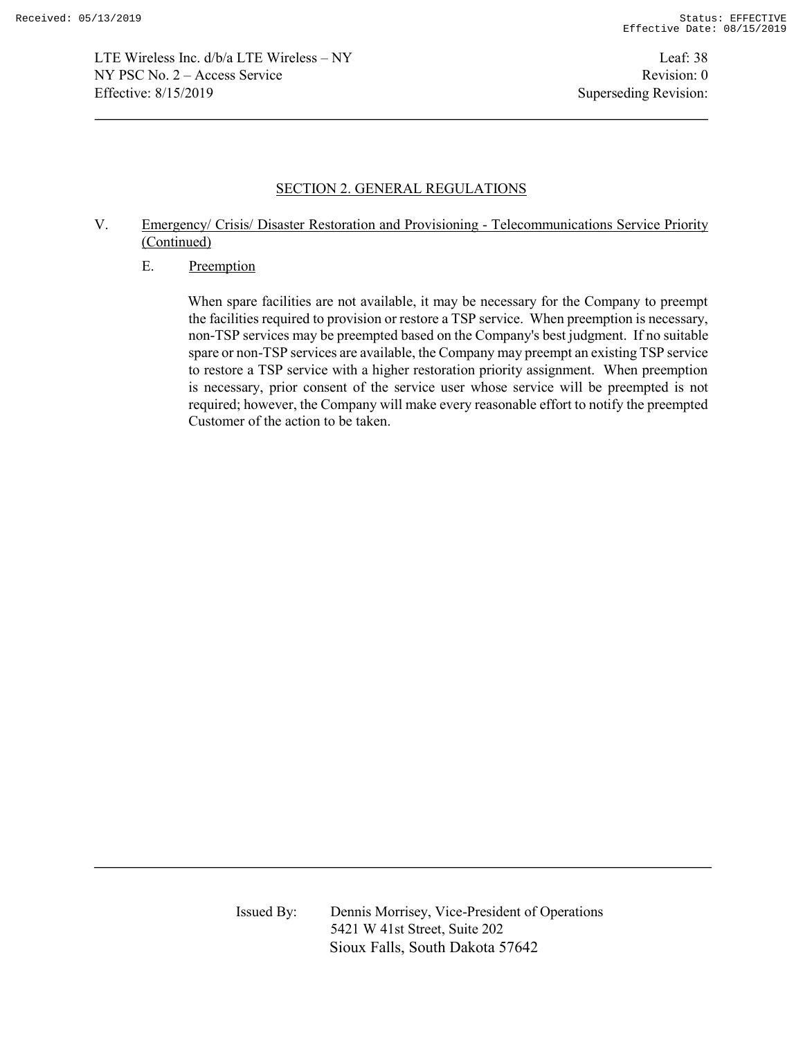## SECTION 2. GENERAL REGULATIONS

V. Emergency/ Crisis/ Disaster Restoration and Provisioning - Telecommunications Service Priority (Continued)

E. Preemption

When spare facilities are not available, it may be necessary for the Company to preempt the facilities required to provision or restore a TSP service. When preemption is necessary, non-TSP services may be preempted based on the Company's best judgment. If no suitable spare or non-TSP services are available, the Company may preempt an existing TSP service to restore a TSP service with a higher restoration priority assignment. When preemption is necessary, prior consent of the service user whose service will be preempted is not required; however, the Company will make every reasonable effort to notify the preempted Customer of the action to be taken.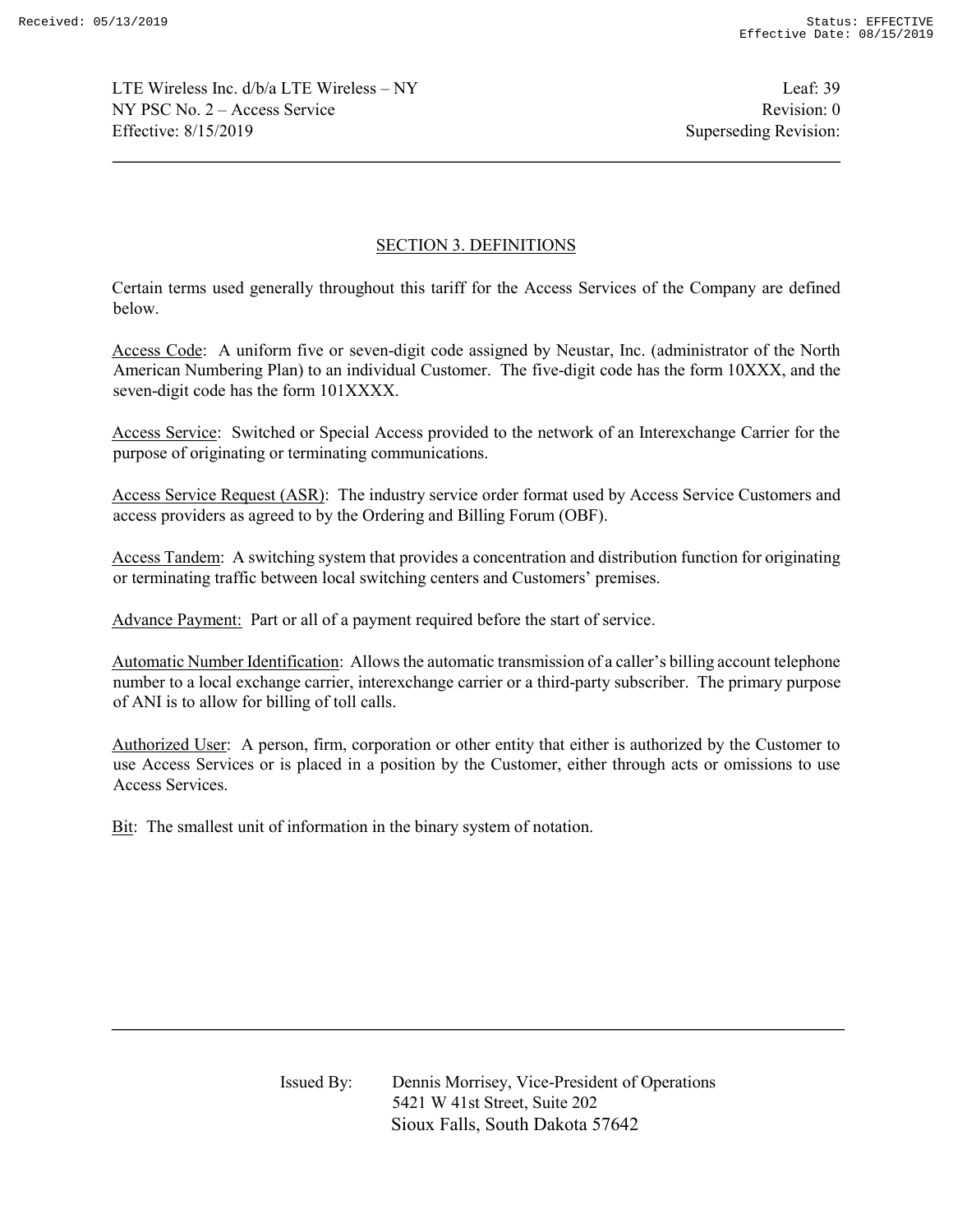## SECTION 3. DEFINITIONS

Certain terms used generally throughout this tariff for the Access Services of the Company are defined below.

Access Code: A uniform five or seven-digit code assigned by Neustar, Inc. (administrator of the North American Numbering Plan) to an individual Customer. The five-digit code has the form 10XXX, and the seven-digit code has the form 101XXXX.

Access Service: Switched or Special Access provided to the network of an Interexchange Carrier for the purpose of originating or terminating communications.

Access Service Request (ASR): The industry service order format used by Access Service Customers and access providers as agreed to by the Ordering and Billing Forum (OBF).

Access Tandem: A switching system that provides a concentration and distribution function for originating or terminating traffic between local switching centers and Customers' premises.

Advance Payment: Part or all of a payment required before the start of service.

Automatic Number Identification: Allows the automatic transmission of a caller's billing account telephone number to a local exchange carrier, interexchange carrier or a third-party subscriber. The primary purpose of ANI is to allow for billing of toll calls.

Authorized User: A person, firm, corporation or other entity that either is authorized by the Customer to use Access Services or is placed in a position by the Customer, either through acts or omissions to use Access Services.

Bit: The smallest unit of information in the binary system of notation.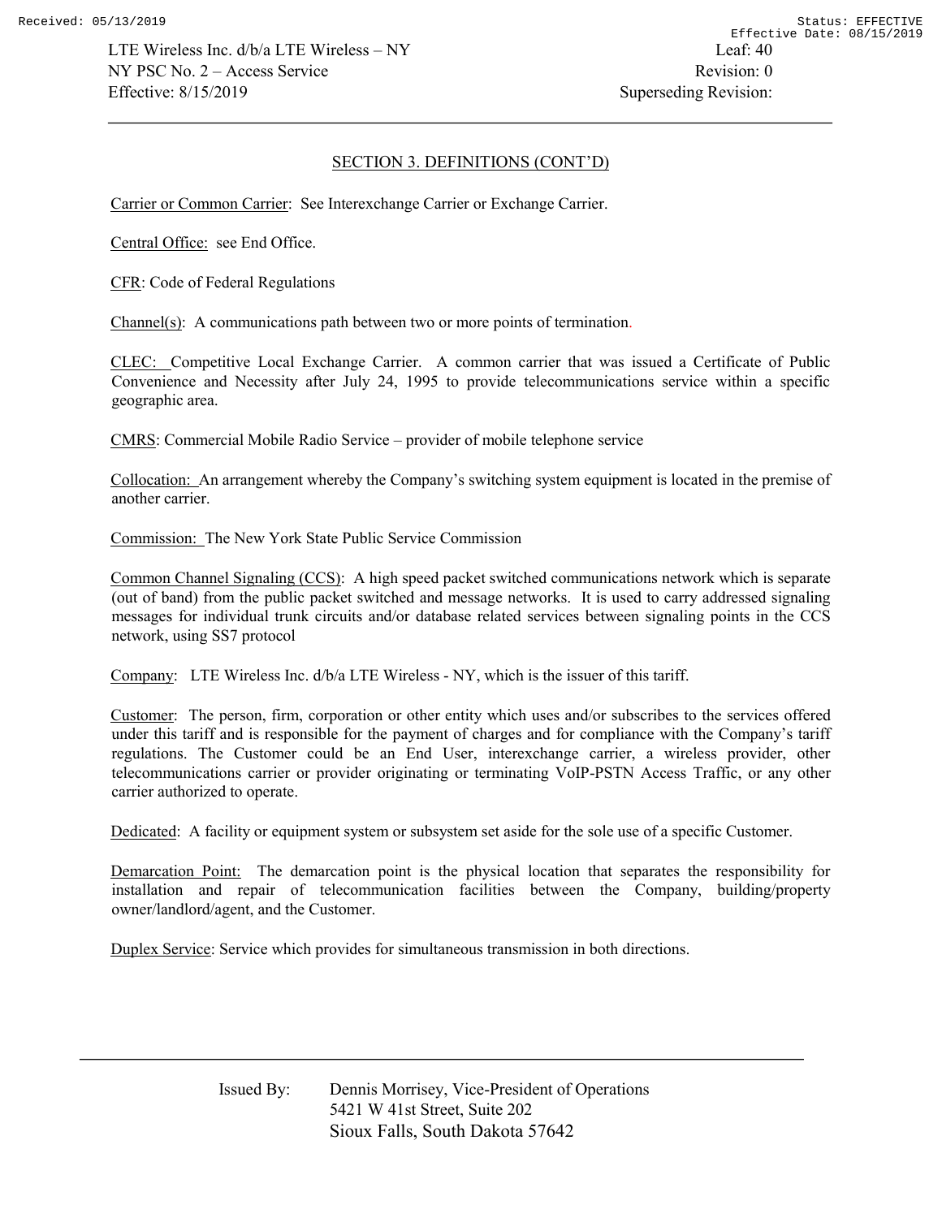## SECTION 3. DEFINITIONS (CONT'D)

Carrier or Common Carrier: See Interexchange Carrier or Exchange Carrier.

Central Office: see End Office.

CFR: Code of Federal Regulations

Channel(s): A communications path between two or more points of termination.

CLEC: Competitive Local Exchange Carrier. A common carrier that was issued a Certificate of Public Convenience and Necessity after July 24, 1995 to provide telecommunications service within a specific geographic area.

CMRS: Commercial Mobile Radio Service – provider of mobile telephone service

Collocation: An arrangement whereby the Company's switching system equipment is located in the premise of another carrier.

Commission: The New York State Public Service Commission

Common Channel Signaling (CCS): A high speed packet switched communications network which is separate (out of band) from the public packet switched and message networks. It is used to carry addressed signaling messages for individual trunk circuits and/or database related services between signaling points in the CCS network, using SS7 protocol

Company: LTE Wireless Inc. d/b/a LTE Wireless - NY, which is the issuer of this tariff.

Customer: The person, firm, corporation or other entity which uses and/or subscribes to the services offered under this tariff and is responsible for the payment of charges and for compliance with the Company's tariff regulations. The Customer could be an End User, interexchange carrier, a wireless provider, other telecommunications carrier or provider originating or terminating VoIP-PSTN Access Traffic, or any other carrier authorized to operate.

Dedicated: A facility or equipment system or subsystem set aside for the sole use of a specific Customer.

Demarcation Point: The demarcation point is the physical location that separates the responsibility for installation and repair of telecommunication facilities between the Company, building/property owner/landlord/agent, and the Customer.

Duplex Service: Service which provides for simultaneous transmission in both directions.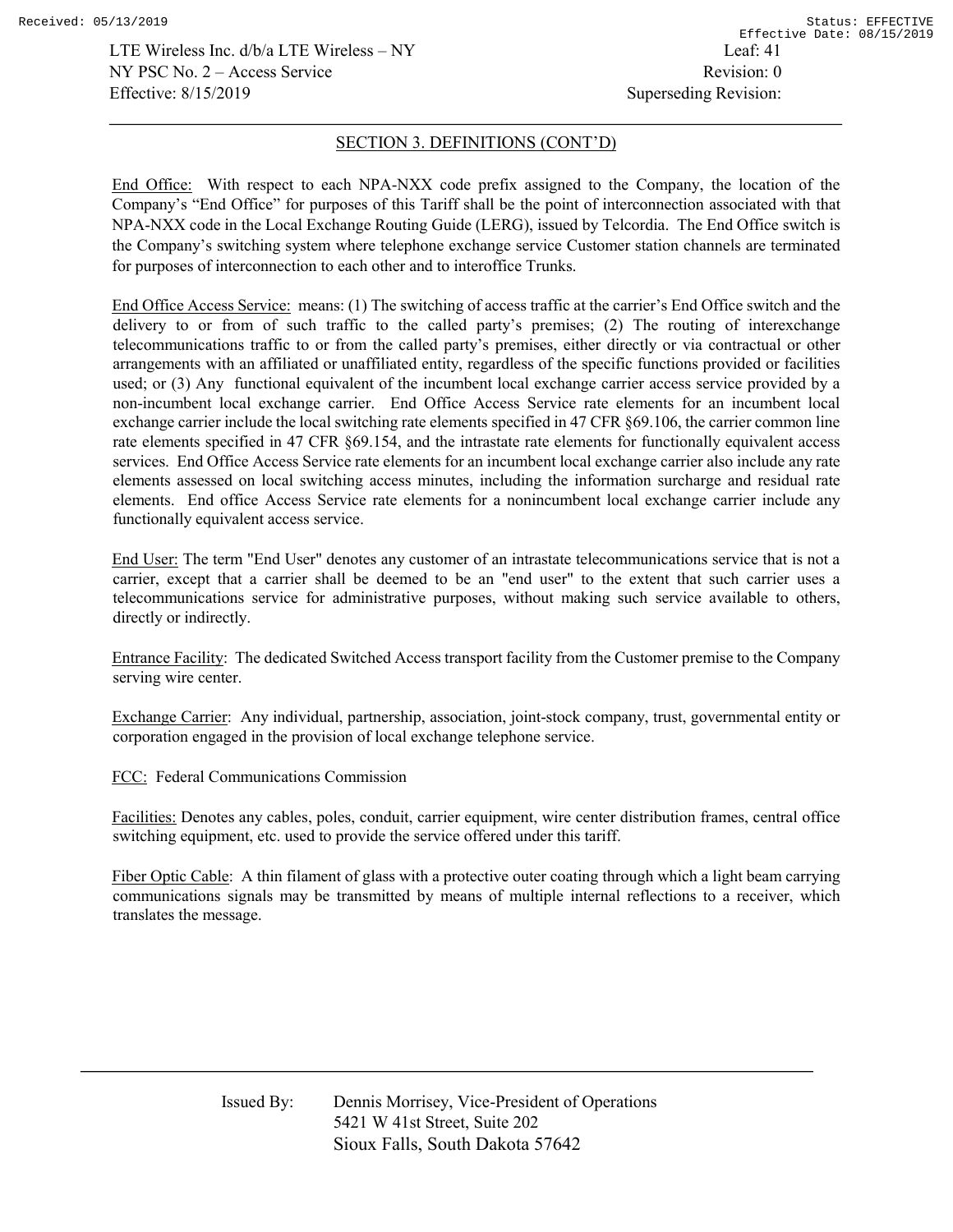## SECTION 3. DEFINITIONS (CONT'D)

End Office: With respect to each NPA-NXX code prefix assigned to the Company, the location of the Company's "End Office" for purposes of this Tariff shall be the point of interconnection associated with that NPA-NXX code in the Local Exchange Routing Guide (LERG), issued by Telcordia. The End Office switch is the Company's switching system where telephone exchange service Customer station channels are terminated for purposes of interconnection to each other and to interoffice Trunks.

End Office Access Service: means: (1) The switching of access traffic at the carrier's End Office switch and the delivery to or from of such traffic to the called party's premises; (2) The routing of interexchange telecommunications traffic to or from the called party's premises, either directly or via contractual or other arrangements with an affiliated or unaffiliated entity, regardless of the specific functions provided or facilities used; or (3) Any functional equivalent of the incumbent local exchange carrier access service provided by a non-incumbent local exchange carrier. End Office Access Service rate elements for an incumbent local exchange carrier include the local switching rate elements specified in 47 CFR §69.106, the carrier common line rate elements specified in 47 CFR §69.154, and the intrastate rate elements for functionally equivalent access services. End Office Access Service rate elements for an incumbent local exchange carrier also include any rate elements assessed on local switching access minutes, including the information surcharge and residual rate elements. End office Access Service rate elements for a nonincumbent local exchange carrier include any functionally equivalent access service.

End User: The term "End User" denotes any customer of an intrastate telecommunications service that is not a carrier, except that a carrier shall be deemed to be an "end user" to the extent that such carrier uses a telecommunications service for administrative purposes, without making such service available to others, directly or indirectly.

Entrance Facility: The dedicated Switched Access transport facility from the Customer premise to the Company serving wire center.

Exchange Carrier: Any individual, partnership, association, joint-stock company, trust, governmental entity or corporation engaged in the provision of local exchange telephone service.

FCC: Federal Communications Commission

Facilities: Denotes any cables, poles, conduit, carrier equipment, wire center distribution frames, central office switching equipment, etc. used to provide the service offered under this tariff.

Fiber Optic Cable: A thin filament of glass with a protective outer coating through which a light beam carrying communications signals may be transmitted by means of multiple internal reflections to a receiver, which translates the message.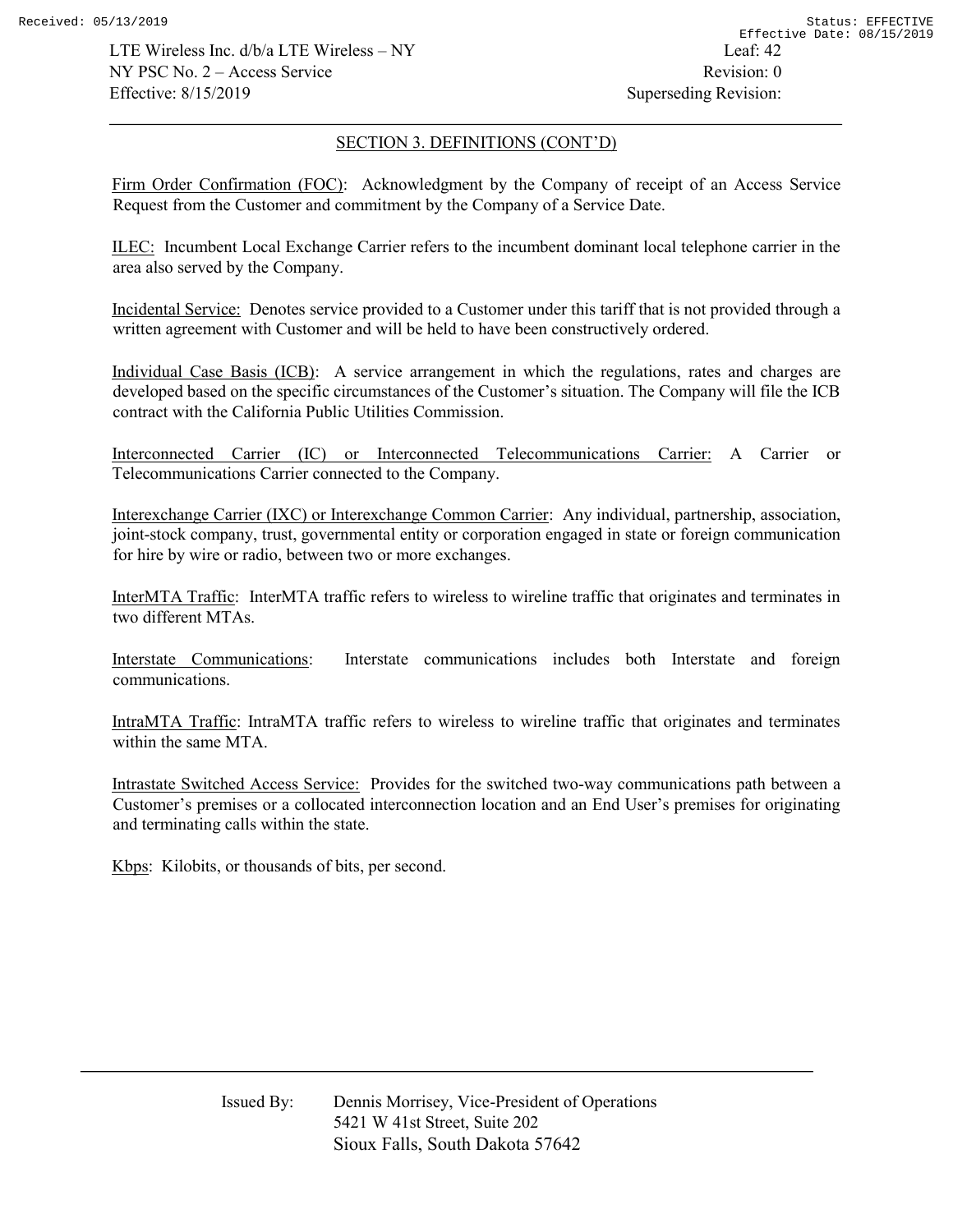## SECTION 3. DEFINITIONS (CONT'D)

Firm Order Confirmation (FOC): Acknowledgment by the Company of receipt of an Access Service Request from the Customer and commitment by the Company of a Service Date.

ILEC: Incumbent Local Exchange Carrier refers to the incumbent dominant local telephone carrier in the area also served by the Company.

Incidental Service: Denotes service provided to a Customer under this tariff that is not provided through a written agreement with Customer and will be held to have been constructively ordered.

Individual Case Basis (ICB): A service arrangement in which the regulations, rates and charges are developed based on the specific circumstances of the Customer's situation. The Company will file the ICB contract with the California Public Utilities Commission.

Interconnected Carrier (IC) or Interconnected Telecommunications Carrier: A Carrier or Telecommunications Carrier connected to the Company.

Interexchange Carrier (IXC) or Interexchange Common Carrier: Any individual, partnership, association, joint-stock company, trust, governmental entity or corporation engaged in state or foreign communication for hire by wire or radio, between two or more exchanges.

InterMTA Traffic: InterMTA traffic refers to wireless to wireline traffic that originates and terminates in two different MTAs.

Interstate Communications: Interstate communications includes both Interstate and foreign communications.

IntraMTA Traffic: IntraMTA traffic refers to wireless to wireline traffic that originates and terminates within the same MTA.

Intrastate Switched Access Service: Provides for the switched two-way communications path between a Customer's premises or a collocated interconnection location and an End User's premises for originating and terminating calls within the state.

Kbps: Kilobits, or thousands of bits, per second.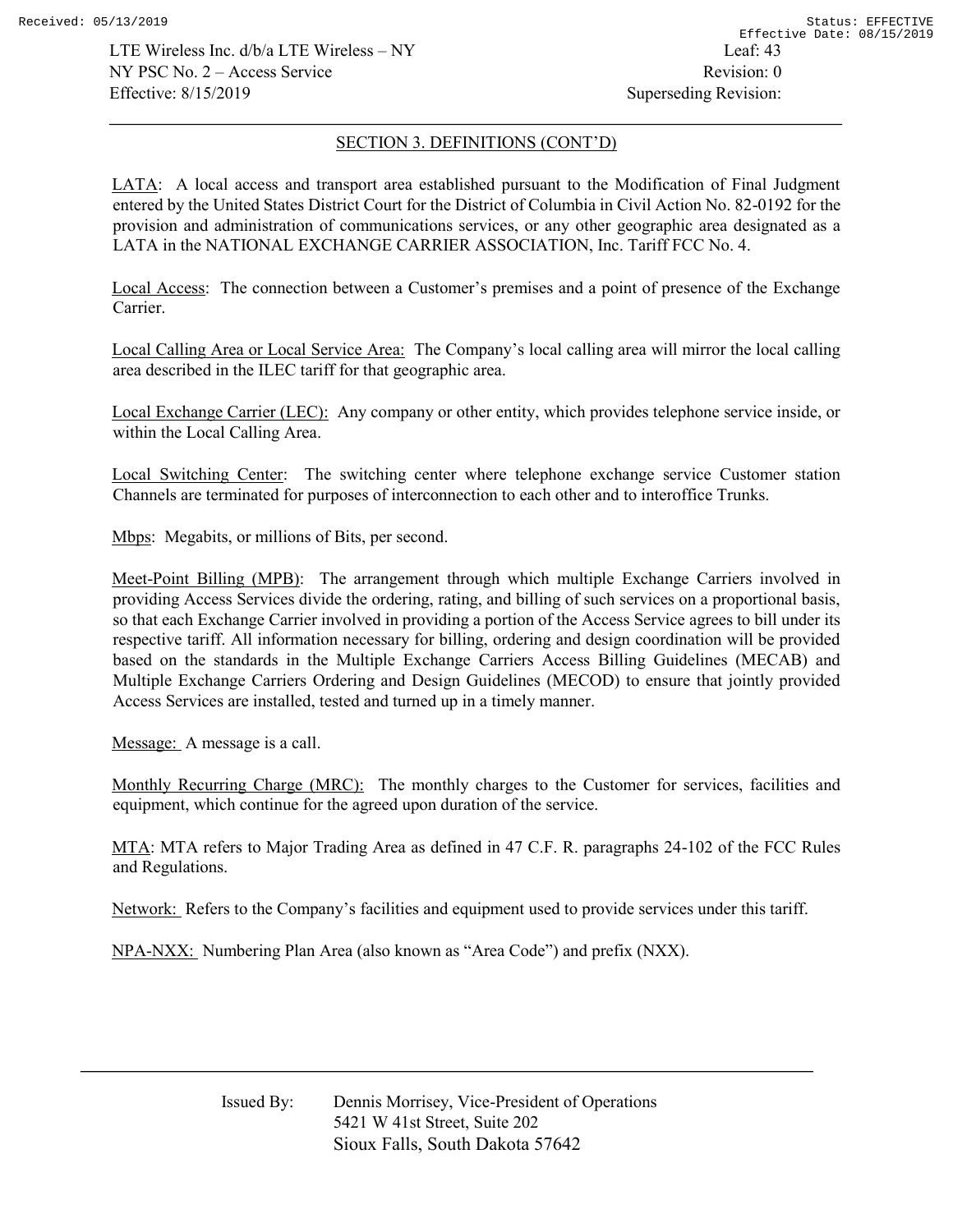## SECTION 3. DEFINITIONS (CONT'D)

LATA: A local access and transport area established pursuant to the Modification of Final Judgment entered by the United States District Court for the District of Columbia in Civil Action No. 82-0192 for the provision and administration of communications services, or any other geographic area designated as a LATA in the NATIONAL EXCHANGE CARRIER ASSOCIATION, Inc. Tariff FCC No. 4.

Local Access: The connection between a Customer's premises and a point of presence of the Exchange Carrier.

Local Calling Area or Local Service Area: The Company's local calling area will mirror the local calling area described in the ILEC tariff for that geographic area.

Local Exchange Carrier (LEC): Any company or other entity, which provides telephone service inside, or within the Local Calling Area.

Local Switching Center: The switching center where telephone exchange service Customer station Channels are terminated for purposes of interconnection to each other and to interoffice Trunks.

Mbps: Megabits, or millions of Bits, per second.

Meet-Point Billing (MPB): The arrangement through which multiple Exchange Carriers involved in providing Access Services divide the ordering, rating, and billing of such services on a proportional basis, so that each Exchange Carrier involved in providing a portion of the Access Service agrees to bill under its respective tariff. All information necessary for billing, ordering and design coordination will be provided based on the standards in the Multiple Exchange Carriers Access Billing Guidelines (MECAB) and Multiple Exchange Carriers Ordering and Design Guidelines (MECOD) to ensure that jointly provided Access Services are installed, tested and turned up in a timely manner.

Message: A message is a call.

Monthly Recurring Charge (MRC): The monthly charges to the Customer for services, facilities and equipment, which continue for the agreed upon duration of the service.

MTA: MTA refers to Major Trading Area as defined in 47 C.F. R. paragraphs 24-102 of the FCC Rules and Regulations.

Network: Refers to the Company's facilities and equipment used to provide services under this tariff.

NPA-NXX: Numbering Plan Area (also known as "Area Code") and prefix (NXX).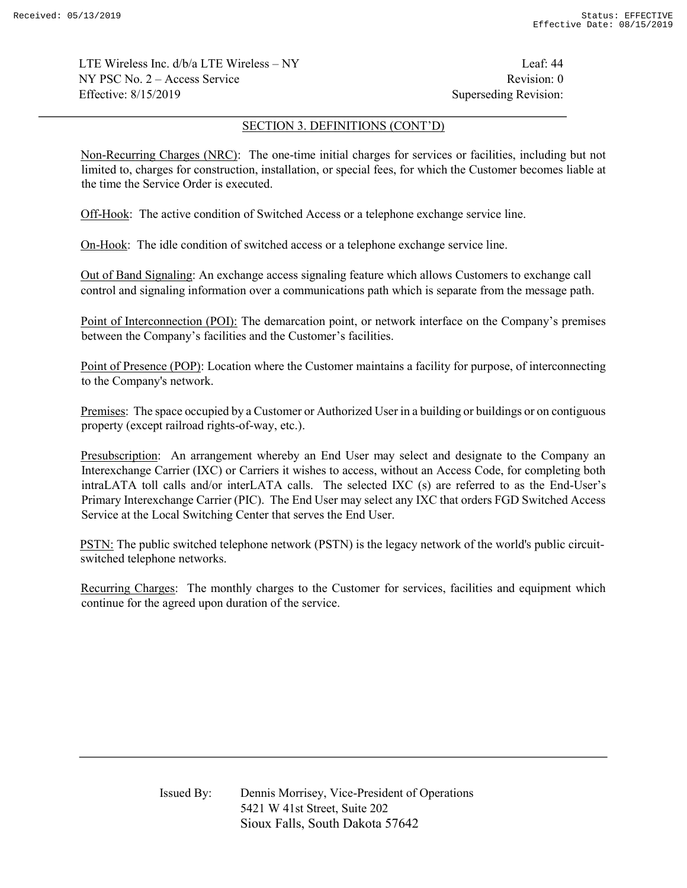## SECTION 3. DEFINITIONS (CONT'D)

Non-Recurring Charges (NRC): The one-time initial charges for services or facilities, including but not limited to, charges for construction, installation, or special fees, for which the Customer becomes liable at the time the Service Order is executed.

Off-Hook: The active condition of Switched Access or a telephone exchange service line.

On-Hook: The idle condition of switched access or a telephone exchange service line.

Out of Band Signaling: An exchange access signaling feature which allows Customers to exchange call control and signaling information over a communications path which is separate from the message path.

Point of Interconnection (POI): The demarcation point, or network interface on the Company's premises between the Company's facilities and the Customer's facilities.

Point of Presence (POP): Location where the Customer maintains a facility for purpose, of interconnecting to the Company's network.

Premises: The space occupied by a Customer or Authorized User in a building or buildings or on contiguous property (except railroad rights-of-way, etc.).

Presubscription: An arrangement whereby an End User may select and designate to the Company an Interexchange Carrier (IXC) or Carriers it wishes to access, without an Access Code, for completing both intraLATA toll calls and/or interLATA calls. The selected IXC (s) are referred to as the End-User's Primary Interexchange Carrier (PIC). The End User may select any IXC that orders FGD Switched Access Service at the Local Switching Center that serves the End User.

PSTN: The public switched telephone network (PSTN) is the legacy network of the world's public circuit-switched telephone networks.

Recurring Charges: The monthly charges to the Customer for services, facilities and equipment which continue for the agreed upon duration of the service.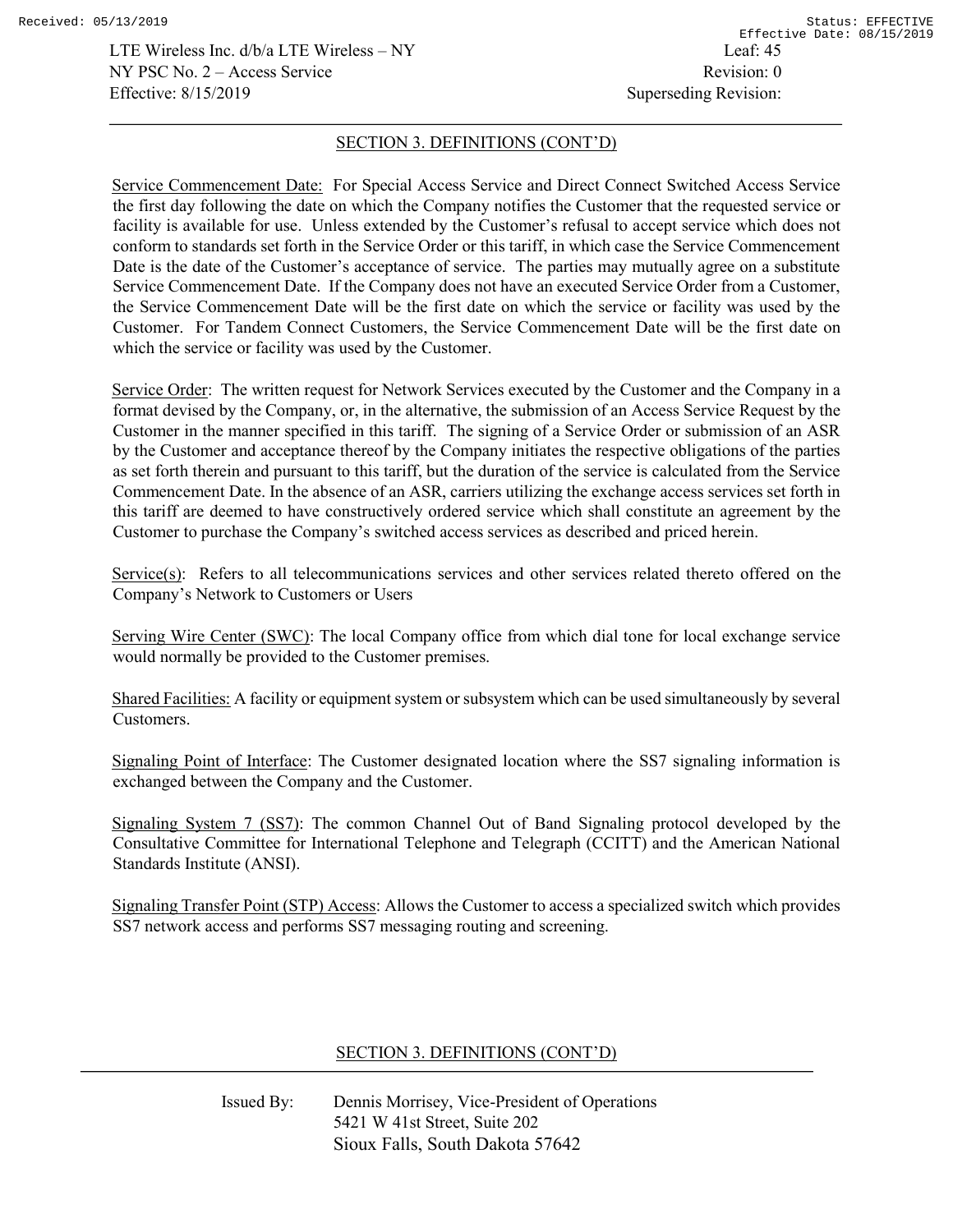## SECTION 3. DEFINITIONS (CONT'D)

Service Commencement Date: For Special Access Service and Direct Connect Switched Access Service the first day following the date on which the Company notifies the Customer that the requested service or facility is available for use. Unless extended by the Customer's refusal to accept service which does not conform to standards set forth in the Service Order or this tariff, in which case the Service Commencement Date is the date of the Customer's acceptance of service. The parties may mutually agree on a substitute Service Commencement Date. If the Company does not have an executed Service Order from a Customer, the Service Commencement Date will be the first date on which the service or facility was used by the Customer. For Tandem Connect Customers, the Service Commencement Date will be the first date on which the service or facility was used by the Customer.

Service Order: The written request for Network Services executed by the Customer and the Company in a format devised by the Company, or, in the alternative, the submission of an Access Service Request by the Customer in the manner specified in this tariff. The signing of a Service Order or submission of an ASR by the Customer and acceptance thereof by the Company initiates the respective obligations of the parties as set forth therein and pursuant to this tariff, but the duration of the service is calculated from the Service Commencement Date. In the absence of an ASR, carriers utilizing the exchange access services set forth in this tariff are deemed to have constructively ordered service which shall constitute an agreement by the Customer to purchase the Company's switched access services as described and priced herein.

Service(s): Refers to all telecommunications services and other services related thereto offered on the Company's Network to Customers or Users

Serving Wire Center (SWC): The local Company office from which dial tone for local exchange service would normally be provided to the Customer premises.

Shared Facilities: A facility or equipment system or subsystem which can be used simultaneously by several Customers.

Signaling Point of Interface: The Customer designated location where the SS7 signaling information is exchanged between the Company and the Customer.

Signaling System 7 (SS7): The common Channel Out of Band Signaling protocol developed by the Consultative Committee for International Telephone and Telegraph (CCITT) and the American National Standards Institute (ANSI).

Signaling Transfer Point (STP) Access: Allows the Customer to access a specialized switch which provides SS7 network access and performs SS7 messaging routing and screening.

## SECTION 3. DEFINITIONS (CONT'D)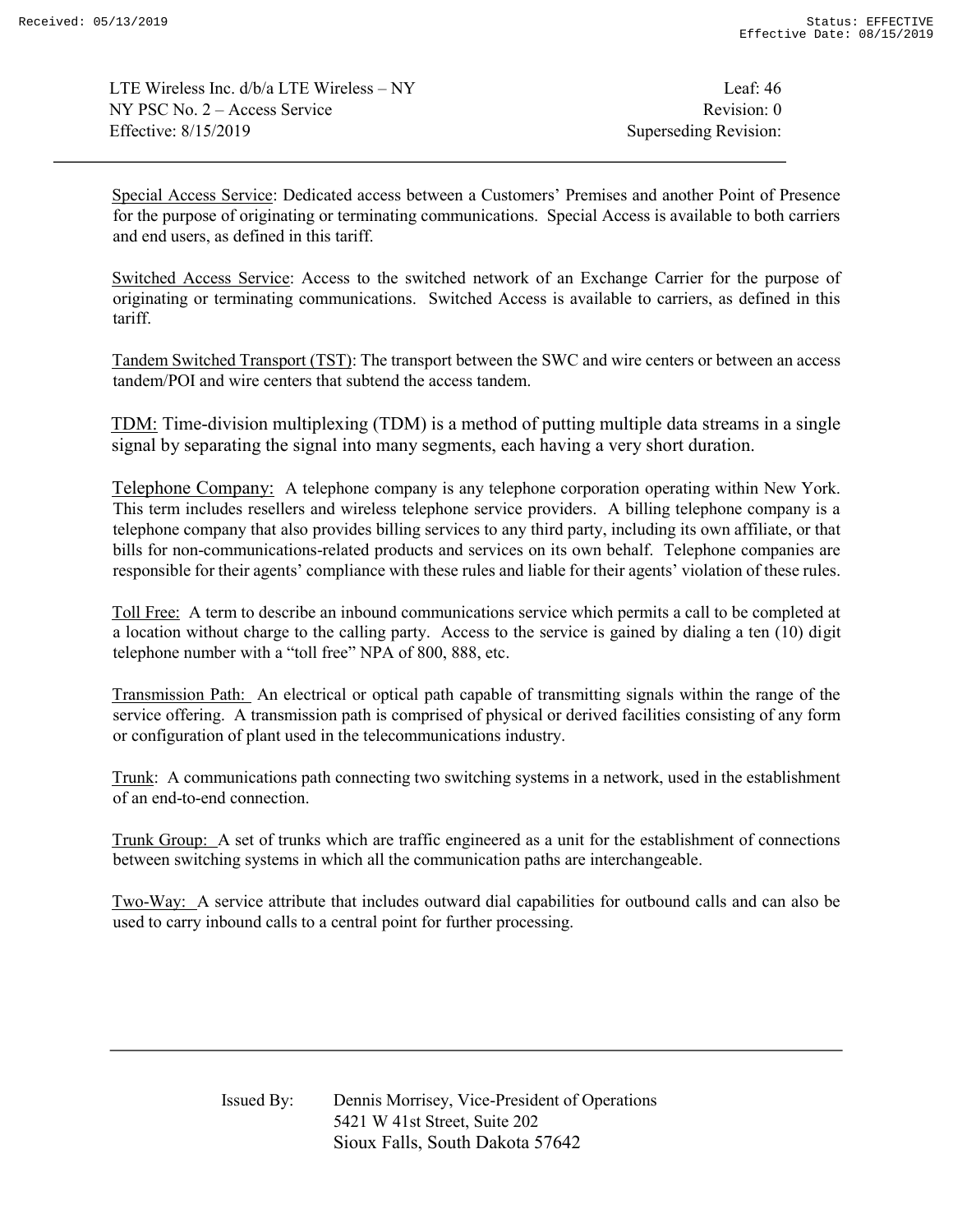Special Access Service: Dedicated access between a Customers' Premises and another Point of Presence for the purpose of originating or terminating communications. Special Access is available to both carriers and end users, as defined in this tariff.

Switched Access Service: Access to the switched network of an Exchange Carrier for the purpose of originating or terminating communications. Switched Access is available to carriers, as defined in this tariff.

Tandem Switched Transport (TST): The transport between the SWC and wire centers or between an access tandem/POI and wire centers that subtend the access tandem.

TDM: Time-division multiplexing (TDM) is a method of putting multiple data streams in a single signal by separating the signal into many segments, each having a very short duration.

Telephone Company: A telephone company is any telephone corporation operating within New York. This term includes resellers and wireless telephone service providers. A billing telephone company is a telephone company that also provides billing services to any third party, including its own affiliate, or that bills for non-communications-related products and services on its own behalf. Telephone companies are responsible for their agents' compliance with these rules and liable for their agents' violation of these rules.

Toll Free: A term to describe an inbound communications service which permits a call to be completed at a location without charge to the calling party. Access to the service is gained by dialing a ten (10) digit telephone number with a "toll free" NPA of 800, 888, etc.

Transmission Path: An electrical or optical path capable of transmitting signals within the range of the service offering. A transmission path is comprised of physical or derived facilities consisting of any form or configuration of plant used in the telecommunications industry.

Trunk: A communications path connecting two switching systems in a network, used in the establishment of an end-to-end connection.

Trunk Group: A set of trunks which are traffic engineered as a unit for the establishment of connections between switching systems in which all the communication paths are interchangeable.

Two-Way: A service attribute that includes outward dial capabilities for outbound calls and can also be used to carry inbound calls to a central point for further processing.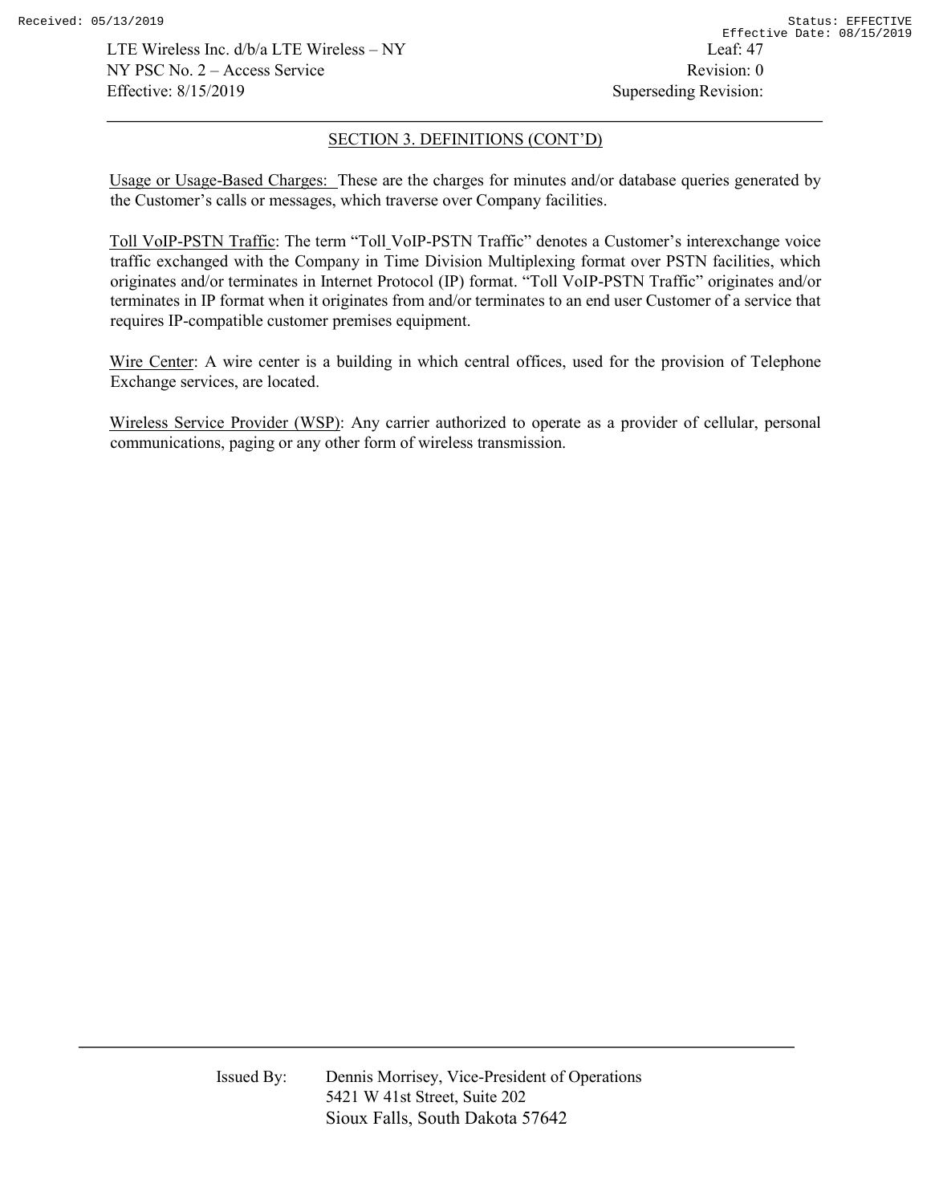## SECTION 3. DEFINITIONS (CONT'D)

Usage or Usage-Based Charges: These are the charges for minutes and/or database queries generated by the Customer's calls or messages, which traverse over Company facilities.

Toll VoIP-PSTN Traffic: The term "Toll VoIP-PSTN Traffic" denotes a Customer's interexchange voice traffic exchanged with the Company in Time Division Multiplexing format over PSTN facilities, which originates and/or terminates in Internet Protocol (IP) format. "Toll VoIP-PSTN Traffic" originates and/or terminates in IP format when it originates from and/or terminates to an end user Customer of a service that requires IP-compatible customer premises equipment.

Wire Center: A wire center is a building in which central offices, used for the provision of Telephone Exchange services, are located.

Wireless Service Provider (WSP): Any carrier authorized to operate as a provider of cellular, personal communications, paging or any other form of wireless transmission.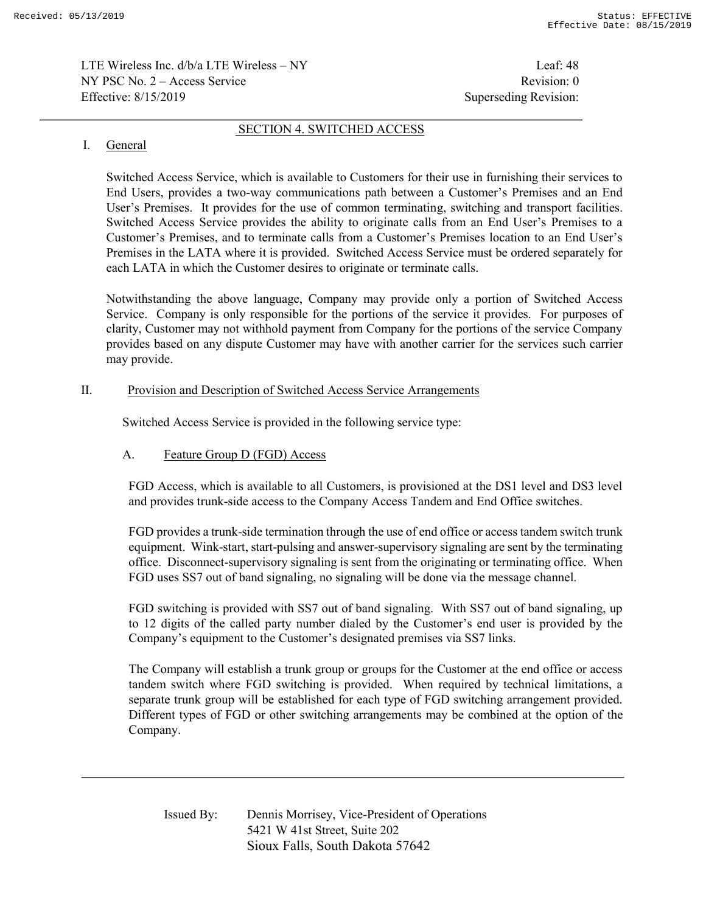# SECTION 4. SWITCHED ACCESS

## I. General

Switched Access Service, which is available to Customers for their use in furnishing their services to End Users, provides a two-way communications path between a Customer's Premises and an End User's Premises. It provides for the use of common terminating, switching and transport facilities. Switched Access Service provides the ability to originate calls from an End User's Premises to a Customer's Premises, and to terminate calls from a Customer's Premises location to an End User's Premises in the LATA where it is provided. Switched Access Service must be ordered separately for each LATA in which the Customer desires to originate or terminate calls.

Notwithstanding the above language, Company may provide only a portion of Switched Access Service. Company is only responsible for the portions of the service it provides. For purposes of clarity, Customer may not withhold payment from Company for the portions of the service Company provides based on any dispute Customer may have with another carrier for the services such carrier may provide.

## II. Provision and Description of Switched Access Service Arrangements

Switched Access Service is provided in the following service type:

### A. Feature Group D (FGD) Access

FGD Access, which is available to all Customers, is provisioned at the DS1 level and DS3 level and provides trunk-side access to the Company Access Tandem and End Office switches.

FGD provides a trunk-side termination through the use of end office or access tandem switch trunk equipment. Wink-start, start-pulsing and answer-supervisory signaling are sent by the terminating office. Disconnect-supervisory signaling is sent from the originating or terminating office. When FGD uses SS7 out of band signaling, no signaling will be done via the message channel.

FGD switching is provided with SS7 out of band signaling. With SS7 out of band signaling, up to 12 digits of the called party number dialed by the Customer's end user is provided by the Company's equipment to the Customer's designated premises via SS7 links.

The Company will establish a trunk group or groups for the Customer at the end office or access tandem switch where FGD switching is provided. When required by technical limitations, a separate trunk group will be established for each type of FGD switching arrangement provided. Different types of FGD or other switching arrangements may be combined at the option of the Company.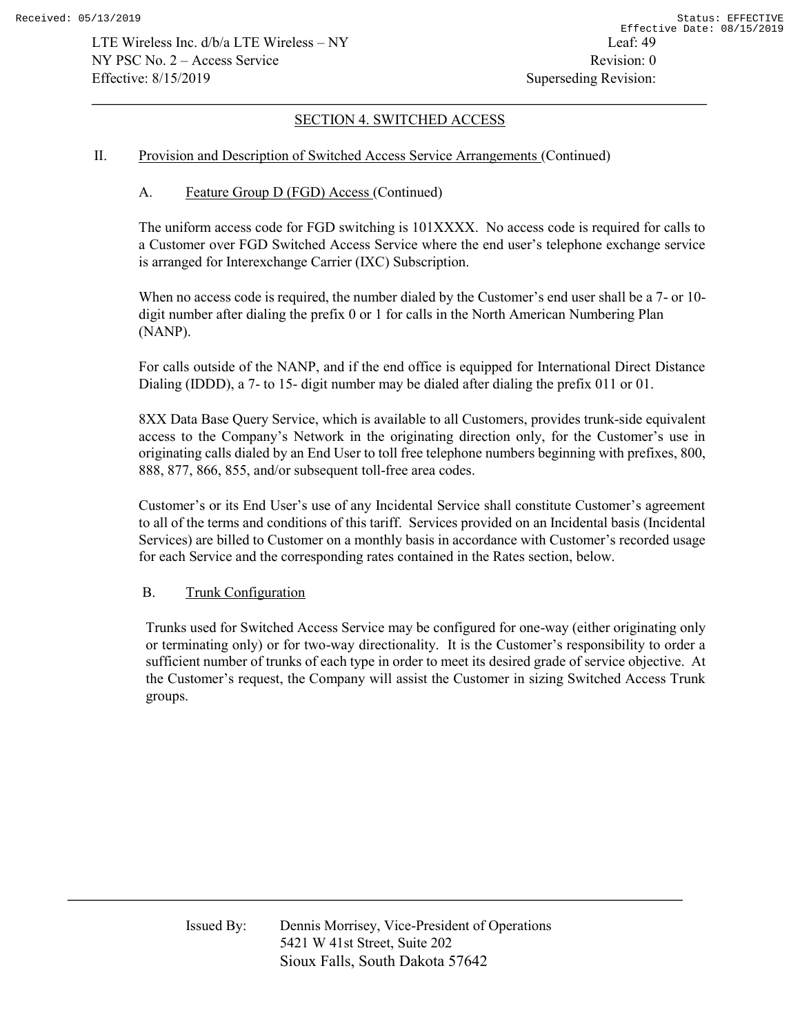## SECTION 4. SWITCHED ACCESS

II. Provision and Description of Switched Access Service Arrangements (Continued)

A. Feature Group D (FGD) Access (Continued)

The uniform access code for FGD switching is 101XXXX. No access code is required for calls to a Customer over FGD Switched Access Service where the end user's telephone exchange service is arranged for Interexchange Carrier (IXC) Subscription.

When no access code is required, the number dialed by the Customer's end user shall be a 7- or 10-digit number after dialing the prefix 0 or 1 for calls in the North American Numbering Plan (NANP).

For calls outside of the NANP, and if the end office is equipped for International Direct Distance Dialing (IDDD), a 7- to 15- digit number may be dialed after dialing the prefix 011 or 01.

8XX Data Base Query Service, which is available to all Customers, provides trunk-side equivalent access to the Company's Network in the originating direction only, for the Customer's use in originating calls dialed by an End User to toll free telephone numbers beginning with prefixes, 800, 888, 877, 866, 855, and/or subsequent toll-free area codes.

Customer's or its End User's use of any Incidental Service shall constitute Customer's agreement to all of the terms and conditions of this tariff. Services provided on an Incidental basis (Incidental Services) are billed to Customer on a monthly basis in accordance with Customer's recorded usage for each Service and the corresponding rates contained in the Rates section, below.

B. Trunk Configuration

Trunks used for Switched Access Service may be configured for one-way (either originating only or terminating only) or for two-way directionality. It is the Customer's responsibility to order a sufficient number of trunks of each type in order to meet its desired grade of service objective. At the Customer's request, the Company will assist the Customer in sizing Switched Access Trunk groups.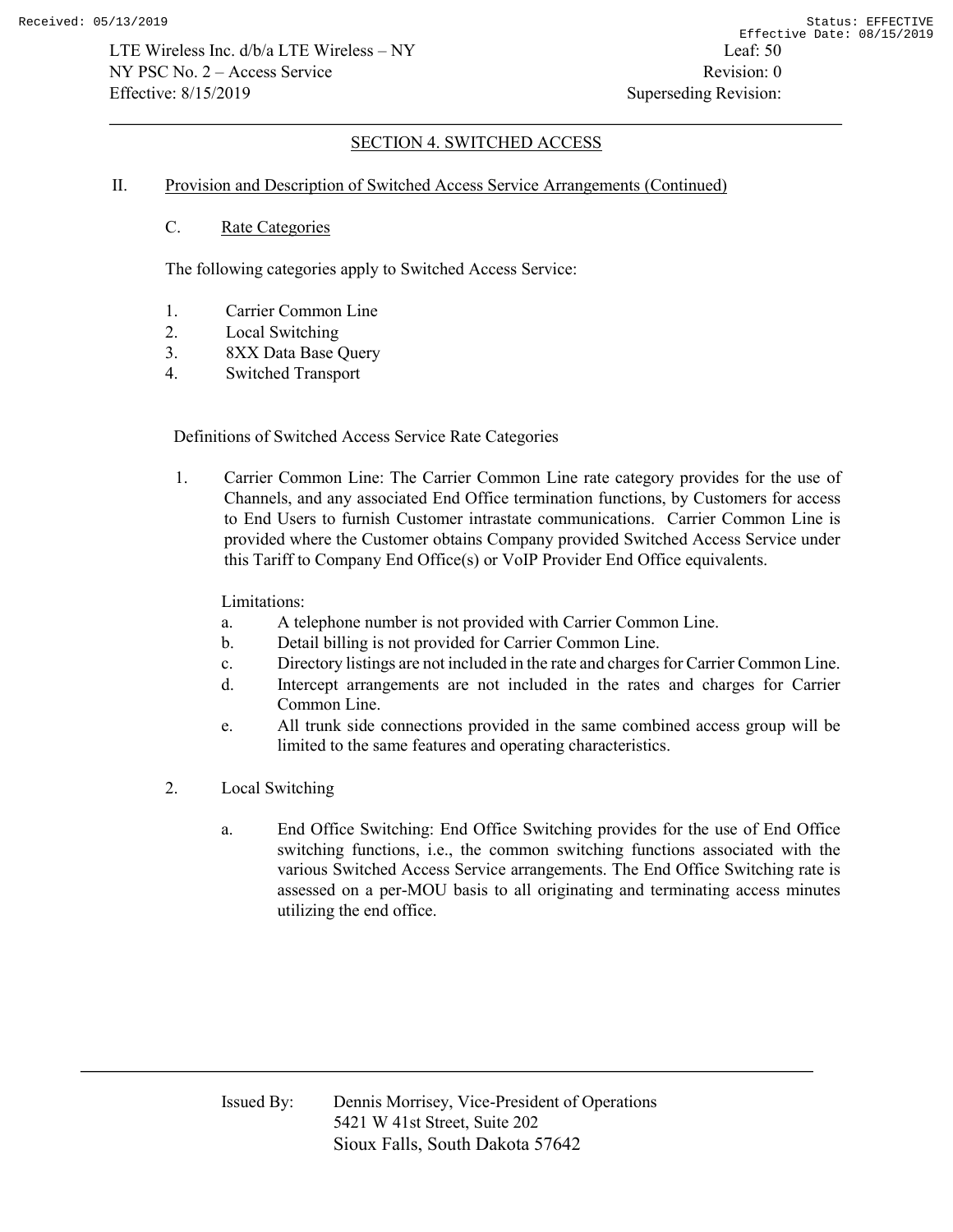## SECTION 4. SWITCHED ACCESS

II. Provision and Description of Switched Access Service Arrangements (Continued)

C. Rate Categories

The following categories apply to Switched Access Service:

1. Carrier Common Line
2. Local Switching
3. 8XX Data Base Query
4. Switched Transport

Definitions of Switched Access Service Rate Categories

1. Carrier Common Line: The Carrier Common Line rate category provides for the use of Channels, and any associated End Office termination functions, by Customers for access to End Users to furnish Customer intrastate communications. Carrier Common Line is provided where the Customer obtains Company provided Switched Access Service under this Tariff to Company End Office(s) or VoIP Provider End Office equivalents.

   Limitations:
   - a. A telephone number is not provided with Carrier Common Line.
   - b. Detail billing is not provided for Carrier Common Line.
   - c. Directory listings are not included in the rate and charges for Carrier Common Line.
   - d. Intercept arrangements are not included in the rates and charges for Carrier Common Line.
   - e. All trunk side connections provided in the same combined access group will be limited to the same features and operating characteristics.

2. Local Switching

   - a. End Office Switching: End Office Switching provides for the use of End Office switching functions, i.e., the common switching functions associated with the various Switched Access Service arrangements. The End Office Switching rate is assessed on a per-MOU basis to all originating and terminating access minutes utilizing the end office.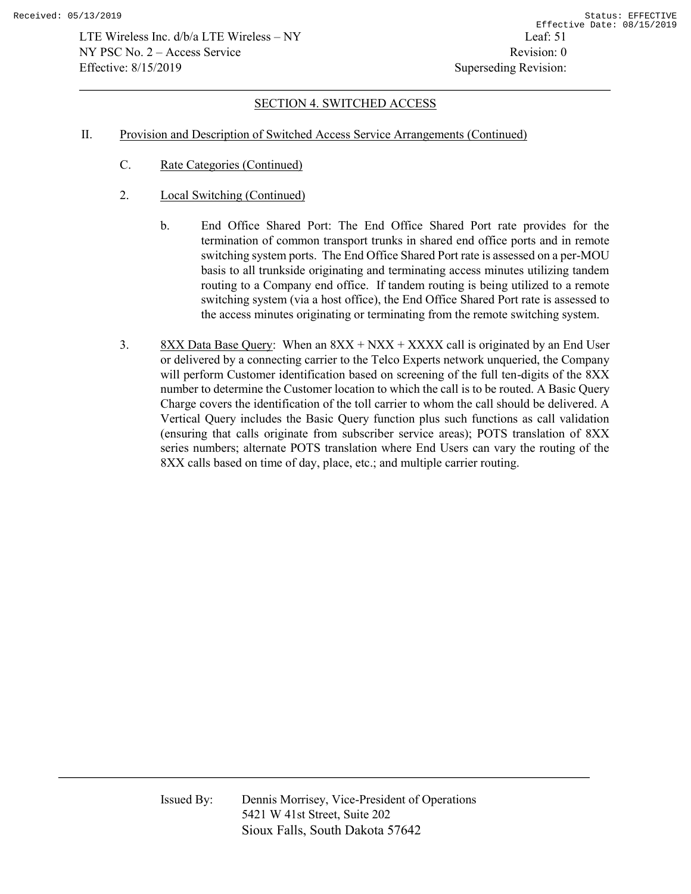## SECTION 4. SWITCHED ACCESS

II. Provision and Description of Switched Access Service Arrangements (Continued)

C. Rate Categories (Continued)

2. Local Switching (Continued)

b. End Office Shared Port: The End Office Shared Port rate provides for the termination of common transport trunks in shared end office ports and in remote switching system ports. The End Office Shared Port rate is assessed on a per-MOU basis to all trunkside originating and terminating access minutes utilizing tandem routing to a Company end office. If tandem routing is being utilized to a remote switching system (via a host office), the End Office Shared Port rate is assessed to the access minutes originating or terminating from the remote switching system.

3. 8XX Data Base Query: When an 8XX + NXX + XXXX call is originated by an End User or delivered by a connecting carrier to the Telco Experts network unqueried, the Company will perform Customer identification based on screening of the full ten-digits of the 8XX number to determine the Customer location to which the call is to be routed. A Basic Query Charge covers the identification of the toll carrier to whom the call should be delivered. A Vertical Query includes the Basic Query function plus such functions as call validation (ensuring that calls originate from subscriber service areas); POTS translation of 8XX series numbers; alternate POTS translation where End Users can vary the routing of the 8XX calls based on time of day, place, etc.; and multiple carrier routing.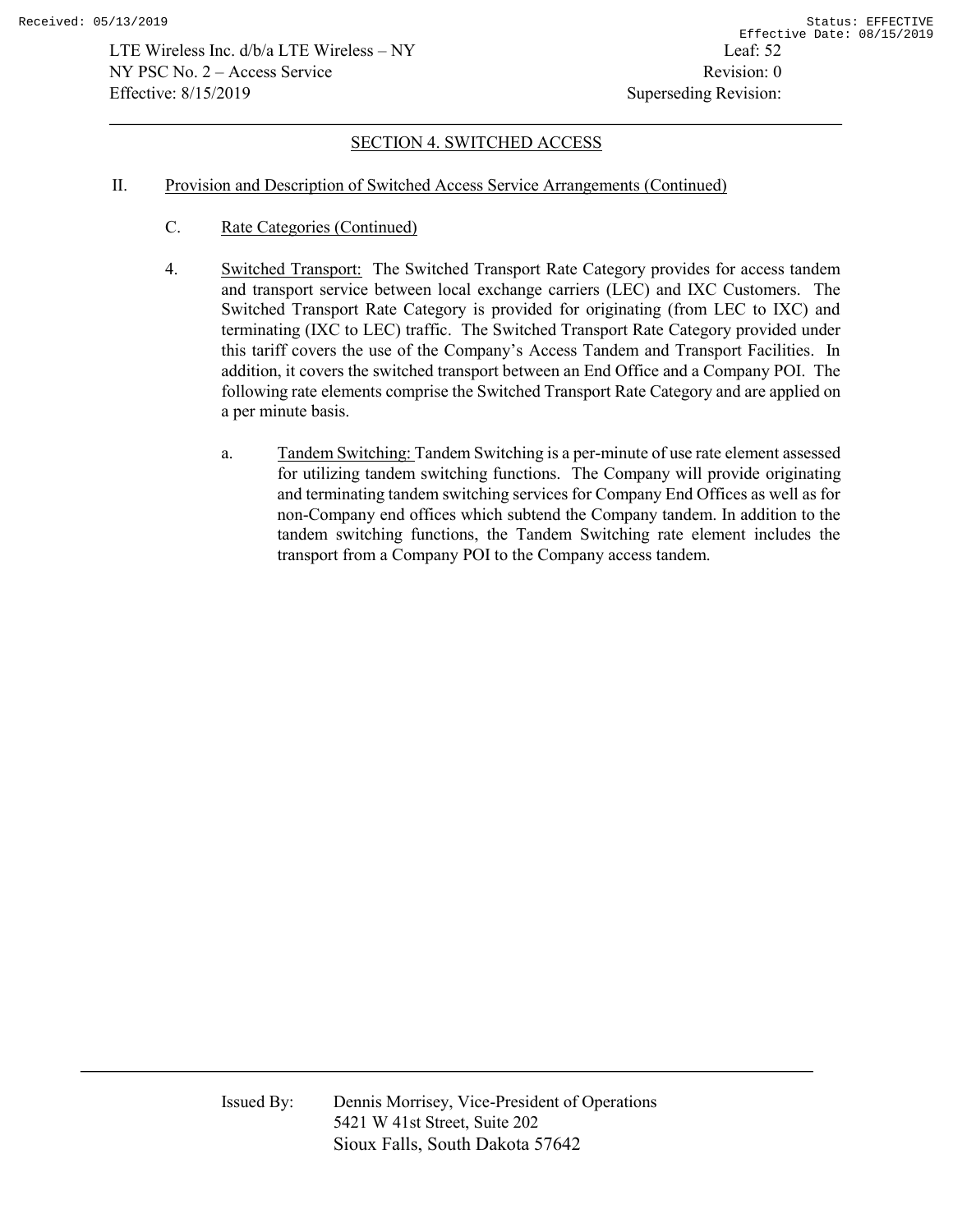## SECTION 4. SWITCHED ACCESS

II. Provision and Description of Switched Access Service Arrangements (Continued)

C. Rate Categories (Continued)

4. Switched Transport: The Switched Transport Rate Category provides for access tandem and transport service between local exchange carriers (LEC) and IXC Customers. The Switched Transport Rate Category is provided for originating (from LEC to IXC) and terminating (IXC to LEC) traffic. The Switched Transport Rate Category provided under this tariff covers the use of the Company's Access Tandem and Transport Facilities. In addition, it covers the switched transport between an End Office and a Company POI. The following rate elements comprise the Switched Transport Rate Category and are applied on a per minute basis.

   a. Tandem Switching: Tandem Switching is a per-minute of use rate element assessed for utilizing tandem switching functions. The Company will provide originating and terminating tandem switching services for Company End Offices as well as for non-Company end offices which subtend the Company tandem. In addition to the tandem switching functions, the Tandem Switching rate element includes the transport from a Company POI to the Company access tandem.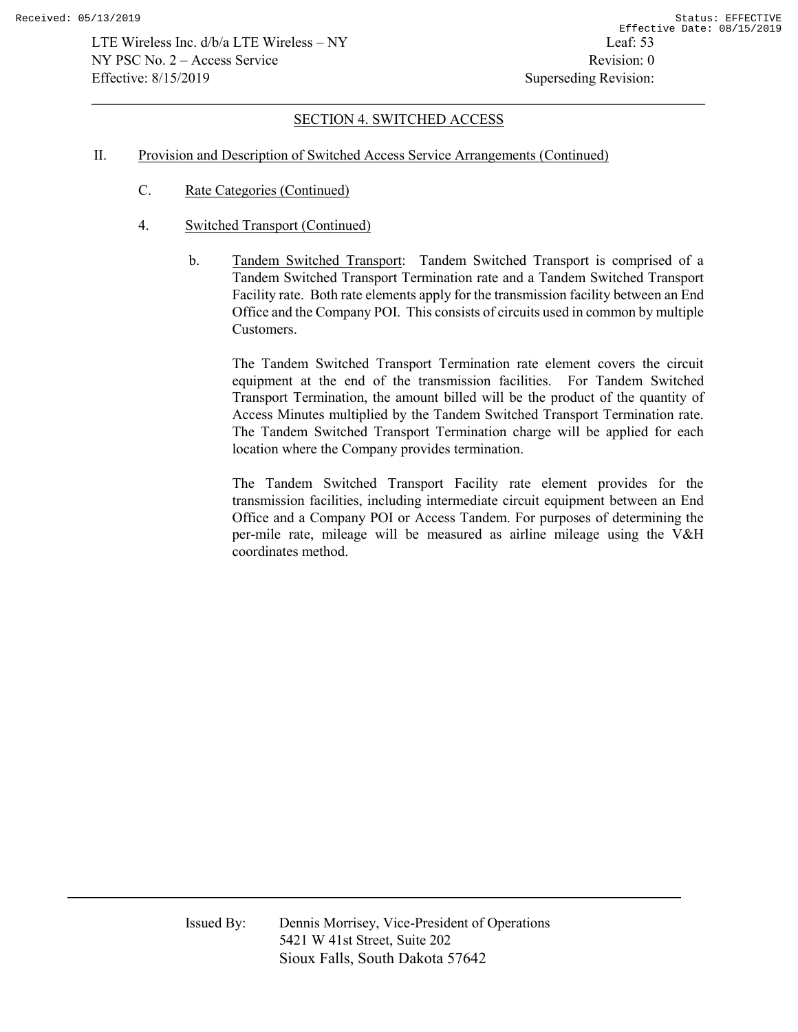## SECTION 4. SWITCHED ACCESS

II. Provision and Description of Switched Access Service Arrangements (Continued)

C. Rate Categories (Continued)

4. Switched Transport (Continued)

b. Tandem Switched Transport: Tandem Switched Transport is comprised of a Tandem Switched Transport Termination rate and a Tandem Switched Transport Facility rate. Both rate elements apply for the transmission facility between an End Office and the Company POI. This consists of circuits used in common by multiple Customers.

The Tandem Switched Transport Termination rate element covers the circuit equipment at the end of the transmission facilities. For Tandem Switched Transport Termination, the amount billed will be the product of the quantity of Access Minutes multiplied by the Tandem Switched Transport Termination rate. The Tandem Switched Transport Termination charge will be applied for each location where the Company provides termination.

The Tandem Switched Transport Facility rate element provides for the transmission facilities, including intermediate circuit equipment between an End Office and a Company POI or Access Tandem. For purposes of determining the per-mile rate, mileage will be measured as airline mileage using the V&H coordinates method.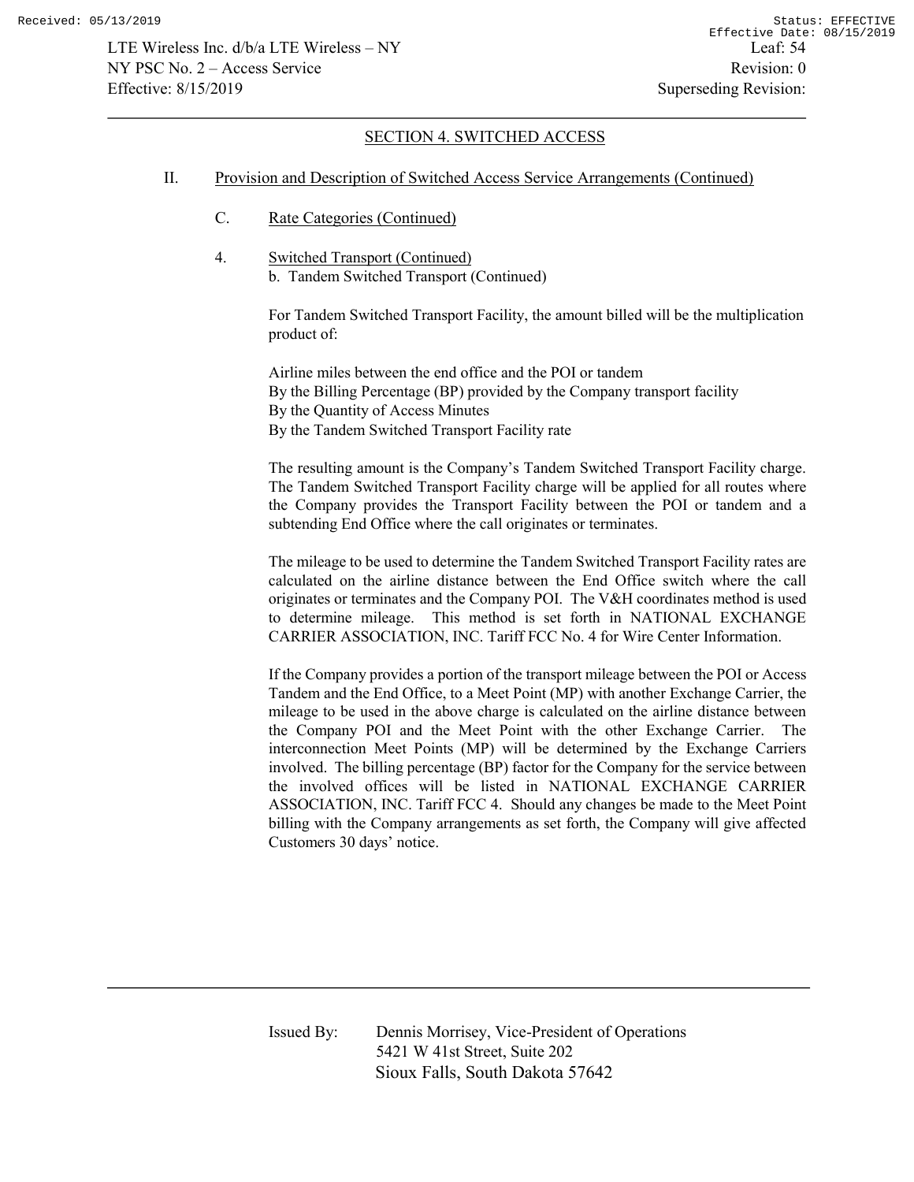## SECTION 4. SWITCHED ACCESS

II. Provision and Description of Switched Access Service Arrangements (Continued)

C. Rate Categories (Continued)

4. Switched Transport (Continued)

b. Tandem Switched Transport (Continued)

For Tandem Switched Transport Facility, the amount billed will be the multiplication product of:

Airline miles between the end office and the POI or tandem
By the Billing Percentage (BP) provided by the Company transport facility
By the Quantity of Access Minutes
By the Tandem Switched Transport Facility rate

The resulting amount is the Company's Tandem Switched Transport Facility charge. The Tandem Switched Transport Facility charge will be applied for all routes where the Company provides the Transport Facility between the POI or tandem and a subtending End Office where the call originates or terminates.

The mileage to be used to determine the Tandem Switched Transport Facility rates are calculated on the airline distance between the End Office switch where the call originates or terminates and the Company POI. The V&H coordinates method is used to determine mileage. This method is set forth in NATIONAL EXCHANGE CARRIER ASSOCIATION, INC. Tariff FCC No. 4 for Wire Center Information.

If the Company provides a portion of the transport mileage between the POI or Access Tandem and the End Office, to a Meet Point (MP) with another Exchange Carrier, the mileage to be used in the above charge is calculated on the airline distance between the Company POI and the Meet Point with the other Exchange Carrier. The interconnection Meet Points (MP) will be determined by the Exchange Carriers involved. The billing percentage (BP) factor for the Company for the service between the involved offices will be listed in NATIONAL EXCHANGE CARRIER ASSOCIATION, INC. Tariff FCC 4. Should any changes be made to the Meet Point billing with the Company arrangements as set forth, the Company will give affected Customers 30 days' notice.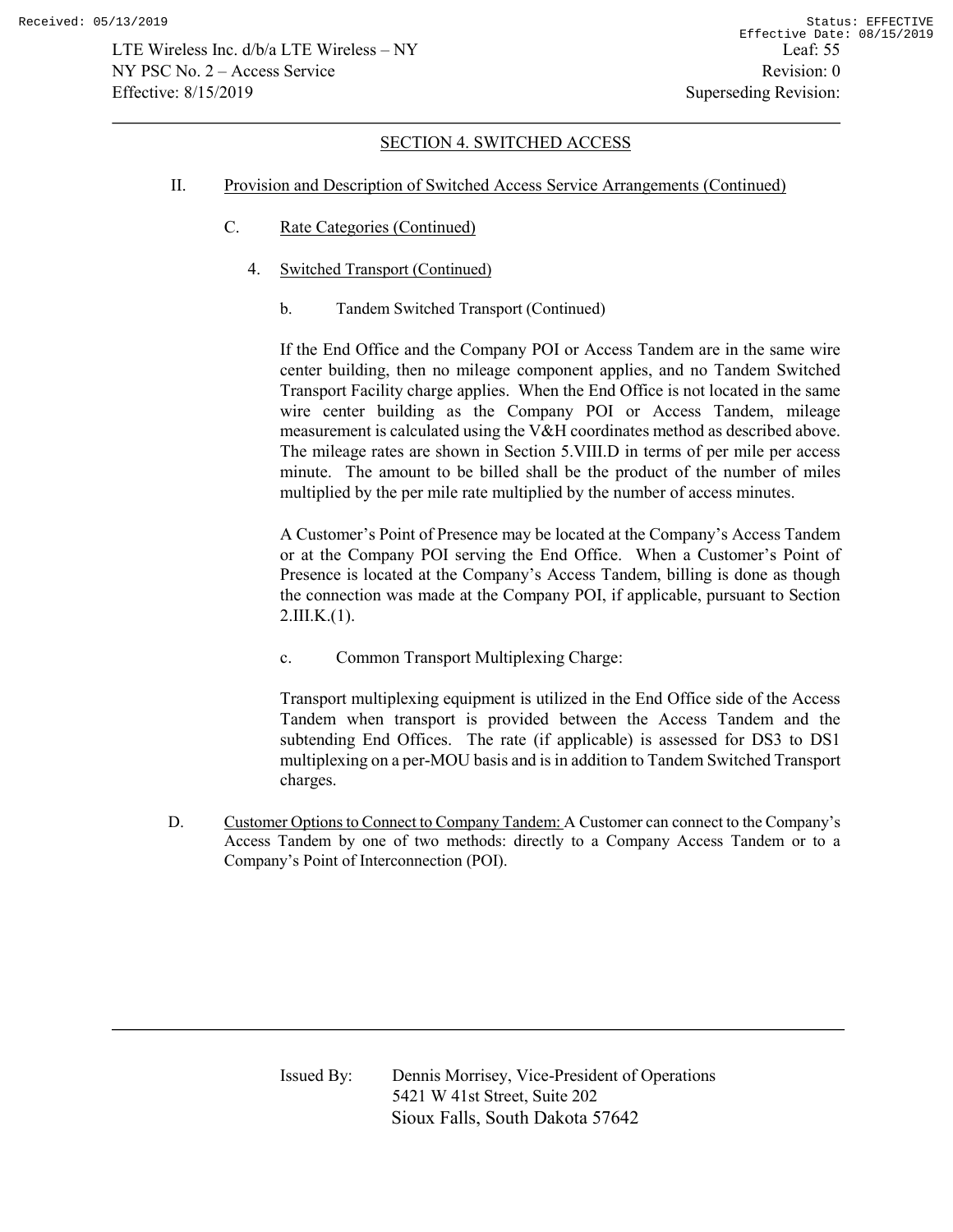## SECTION 4. SWITCHED ACCESS

II. Provision and Description of Switched Access Service Arrangements (Continued)

C. Rate Categories (Continued)

4. Switched Transport (Continued)

b. Tandem Switched Transport (Continued)

If the End Office and the Company POI or Access Tandem are in the same wire center building, then no mileage component applies, and no Tandem Switched Transport Facility charge applies. When the End Office is not located in the same wire center building as the Company POI or Access Tandem, mileage measurement is calculated using the V&H coordinates method as described above. The mileage rates are shown in Section 5.VIII.D in terms of per mile per access minute. The amount to be billed shall be the product of the number of miles multiplied by the per mile rate multiplied by the number of access minutes.

A Customer's Point of Presence may be located at the Company's Access Tandem or at the Company POI serving the End Office. When a Customer's Point of Presence is located at the Company's Access Tandem, billing is done as though the connection was made at the Company POI, if applicable, pursuant to Section 2.III.K.(1).

c. Common Transport Multiplexing Charge:

Transport multiplexing equipment is utilized in the End Office side of the Access Tandem when transport is provided between the Access Tandem and the subtending End Offices. The rate (if applicable) is assessed for DS3 to DS1 multiplexing on a per-MOU basis and is in addition to Tandem Switched Transport charges.

D. Customer Options to Connect to Company Tandem: A Customer can connect to the Company's Access Tandem by one of two methods: directly to a Company Access Tandem or to a Company's Point of Interconnection (POI).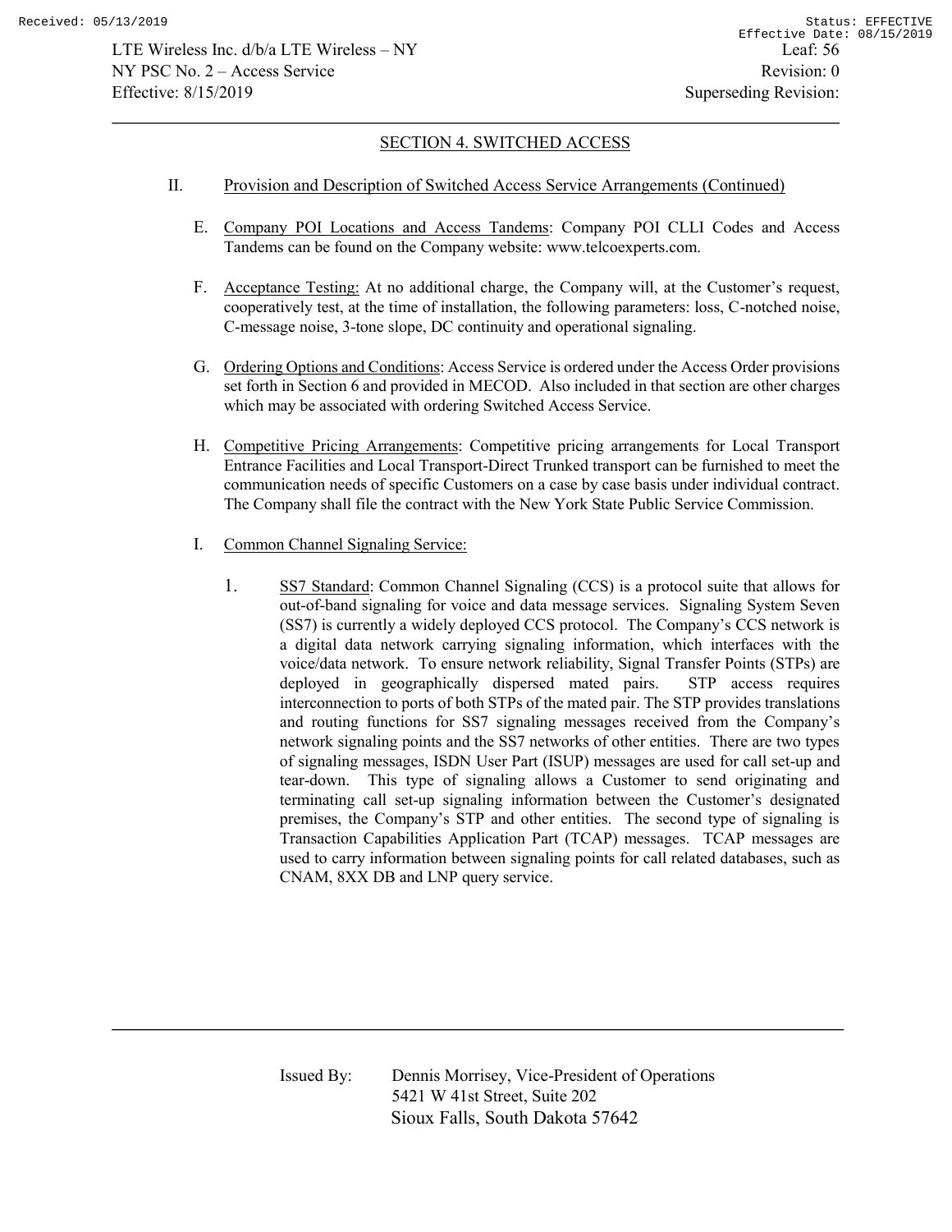## SECTION 4. SWITCHED ACCESS

II. Provision and Description of Switched Access Service Arrangements (Continued)

E. Company POI Locations and Access Tandems: Company POI CLLI Codes and Access Tandems can be found on the Company website: www.telcoexperts.com.

F. Acceptance Testing: At no additional charge, the Company will, at the Customer's request, cooperatively test, at the time of installation, the following parameters: loss, C-notched noise, C-message noise, 3-tone slope, DC continuity and operational signaling.

G. Ordering Options and Conditions: Access Service is ordered under the Access Order provisions set forth in Section 6 and provided in MECOD. Also included in that section are other charges which may be associated with ordering Switched Access Service.

H. Competitive Pricing Arrangements: Competitive pricing arrangements for Local Transport Entrance Facilities and Local Transport-Direct Trunked transport can be furnished to meet the communication needs of specific Customers on a case by case basis under individual contract. The Company shall file the contract with the New York State Public Service Commission.

I. Common Channel Signaling Service:

1. SS7 Standard: Common Channel Signaling (CCS) is a protocol suite that allows for out-of-band signaling for voice and data message services. Signaling System Seven (SS7) is currently a widely deployed CCS protocol. The Company's CCS network is a digital data network carrying signaling information, which interfaces with the voice/data network. To ensure network reliability, Signal Transfer Points (STPs) are deployed in geographically dispersed mated pairs. STP access requires interconnection to ports of both STPs of the mated pair. The STP provides translations and routing functions for SS7 signaling messages received from the Company's network signaling points and the SS7 networks of other entities. There are two types of signaling messages, ISDN User Part (ISUP) messages are used for call set-up and tear-down. This type of signaling allows a Customer to send originating and terminating call set-up signaling information between the Customer's designated premises, the Company's STP and other entities. The second type of signaling is Transaction Capabilities Application Part (TCAP) messages. TCAP messages are used to carry information between signaling points for call related databases, such as CNAM, 8XX DB and LNP query service.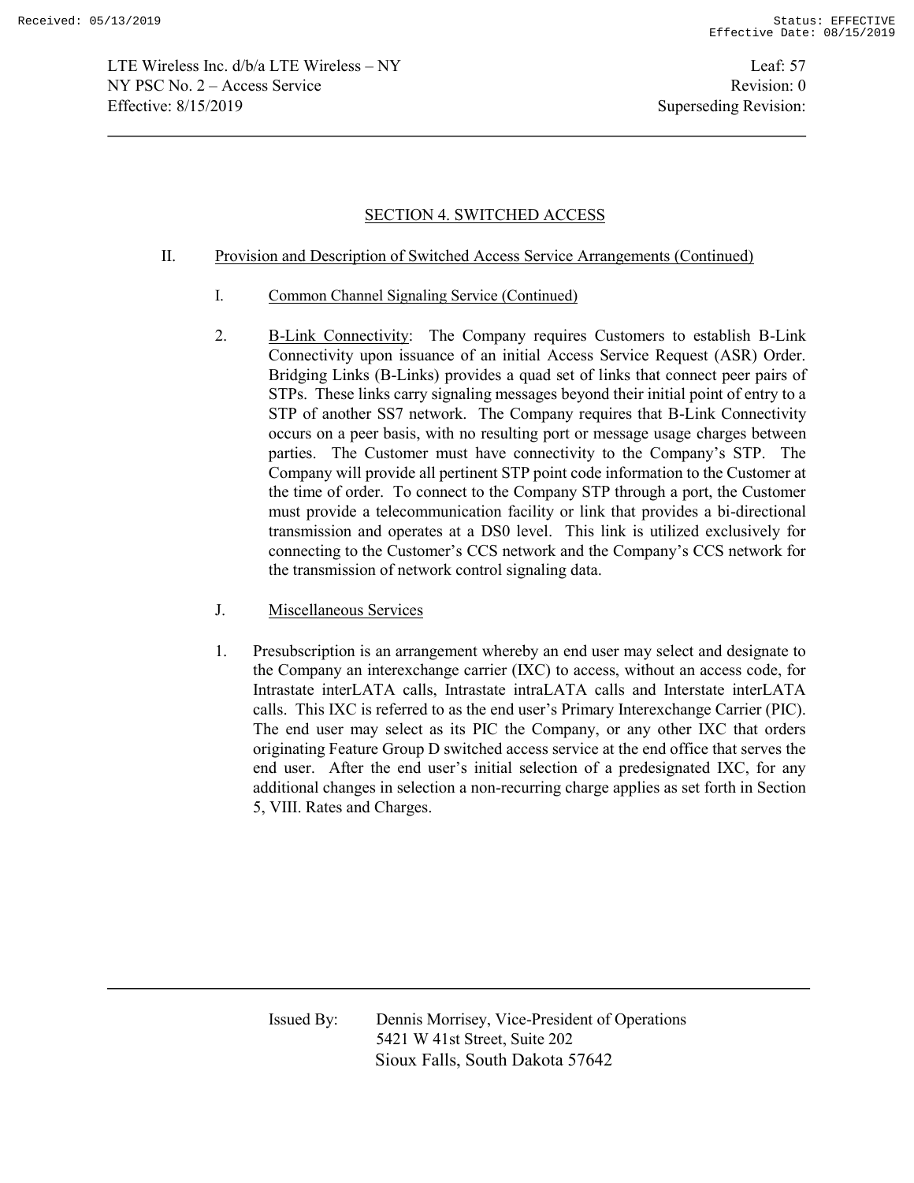## SECTION 4. SWITCHED ACCESS

II. Provision and Description of Switched Access Service Arrangements (Continued)

I. Common Channel Signaling Service (Continued)

2. B-Link Connectivity: The Company requires Customers to establish B-Link Connectivity upon issuance of an initial Access Service Request (ASR) Order. Bridging Links (B-Links) provides a quad set of links that connect peer pairs of STPs. These links carry signaling messages beyond their initial point of entry to a STP of another SS7 network. The Company requires that B-Link Connectivity occurs on a peer basis, with no resulting port or message usage charges between parties. The Customer must have connectivity to the Company's STP. The Company will provide all pertinent STP point code information to the Customer at the time of order. To connect to the Company STP through a port, the Customer must provide a telecommunication facility or link that provides a bi-directional transmission and operates at a DS0 level. This link is utilized exclusively for connecting to the Customer's CCS network and the Company's CCS network for the transmission of network control signaling data.

J. Miscellaneous Services

1. Presubscription is an arrangement whereby an end user may select and designate to the Company an interexchange carrier (IXC) to access, without an access code, for Intrastate interLATA calls, Intrastate intraLATA calls and Interstate interLATA calls. This IXC is referred to as the end user's Primary Interexchange Carrier (PIC). The end user may select as its PIC the Company, or any other IXC that orders originating Feature Group D switched access service at the end office that serves the end user. After the end user's initial selection of a predesignated IXC, for any additional changes in selection a non-recurring charge applies as set forth in Section 5, VIII. Rates and Charges.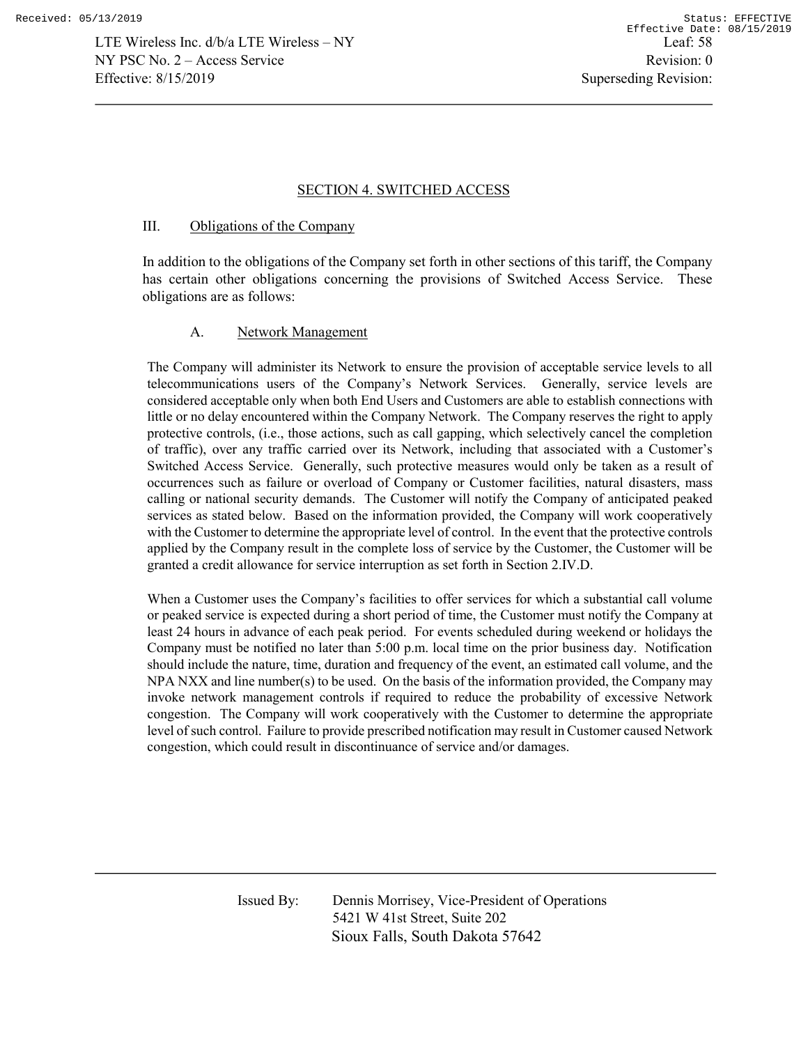## SECTION 4. SWITCHED ACCESS

### III. Obligations of the Company

In addition to the obligations of the Company set forth in other sections of this tariff, the Company has certain other obligations concerning the provisions of Switched Access Service. These obligations are as follows:

#### A. Network Management

The Company will administer its Network to ensure the provision of acceptable service levels to all telecommunications users of the Company's Network Services. Generally, service levels are considered acceptable only when both End Users and Customers are able to establish connections with little or no delay encountered within the Company Network. The Company reserves the right to apply protective controls, (i.e., those actions, such as call gapping, which selectively cancel the completion of traffic), over any traffic carried over its Network, including that associated with a Customer's Switched Access Service. Generally, such protective measures would only be taken as a result of occurrences such as failure or overload of Company or Customer facilities, natural disasters, mass calling or national security demands. The Customer will notify the Company of anticipated peaked services as stated below. Based on the information provided, the Company will work cooperatively with the Customer to determine the appropriate level of control. In the event that the protective controls applied by the Company result in the complete loss of service by the Customer, the Customer will be granted a credit allowance for service interruption as set forth in Section 2.IV.D.

When a Customer uses the Company's facilities to offer services for which a substantial call volume or peaked service is expected during a short period of time, the Customer must notify the Company at least 24 hours in advance of each peak period. For events scheduled during weekend or holidays the Company must be notified no later than 5:00 p.m. local time on the prior business day. Notification should include the nature, time, duration and frequency of the event, an estimated call volume, and the NPA NXX and line number(s) to be used. On the basis of the information provided, the Company may invoke network management controls if required to reduce the probability of excessive Network congestion. The Company will work cooperatively with the Customer to determine the appropriate level of such control. Failure to provide prescribed notification may result in Customer caused Network congestion, which could result in discontinuance of service and/or damages.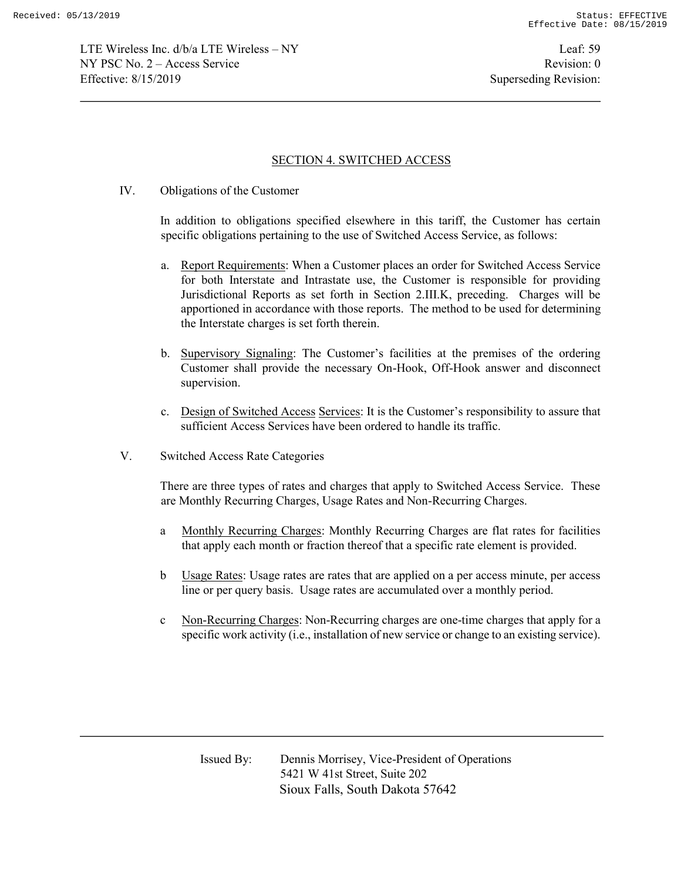## SECTION 4. SWITCHED ACCESS

IV. Obligations of the Customer

In addition to obligations specified elsewhere in this tariff, the Customer has certain specific obligations pertaining to the use of Switched Access Service, as follows:

a. Report Requirements: When a Customer places an order for Switched Access Service for both Interstate and Intrastate use, the Customer is responsible for providing Jurisdictional Reports as set forth in Section 2.III.K, preceding. Charges will be apportioned in accordance with those reports. The method to be used for determining the Interstate charges is set forth therein.

b. Supervisory Signaling: The Customer's facilities at the premises of the ordering Customer shall provide the necessary On-Hook, Off-Hook answer and disconnect supervision.

c. Design of Switched Access Services: It is the Customer's responsibility to assure that sufficient Access Services have been ordered to handle its traffic.

V. Switched Access Rate Categories

There are three types of rates and charges that apply to Switched Access Service. These are Monthly Recurring Charges, Usage Rates and Non-Recurring Charges.

a Monthly Recurring Charges: Monthly Recurring Charges are flat rates for facilities that apply each month or fraction thereof that a specific rate element is provided.

b Usage Rates: Usage rates are rates that are applied on a per access minute, per access line or per query basis. Usage rates are accumulated over a monthly period.

c Non-Recurring Charges: Non-Recurring charges are one-time charges that apply for a specific work activity (i.e., installation of new service or change to an existing service).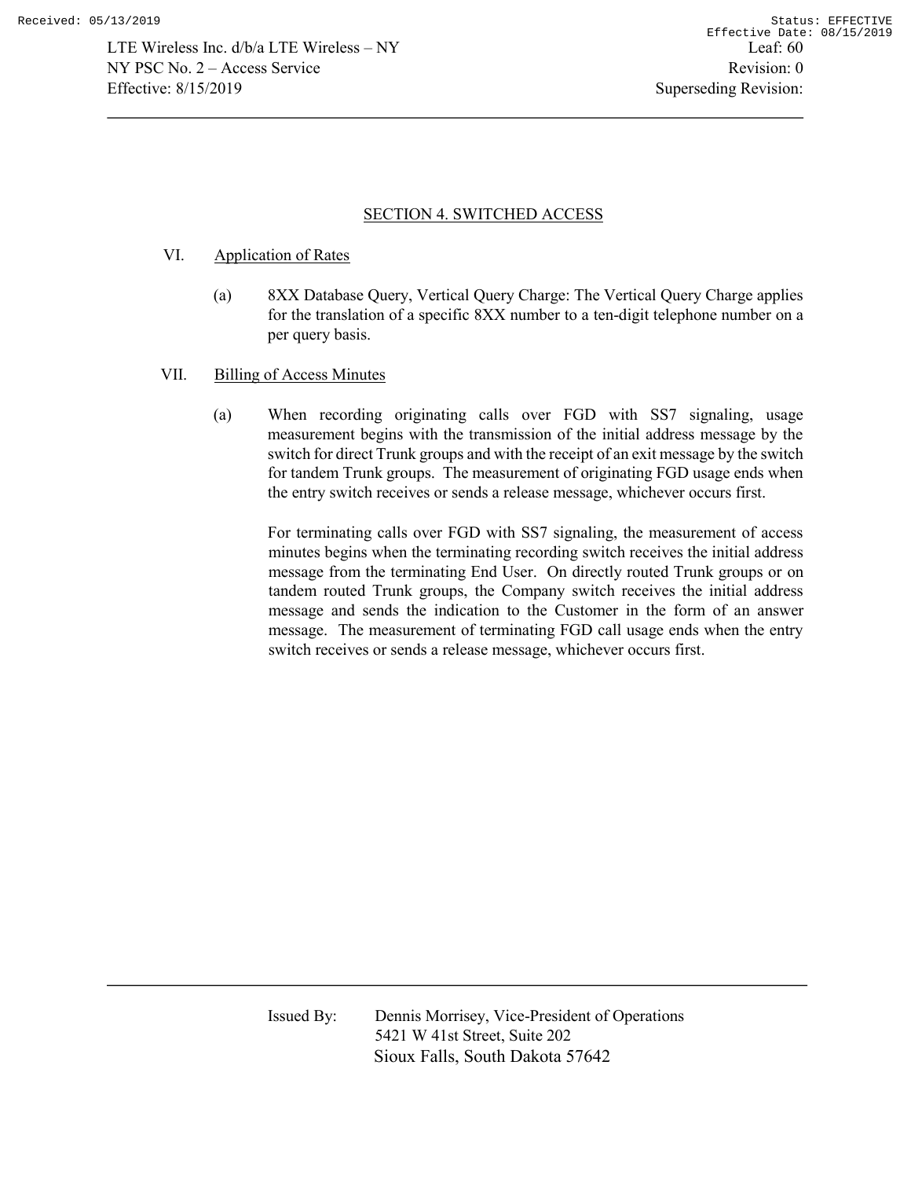## SECTION 4. SWITCHED ACCESS

VI. Application of Rates

(a) 8XX Database Query, Vertical Query Charge: The Vertical Query Charge applies for the translation of a specific 8XX number to a ten-digit telephone number on a per query basis.

VII. Billing of Access Minutes

(a) When recording originating calls over FGD with SS7 signaling, usage measurement begins with the transmission of the initial address message by the switch for direct Trunk groups and with the receipt of an exit message by the switch for tandem Trunk groups. The measurement of originating FGD usage ends when the entry switch receives or sends a release message, whichever occurs first.

For terminating calls over FGD with SS7 signaling, the measurement of access minutes begins when the terminating recording switch receives the initial address message from the terminating End User. On directly routed Trunk groups or on tandem routed Trunk groups, the Company switch receives the initial address message and sends the indication to the Customer in the form of an answer message. The measurement of terminating FGD call usage ends when the entry switch receives or sends a release message, whichever occurs first.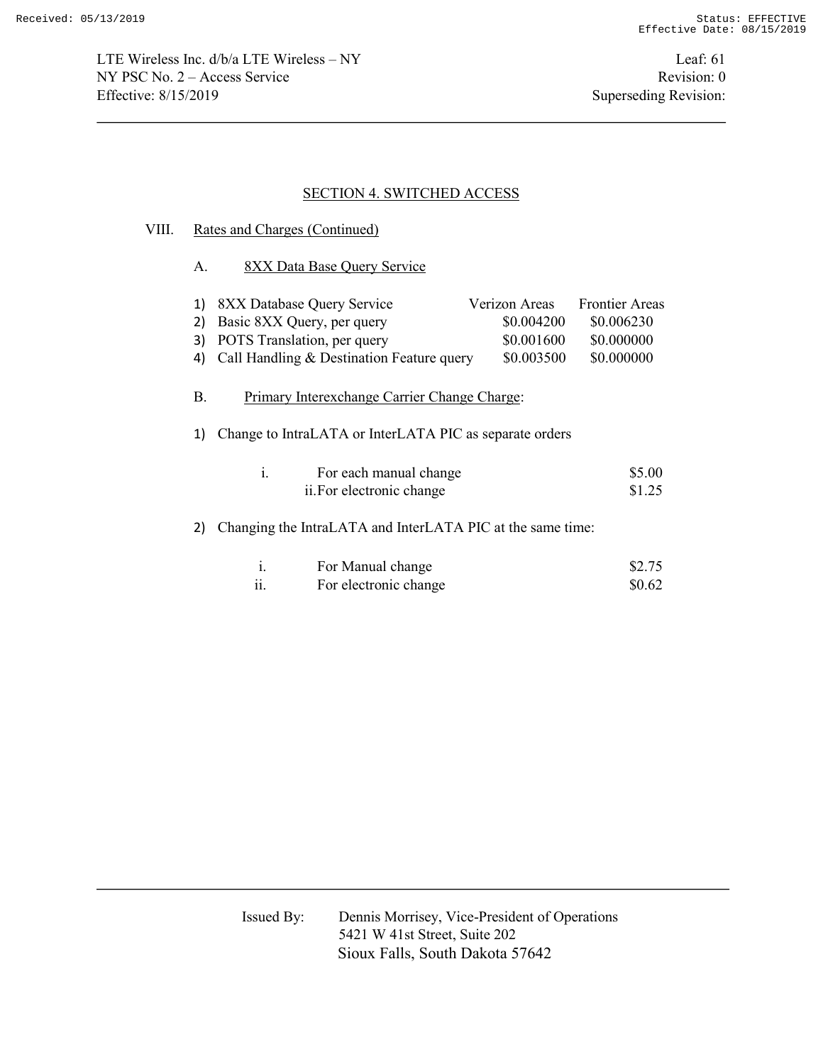LTE Wireless Inc. d/b/a LTE Wireless – NY
NY PSC No. 2 – Access Service
Effective: 8/15/2019

Leaf: 61
Revision: 0
Superseding Revision:

## SECTION 4. SWITCHED ACCESS

VIII. Rates and Charges (Continued)

A. 8XX Data Base Query Service

| | Verizon Areas | Frontier Areas |
|---|---|---|
| 1) 8XX Database Query Service | | |
| 2) Basic 8XX Query, per query | $0.004200 | $0.006230 |
| 3) POTS Translation, per query | $0.001600 | $0.000000 |
| 4) Call Handling & Destination Feature query | $0.003500 | $0.000000 |

B. Primary Interexchange Carrier Change Charge:

1) Change to IntraLATA or InterLATA PIC as separate orders

| | |
|---|---|
| i. For each manual change | $5.00 |
| ii. For electronic change | $1.25 |

2) Changing the IntraLATA and InterLATA PIC at the same time:

| | |
|---|---|
| i. For Manual change | $2.75 |
| ii. For electronic change | $0.62 |

Issued By: Dennis Morrisey, Vice-President of Operations
5421 W 41st Street, Suite 202
Sioux Falls, South Dakota 57642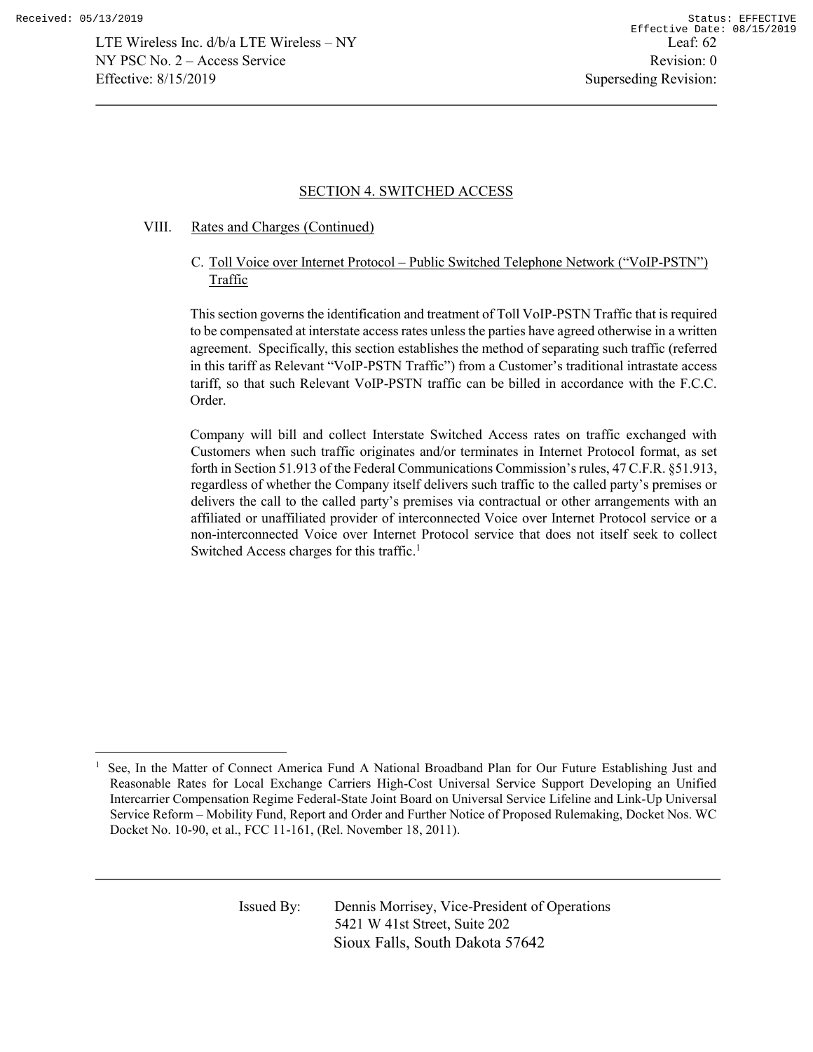## SECTION 4. SWITCHED ACCESS

### VIII. Rates and Charges (Continued)

#### C. Toll Voice over Internet Protocol – Public Switched Telephone Network ("VoIP-PSTN") Traffic

This section governs the identification and treatment of Toll VoIP-PSTN Traffic that is required to be compensated at interstate access rates unless the parties have agreed otherwise in a written agreement. Specifically, this section establishes the method of separating such traffic (referred in this tariff as Relevant "VoIP-PSTN Traffic") from a Customer's traditional intrastate access tariff, so that such Relevant VoIP-PSTN traffic can be billed in accordance with the F.C.C. Order.

Company will bill and collect Interstate Switched Access rates on traffic exchanged with Customers when such traffic originates and/or terminates in Internet Protocol format, as set forth in Section 51.913 of the Federal Communications Commission's rules, 47 C.F.R. §51.913, regardless of whether the Company itself delivers such traffic to the called party's premises or delivers the call to the called party's premises via contractual or other arrangements with an affiliated or unaffiliated provider of interconnected Voice over Internet Protocol service or a non-interconnected Voice over Internet Protocol service that does not itself seek to collect Switched Access charges for this traffic.[1]

---

[1] See, In the Matter of Connect America Fund A National Broadband Plan for Our Future Establishing Just and Reasonable Rates for Local Exchange Carriers High-Cost Universal Service Support Developing an Unified Intercarrier Compensation Regime Federal-State Joint Board on Universal Service Lifeline and Link-Up Universal Service Reform – Mobility Fund, Report and Order and Further Notice of Proposed Rulemaking, Docket Nos. WC Docket No. 10-90, et al., FCC 11-161, (Rel. November 18, 2011).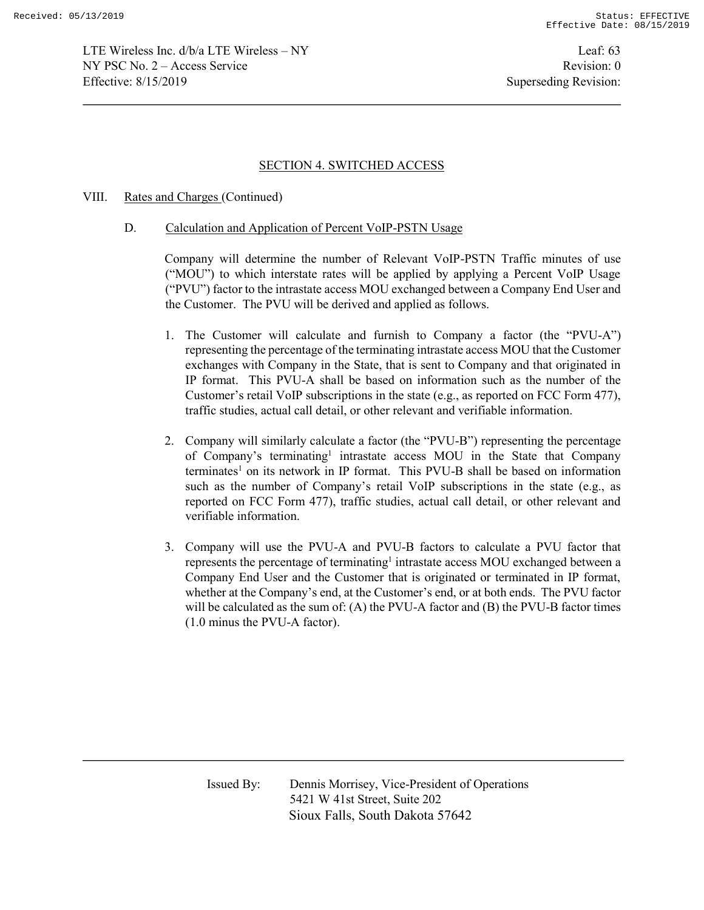## SECTION 4. SWITCHED ACCESS

VIII. Rates and Charges (Continued)

D. Calculation and Application of Percent VoIP-PSTN Usage

Company will determine the number of Relevant VoIP-PSTN Traffic minutes of use ("MOU") to which interstate rates will be applied by applying a Percent VoIP Usage ("PVU") factor to the intrastate access MOU exchanged between a Company End User and the Customer. The PVU will be derived and applied as follows.

1. The Customer will calculate and furnish to Company a factor (the "PVU-A") representing the percentage of the terminating intrastate access MOU that the Customer exchanges with Company in the State, that is sent to Company and that originated in IP format. This PVU-A shall be based on information such as the number of the Customer's retail VoIP subscriptions in the state (e.g., as reported on FCC Form 477), traffic studies, actual call detail, or other relevant and verifiable information.

2. Company will similarly calculate a factor (the "PVU-B") representing the percentage of Company's terminating[1] intrastate access MOU in the State that Company terminates[1] on its network in IP format. This PVU-B shall be based on information such as the number of Company's retail VoIP subscriptions in the state (e.g., as reported on FCC Form 477), traffic studies, actual call detail, or other relevant and verifiable information.

3. Company will use the PVU-A and PVU-B factors to calculate a PVU factor that represents the percentage of terminating[1] intrastate access MOU exchanged between a Company End User and the Customer that is originated or terminated in IP format, whether at the Company's end, at the Customer's end, or at both ends. The PVU factor will be calculated as the sum of: (A) the PVU-A factor and (B) the PVU-B factor times (1.0 minus the PVU-A factor).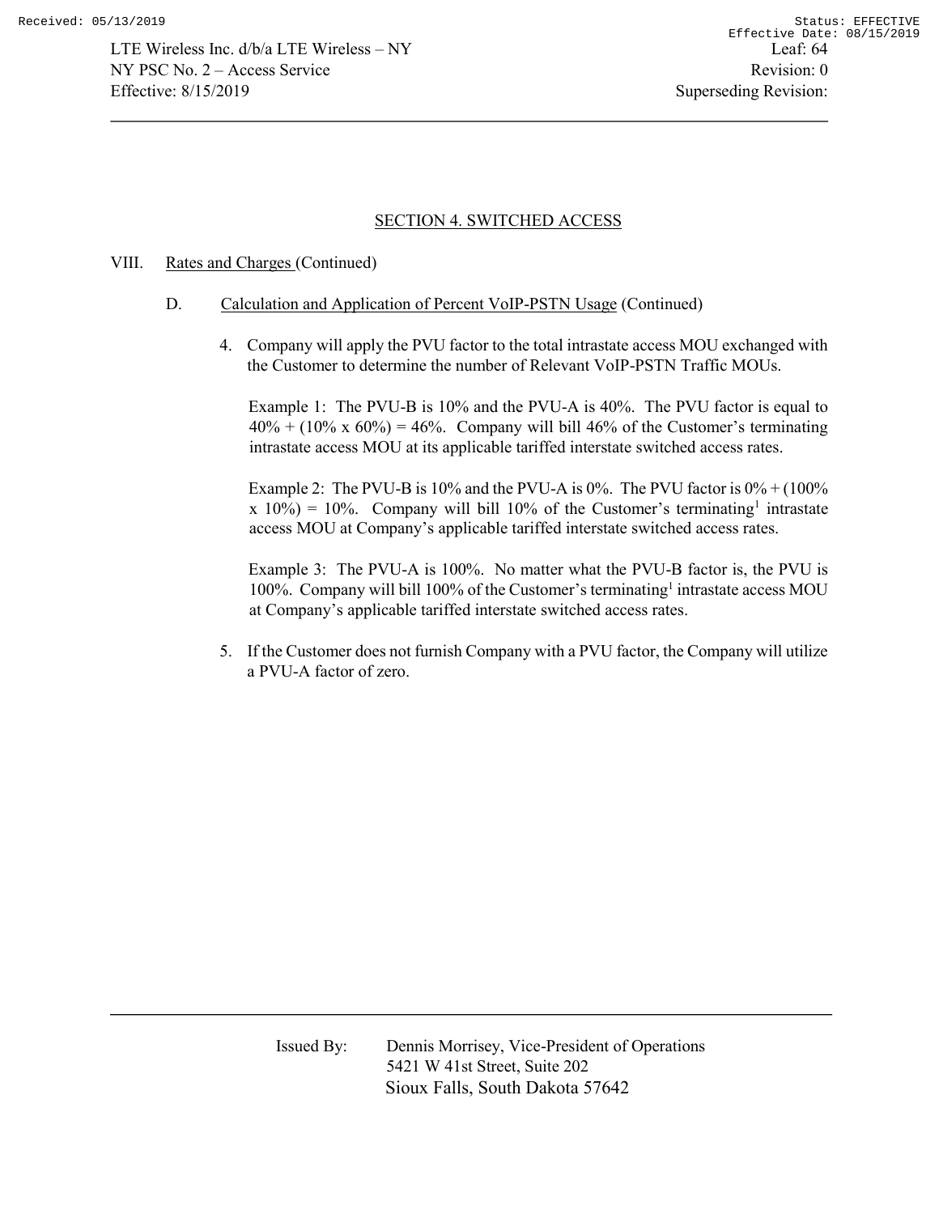## SECTION 4. SWITCHED ACCESS

VIII. Rates and Charges (Continued)

D. Calculation and Application of Percent VoIP-PSTN Usage (Continued)

4. Company will apply the PVU factor to the total intrastate access MOU exchanged with the Customer to determine the number of Relevant VoIP-PSTN Traffic MOUs.

   Example 1: The PVU-B is 10% and the PVU-A is 40%. The PVU factor is equal to 40% + (10% x 60%) = 46%. Company will bill 46% of the Customer's terminating intrastate access MOU at its applicable tariffed interstate switched access rates.

   Example 2: The PVU-B is 10% and the PVU-A is 0%. The PVU factor is 0% + (100% x 10%) = 10%. Company will bill 10% of the Customer's terminating[1] intrastate access MOU at Company's applicable tariffed interstate switched access rates.

   Example 3: The PVU-A is 100%. No matter what the PVU-B factor is, the PVU is 100%. Company will bill 100% of the Customer's terminating[1] intrastate access MOU at Company's applicable tariffed interstate switched access rates.

5. If the Customer does not furnish Company with a PVU factor, the Company will utilize a PVU-A factor of zero.

Issued By: Dennis Morrisey, Vice-President of Operations
5421 W 41st Street, Suite 202
Sioux Falls, South Dakota 57642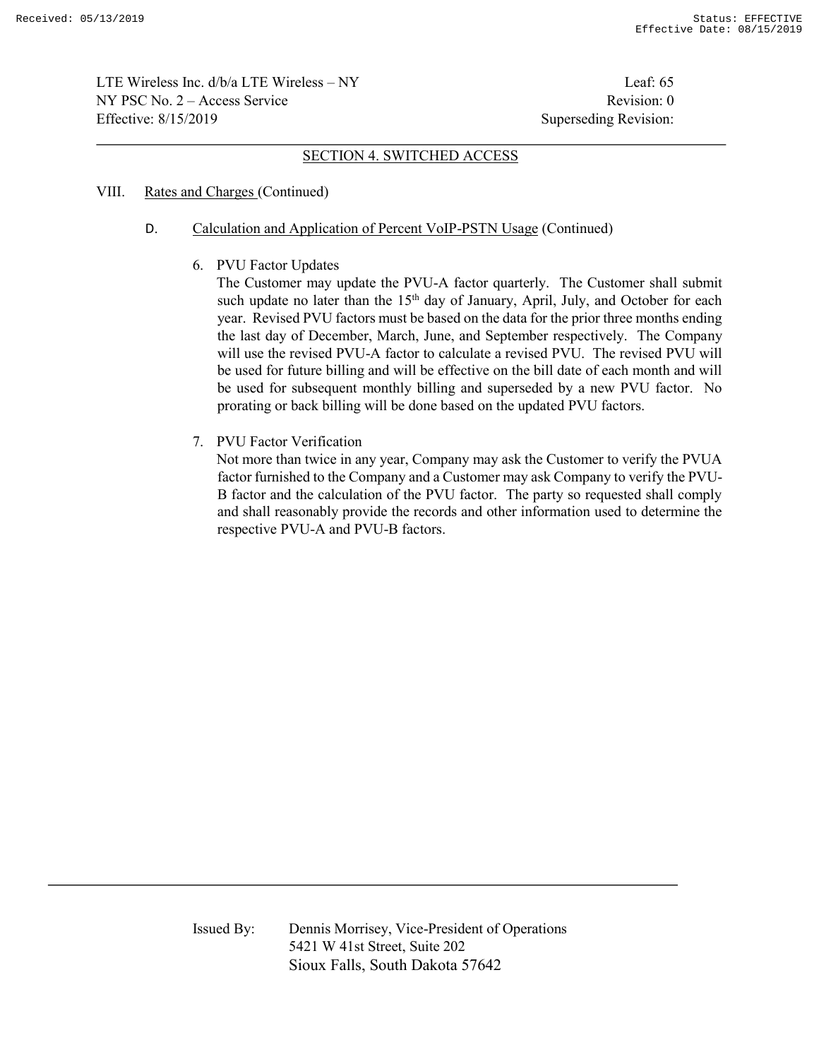## SECTION 4. SWITCHED ACCESS

VIII. Rates and Charges (Continued)

D. Calculation and Application of Percent VoIP-PSTN Usage (Continued)

6. PVU Factor Updates

   The Customer may update the PVU-A factor quarterly. The Customer shall submit such update no later than the 15th day of January, April, July, and October for each year. Revised PVU factors must be based on the data for the prior three months ending the last day of December, March, June, and September respectively. The Company will use the revised PVU-A factor to calculate a revised PVU. The revised PVU will be used for future billing and will be effective on the bill date of each month and will be used for subsequent monthly billing and superseded by a new PVU factor. No prorating or back billing will be done based on the updated PVU factors.

7. PVU Factor Verification

   Not more than twice in any year, Company may ask the Customer to verify the PVUA factor furnished to the Company and a Customer may ask Company to verify the PVU-B factor and the calculation of the PVU factor. The party so requested shall comply and shall reasonably provide the records and other information used to determine the respective PVU-A and PVU-B factors.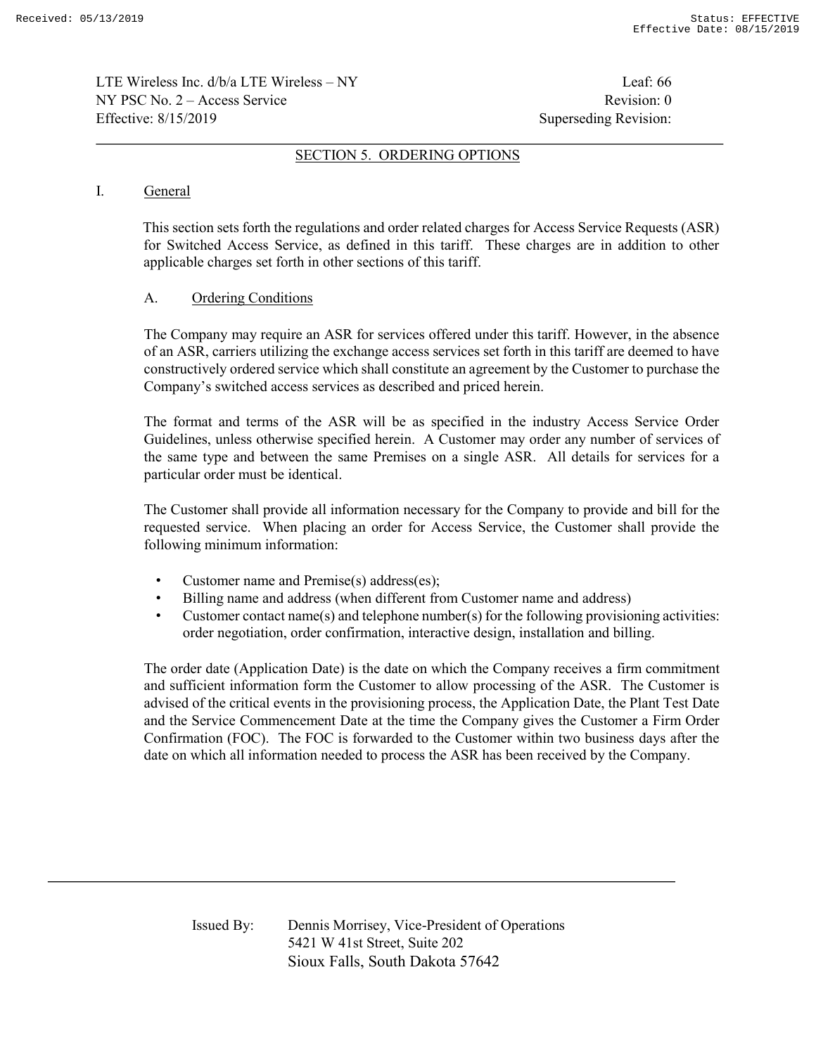## SECTION 5. ORDERING OPTIONS

### I. General

This section sets forth the regulations and order related charges for Access Service Requests (ASR) for Switched Access Service, as defined in this tariff. These charges are in addition to other applicable charges set forth in other sections of this tariff.

#### A. Ordering Conditions

The Company may require an ASR for services offered under this tariff. However, in the absence of an ASR, carriers utilizing the exchange access services set forth in this tariff are deemed to have constructively ordered service which shall constitute an agreement by the Customer to purchase the Company's switched access services as described and priced herein.

The format and terms of the ASR will be as specified in the industry Access Service Order Guidelines, unless otherwise specified herein. A Customer may order any number of services of the same type and between the same Premises on a single ASR. All details for services for a particular order must be identical.

The Customer shall provide all information necessary for the Company to provide and bill for the requested service. When placing an order for Access Service, the Customer shall provide the following minimum information:

- Customer name and Premise(s) address(es);
- Billing name and address (when different from Customer name and address)
- Customer contact name(s) and telephone number(s) for the following provisioning activities: order negotiation, order confirmation, interactive design, installation and billing.

The order date (Application Date) is the date on which the Company receives a firm commitment and sufficient information form the Customer to allow processing of the ASR. The Customer is advised of the critical events in the provisioning process, the Application Date, the Plant Test Date and the Service Commencement Date at the time the Company gives the Customer a Firm Order Confirmation (FOC). The FOC is forwarded to the Customer within two business days after the date on which all information needed to process the ASR has been received by the Company.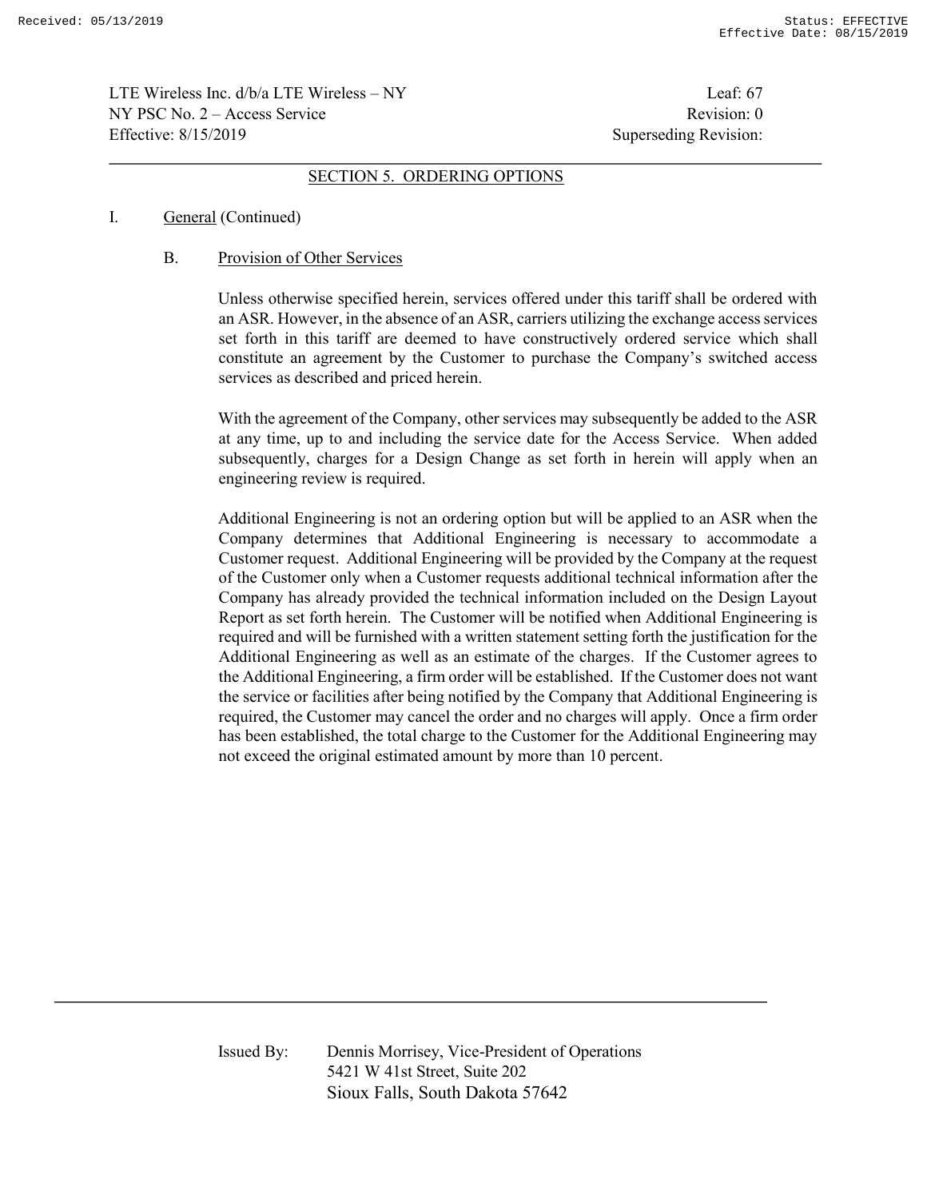## SECTION 5. ORDERING OPTIONS

I. General (Continued)

B. Provision of Other Services

Unless otherwise specified herein, services offered under this tariff shall be ordered with an ASR. However, in the absence of an ASR, carriers utilizing the exchange access services set forth in this tariff are deemed to have constructively ordered service which shall constitute an agreement by the Customer to purchase the Company's switched access services as described and priced herein.

With the agreement of the Company, other services may subsequently be added to the ASR at any time, up to and including the service date for the Access Service. When added subsequently, charges for a Design Change as set forth in herein will apply when an engineering review is required.

Additional Engineering is not an ordering option but will be applied to an ASR when the Company determines that Additional Engineering is necessary to accommodate a Customer request. Additional Engineering will be provided by the Company at the request of the Customer only when a Customer requests additional technical information after the Company has already provided the technical information included on the Design Layout Report as set forth herein. The Customer will be notified when Additional Engineering is required and will be furnished with a written statement setting forth the justification for the Additional Engineering as well as an estimate of the charges. If the Customer agrees to the Additional Engineering, a firm order will be established. If the Customer does not want the service or facilities after being notified by the Company that Additional Engineering is required, the Customer may cancel the order and no charges will apply. Once a firm order has been established, the total charge to the Customer for the Additional Engineering may not exceed the original estimated amount by more than 10 percent.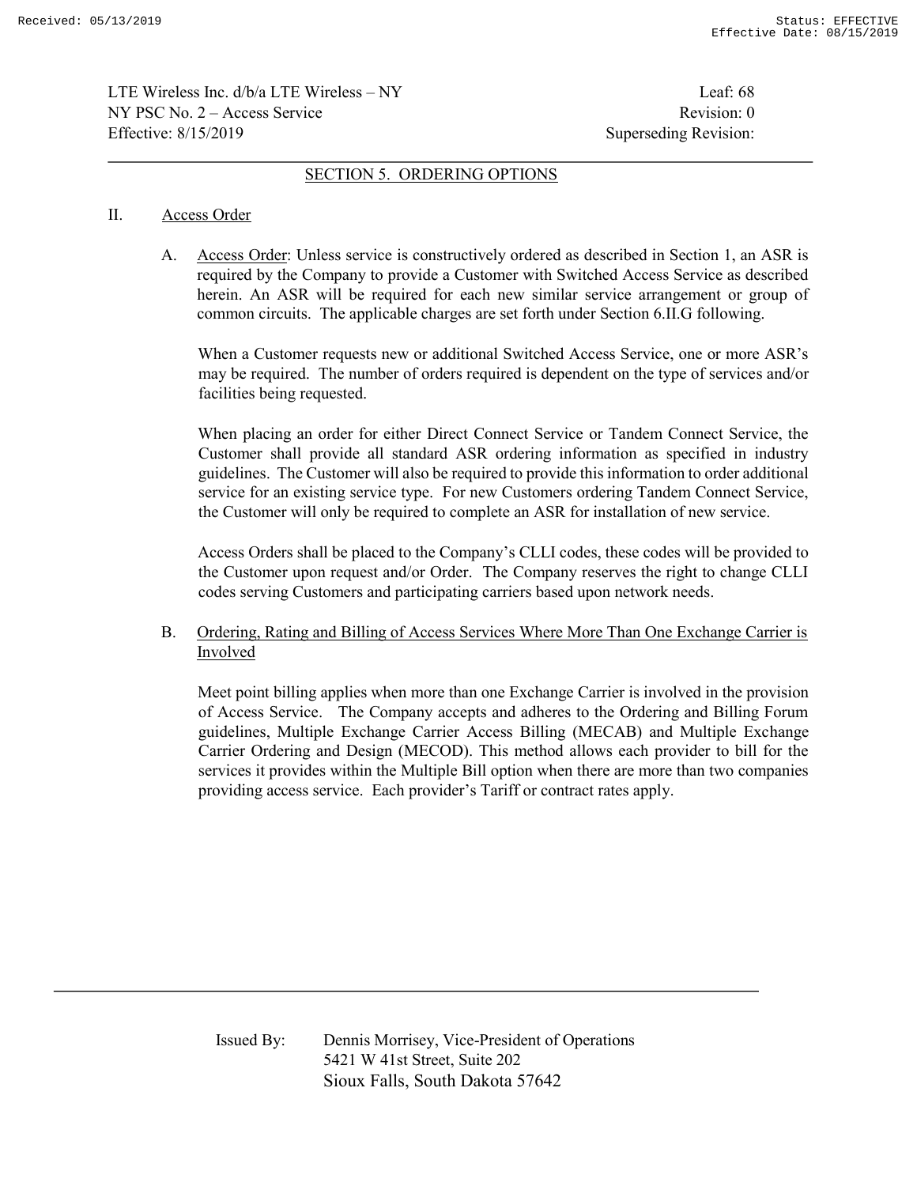## SECTION 5. ORDERING OPTIONS

II. Access Order

A. Access Order: Unless service is constructively ordered as described in Section 1, an ASR is required by the Company to provide a Customer with Switched Access Service as described herein. An ASR will be required for each new similar service arrangement or group of common circuits. The applicable charges are set forth under Section 6.II.G following.

When a Customer requests new or additional Switched Access Service, one or more ASR's may be required. The number of orders required is dependent on the type of services and/or facilities being requested.

When placing an order for either Direct Connect Service or Tandem Connect Service, the Customer shall provide all standard ASR ordering information as specified in industry guidelines. The Customer will also be required to provide this information to order additional service for an existing service type. For new Customers ordering Tandem Connect Service, the Customer will only be required to complete an ASR for installation of new service.

Access Orders shall be placed to the Company's CLLI codes, these codes will be provided to the Customer upon request and/or Order. The Company reserves the right to change CLLI codes serving Customers and participating carriers based upon network needs.

B. Ordering, Rating and Billing of Access Services Where More Than One Exchange Carrier is Involved

Meet point billing applies when more than one Exchange Carrier is involved in the provision of Access Service. The Company accepts and adheres to the Ordering and Billing Forum guidelines, Multiple Exchange Carrier Access Billing (MECAB) and Multiple Exchange Carrier Ordering and Design (MECOD). This method allows each provider to bill for the services it provides within the Multiple Bill option when there are more than two companies providing access service. Each provider's Tariff or contract rates apply.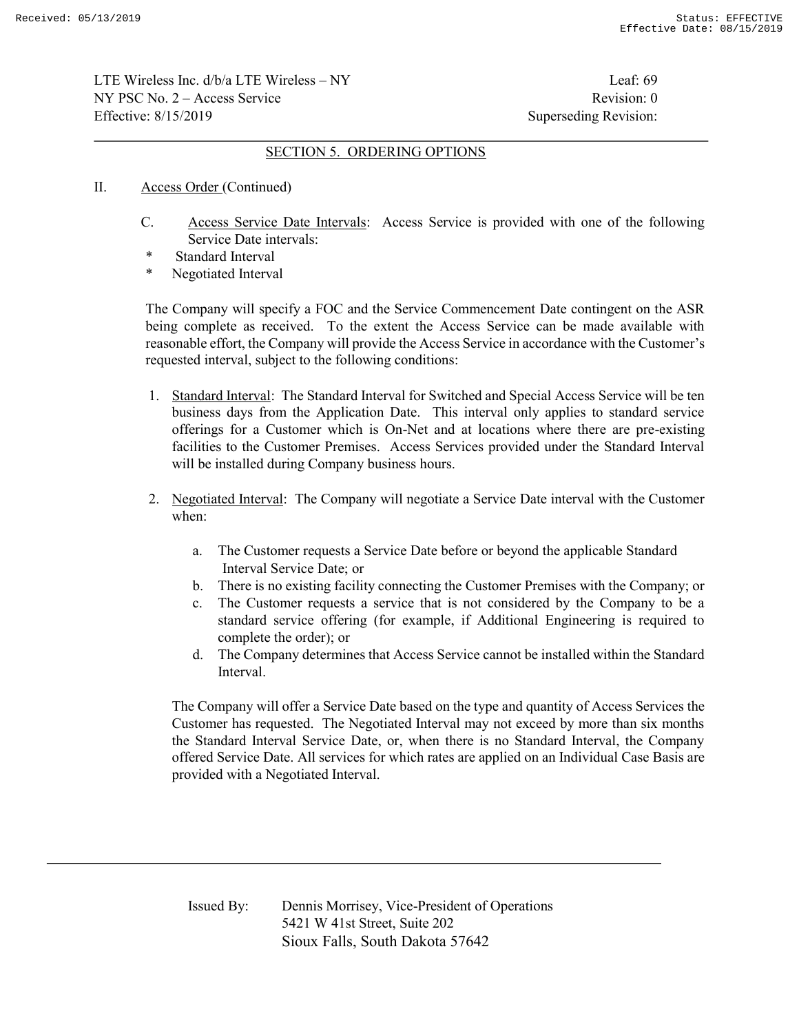## SECTION 5. ORDERING OPTIONS

II. Access Order (Continued)

C. Access Service Date Intervals: Access Service is provided with one of the following Service Date intervals:

- Standard Interval
- Negotiated Interval

The Company will specify a FOC and the Service Commencement Date contingent on the ASR being complete as received. To the extent the Access Service can be made available with reasonable effort, the Company will provide the Access Service in accordance with the Customer's requested interval, subject to the following conditions:

1. Standard Interval: The Standard Interval for Switched and Special Access Service will be ten business days from the Application Date. This interval only applies to standard service offerings for a Customer which is On-Net and at locations where there are pre-existing facilities to the Customer Premises. Access Services provided under the Standard Interval will be installed during Company business hours.

2. Negotiated Interval: The Company will negotiate a Service Date interval with the Customer when:

   a. The Customer requests a Service Date before or beyond the applicable Standard Interval Service Date; or
   b. There is no existing facility connecting the Customer Premises with the Company; or
   c. The Customer requests a service that is not considered by the Company to be a standard service offering (for example, if Additional Engineering is required to complete the order); or
   d. The Company determines that Access Service cannot be installed within the Standard Interval.

   The Company will offer a Service Date based on the type and quantity of Access Services the Customer has requested. The Negotiated Interval may not exceed by more than six months the Standard Interval Service Date, or, when there is no Standard Interval, the Company offered Service Date. All services for which rates are applied on an Individual Case Basis are provided with a Negotiated Interval.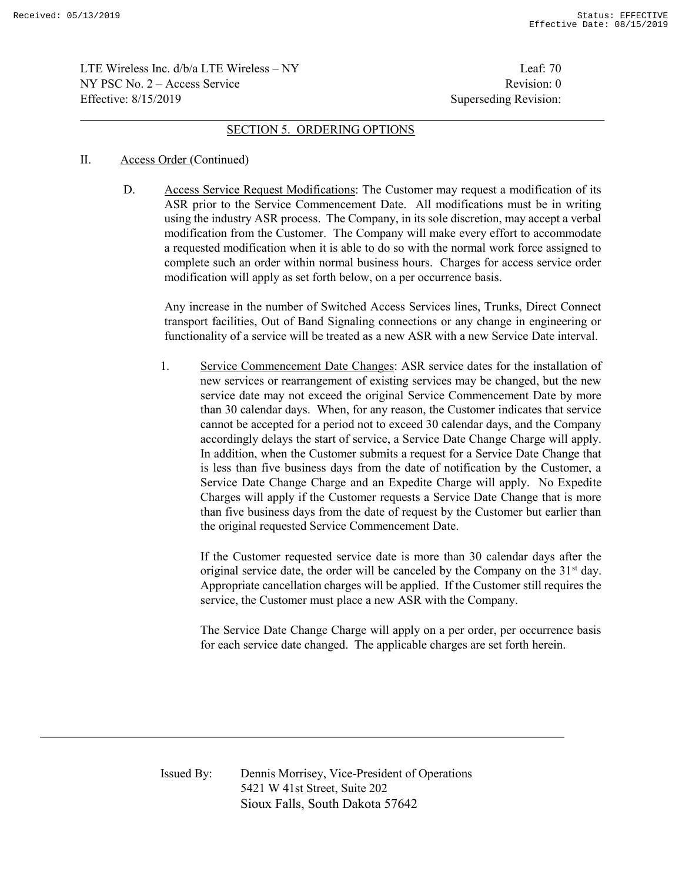## SECTION 5. ORDERING OPTIONS

II. Access Order (Continued)

D. Access Service Request Modifications: The Customer may request a modification of its ASR prior to the Service Commencement Date. All modifications must be in writing using the industry ASR process. The Company, in its sole discretion, may accept a verbal modification from the Customer. The Company will make every effort to accommodate a requested modification when it is able to do so with the normal work force assigned to complete such an order within normal business hours. Charges for access service order modification will apply as set forth below, on a per occurrence basis.

Any increase in the number of Switched Access Services lines, Trunks, Direct Connect transport facilities, Out of Band Signaling connections or any change in engineering or functionality of a service will be treated as a new ASR with a new Service Date interval.

1. Service Commencement Date Changes: ASR service dates for the installation of new services or rearrangement of existing services may be changed, but the new service date may not exceed the original Service Commencement Date by more than 30 calendar days. When, for any reason, the Customer indicates that service cannot be accepted for a period not to exceed 30 calendar days, and the Company accordingly delays the start of service, a Service Date Change Charge will apply. In addition, when the Customer submits a request for a Service Date Change that is less than five business days from the date of notification by the Customer, a Service Date Change Charge and an Expedite Charge will apply. No Expedite Charges will apply if the Customer requests a Service Date Change that is more than five business days from the date of request by the Customer but earlier than the original requested Service Commencement Date.

   If the Customer requested service date is more than 30 calendar days after the original service date, the order will be canceled by the Company on the 31st day. Appropriate cancellation charges will be applied. If the Customer still requires the service, the Customer must place a new ASR with the Company.

   The Service Date Change Charge will apply on a per order, per occurrence basis for each service date changed. The applicable charges are set forth herein.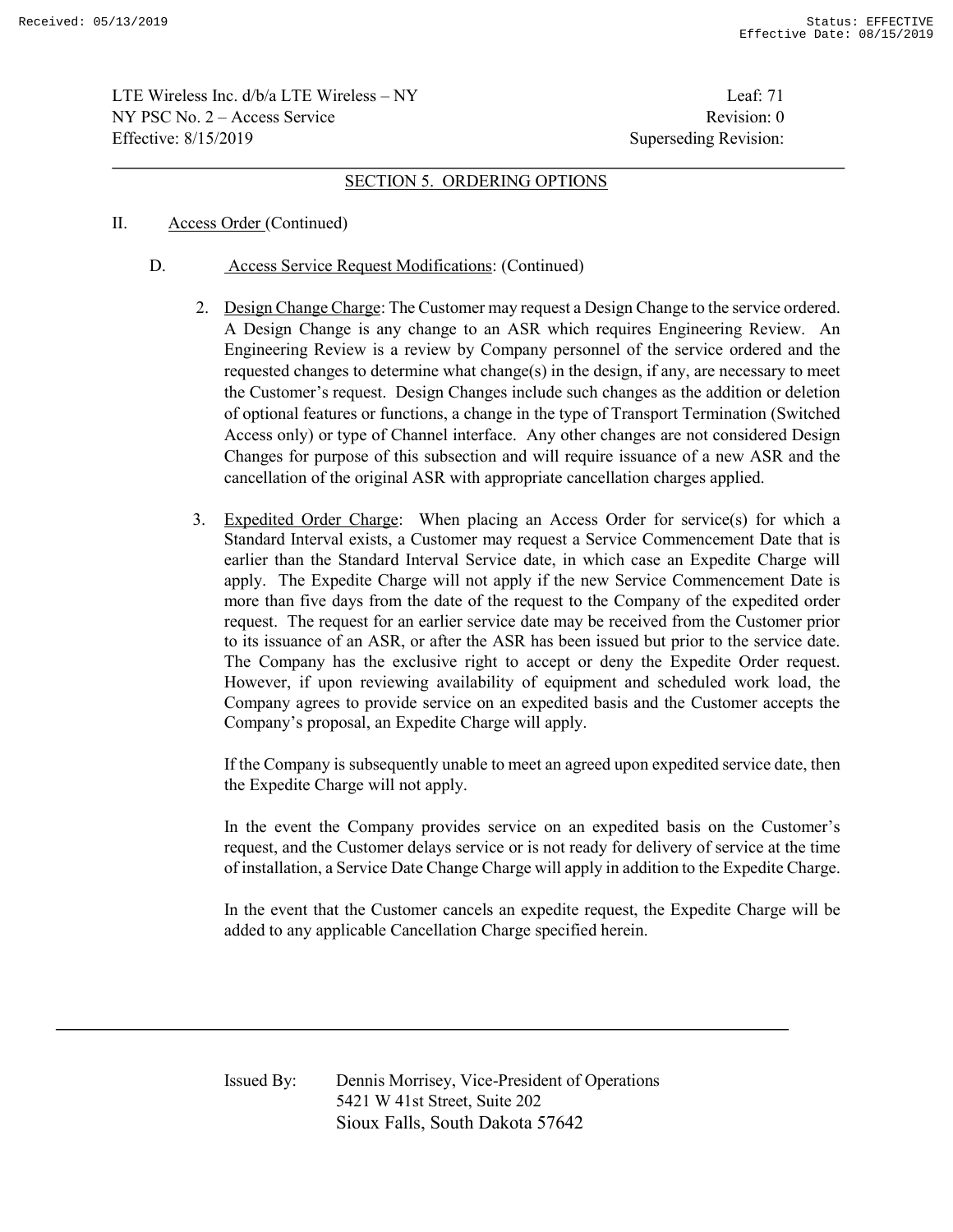## SECTION 5. ORDERING OPTIONS

II. Access Order (Continued)

D. Access Service Request Modifications: (Continued)

2. Design Change Charge: The Customer may request a Design Change to the service ordered. A Design Change is any change to an ASR which requires Engineering Review. An Engineering Review is a review by Company personnel of the service ordered and the requested changes to determine what change(s) in the design, if any, are necessary to meet the Customer's request. Design Changes include such changes as the addition or deletion of optional features or functions, a change in the type of Transport Termination (Switched Access only) or type of Channel interface. Any other changes are not considered Design Changes for purpose of this subsection and will require issuance of a new ASR and the cancellation of the original ASR with appropriate cancellation charges applied.

3. Expedited Order Charge: When placing an Access Order for service(s) for which a Standard Interval exists, a Customer may request a Service Commencement Date that is earlier than the Standard Interval Service date, in which case an Expedite Charge will apply. The Expedite Charge will not apply if the new Service Commencement Date is more than five days from the date of the request to the Company of the expedited order request. The request for an earlier service date may be received from the Customer prior to its issuance of an ASR, or after the ASR has been issued but prior to the service date. The Company has the exclusive right to accept or deny the Expedite Order request. However, if upon reviewing availability of equipment and scheduled work load, the Company agrees to provide service on an expedited basis and the Customer accepts the Company's proposal, an Expedite Charge will apply.

   If the Company is subsequently unable to meet an agreed upon expedited service date, then the Expedite Charge will not apply.

   In the event the Company provides service on an expedited basis on the Customer's request, and the Customer delays service or is not ready for delivery of service at the time of installation, a Service Date Change Charge will apply in addition to the Expedite Charge.

   In the event that the Customer cancels an expedite request, the Expedite Charge will be added to any applicable Cancellation Charge specified herein.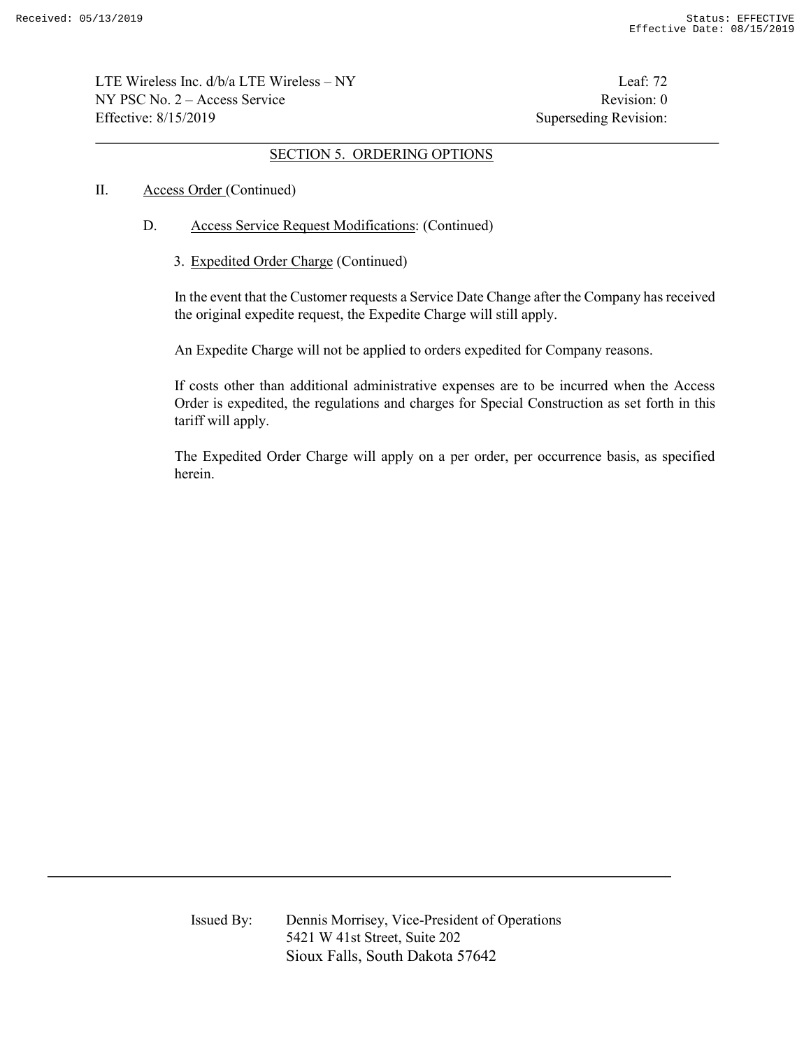## SECTION 5. ORDERING OPTIONS

II. Access Order (Continued)

D. Access Service Request Modifications: (Continued)

3. Expedited Order Charge (Continued)

In the event that the Customer requests a Service Date Change after the Company has received the original expedite request, the Expedite Charge will still apply.

An Expedite Charge will not be applied to orders expedited for Company reasons.

If costs other than additional administrative expenses are to be incurred when the Access Order is expedited, the regulations and charges for Special Construction as set forth in this tariff will apply.

The Expedited Order Charge will apply on a per order, per occurrence basis, as specified herein.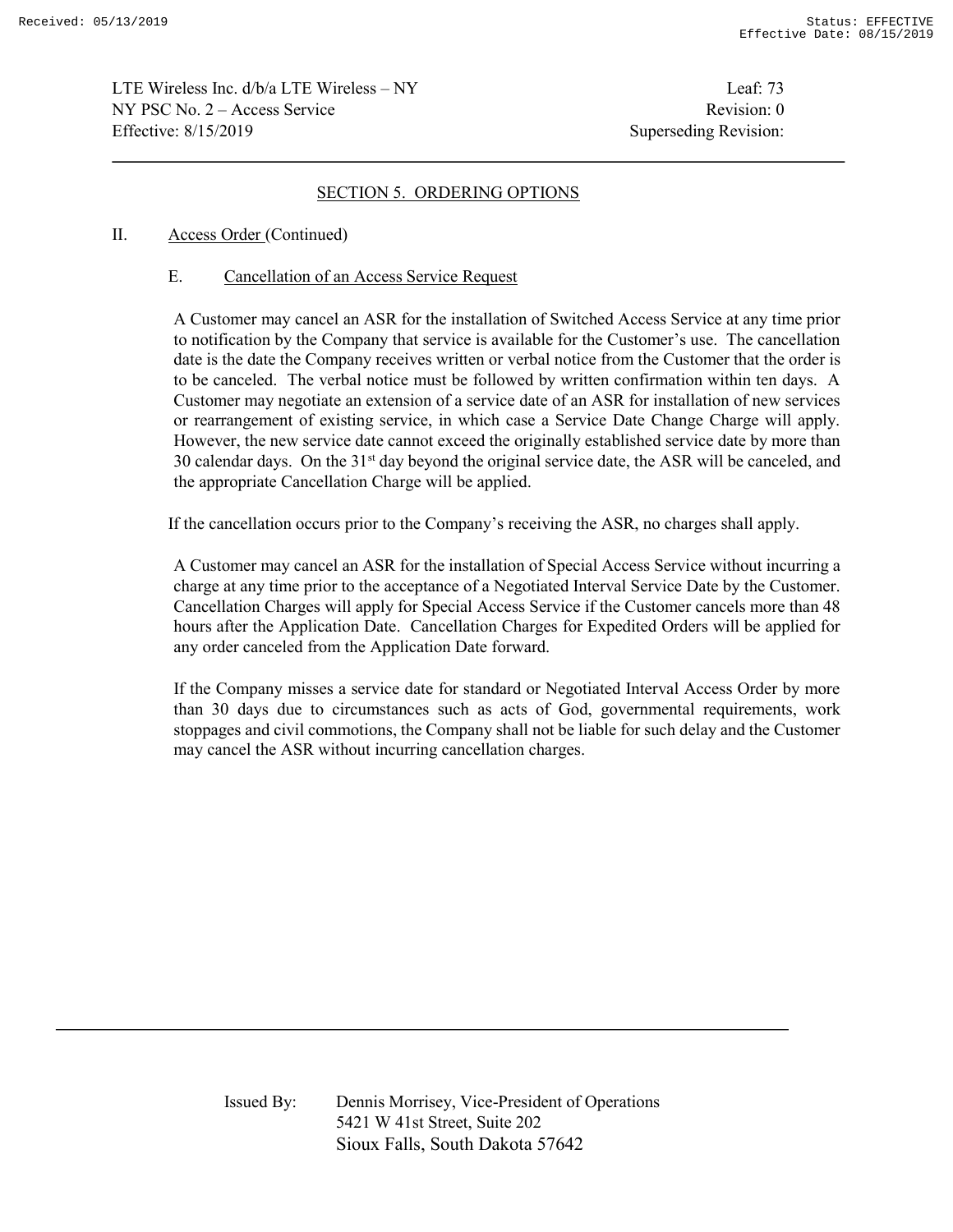## SECTION 5. ORDERING OPTIONS

II. Access Order (Continued)

### E. Cancellation of an Access Service Request

A Customer may cancel an ASR for the installation of Switched Access Service at any time prior to notification by the Company that service is available for the Customer's use. The cancellation date is the date the Company receives written or verbal notice from the Customer that the order is to be canceled. The verbal notice must be followed by written confirmation within ten days. A Customer may negotiate an extension of a service date of an ASR for installation of new services or rearrangement of existing service, in which case a Service Date Change Charge will apply. However, the new service date cannot exceed the originally established service date by more than 30 calendar days. On the 31st day beyond the original service date, the ASR will be canceled, and the appropriate Cancellation Charge will be applied.

If the cancellation occurs prior to the Company's receiving the ASR, no charges shall apply.

A Customer may cancel an ASR for the installation of Special Access Service without incurring a charge at any time prior to the acceptance of a Negotiated Interval Service Date by the Customer. Cancellation Charges will apply for Special Access Service if the Customer cancels more than 48 hours after the Application Date. Cancellation Charges for Expedited Orders will be applied for any order canceled from the Application Date forward.

If the Company misses a service date for standard or Negotiated Interval Access Order by more than 30 days due to circumstances such as acts of God, governmental requirements, work stoppages and civil commotions, the Company shall not be liable for such delay and the Customer may cancel the ASR without incurring cancellation charges.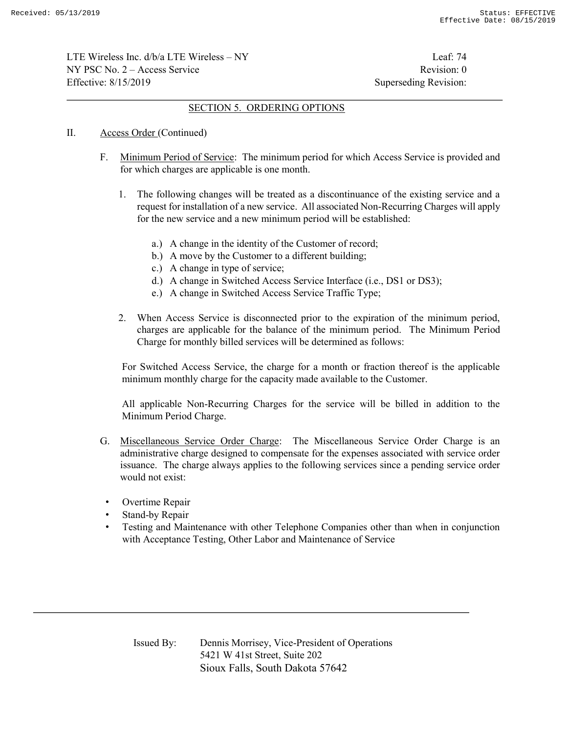## SECTION 5. ORDERING OPTIONS

II. Access Order (Continued)

F. Minimum Period of Service: The minimum period for which Access Service is provided and for which charges are applicable is one month.

1. The following changes will be treated as a discontinuance of the existing service and a request for installation of a new service. All associated Non-Recurring Charges will apply for the new service and a new minimum period will be established:

   a.) A change in the identity of the Customer of record;
   b.) A move by the Customer to a different building;
   c.) A change in type of service;
   d.) A change in Switched Access Service Interface (i.e., DS1 or DS3);
   e.) A change in Switched Access Service Traffic Type;

2. When Access Service is disconnected prior to the expiration of the minimum period, charges are applicable for the balance of the minimum period. The Minimum Period Charge for monthly billed services will be determined as follows:

   For Switched Access Service, the charge for a month or fraction thereof is the applicable minimum monthly charge for the capacity made available to the Customer.

   All applicable Non-Recurring Charges for the service will be billed in addition to the Minimum Period Charge.

G. Miscellaneous Service Order Charge: The Miscellaneous Service Order Charge is an administrative charge designed to compensate for the expenses associated with service order issuance. The charge always applies to the following services since a pending service order would not exist:

- Overtime Repair
- Stand-by Repair
- Testing and Maintenance with other Telephone Companies other than when in conjunction with Acceptance Testing, Other Labor and Maintenance of Service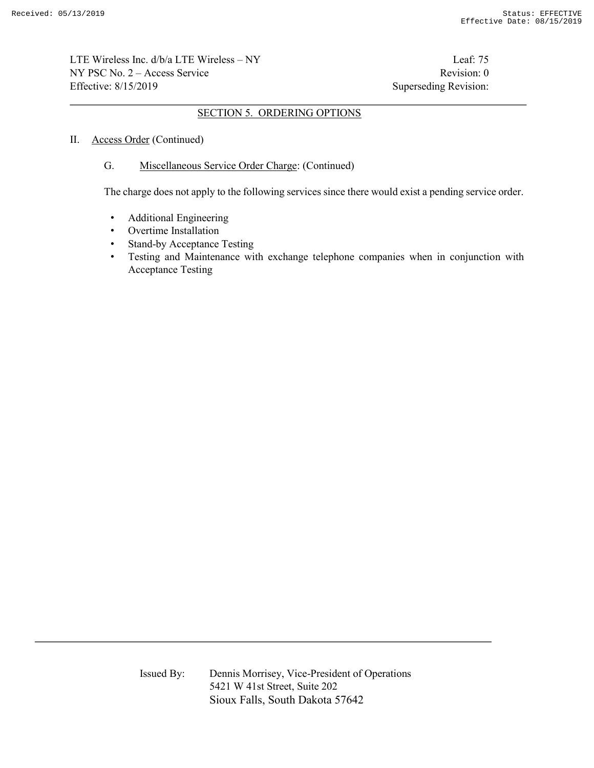## SECTION 5. ORDERING OPTIONS

II. Access Order (Continued)

G. Miscellaneous Service Order Charge: (Continued)

The charge does not apply to the following services since there would exist a pending service order.

- Additional Engineering
- Overtime Installation
- Stand-by Acceptance Testing
- Testing and Maintenance with exchange telephone companies when in conjunction with Acceptance Testing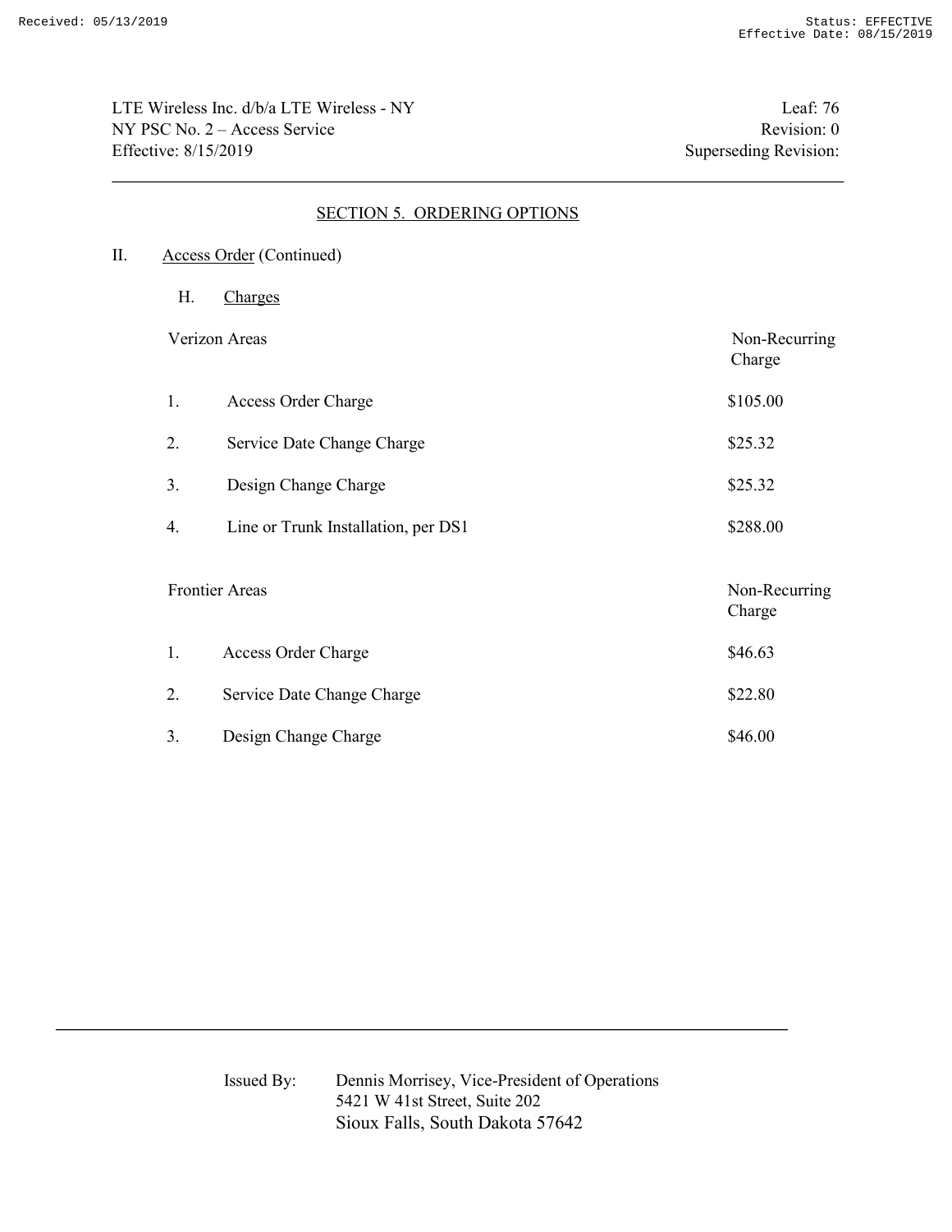## SECTION 5. ORDERING OPTIONS

II. Access Order (Continued)

H. Charges

| Verizon Areas | | Non-Recurring Charge |
|---|---|---|
| 1. | Access Order Charge | $105.00 |
| 2. | Service Date Change Charge | $25.32 |
| 3. | Design Change Charge | $25.32 |
| 4. | Line or Trunk Installation, per DS1 | $288.00 |

| Frontier Areas | | Non-Recurring Charge |
|---|---|---|
| 1. | Access Order Charge | $46.63 |
| 2. | Service Date Change Charge | $22.80 |
| 3. | Design Change Charge | $46.00 |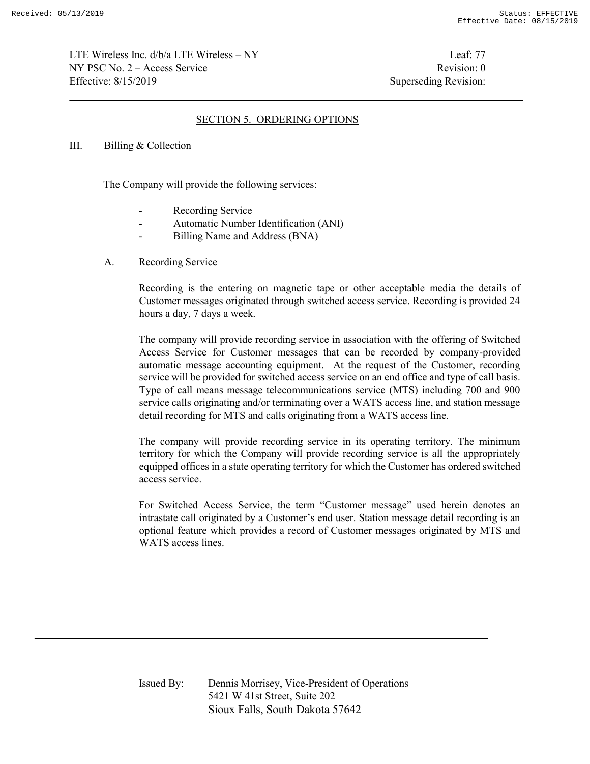## SECTION 5. ORDERING OPTIONS

III. Billing & Collection

The Company will provide the following services:

- Recording Service
- Automatic Number Identification (ANI)
- Billing Name and Address (BNA)

A. Recording Service

Recording is the entering on magnetic tape or other acceptable media the details of Customer messages originated through switched access service. Recording is provided 24 hours a day, 7 days a week.

The company will provide recording service in association with the offering of Switched Access Service for Customer messages that can be recorded by company-provided automatic message accounting equipment. At the request of the Customer, recording service will be provided for switched access service on an end office and type of call basis. Type of call means message telecommunications service (MTS) including 700 and 900 service calls originating and/or terminating over a WATS access line, and station message detail recording for MTS and calls originating from a WATS access line.

The company will provide recording service in its operating territory. The minimum territory for which the Company will provide recording service is all the appropriately equipped offices in a state operating territory for which the Customer has ordered switched access service.

For Switched Access Service, the term "Customer message" used herein denotes an intrastate call originated by a Customer's end user. Station message detail recording is an optional feature which provides a record of Customer messages originated by MTS and WATS access lines.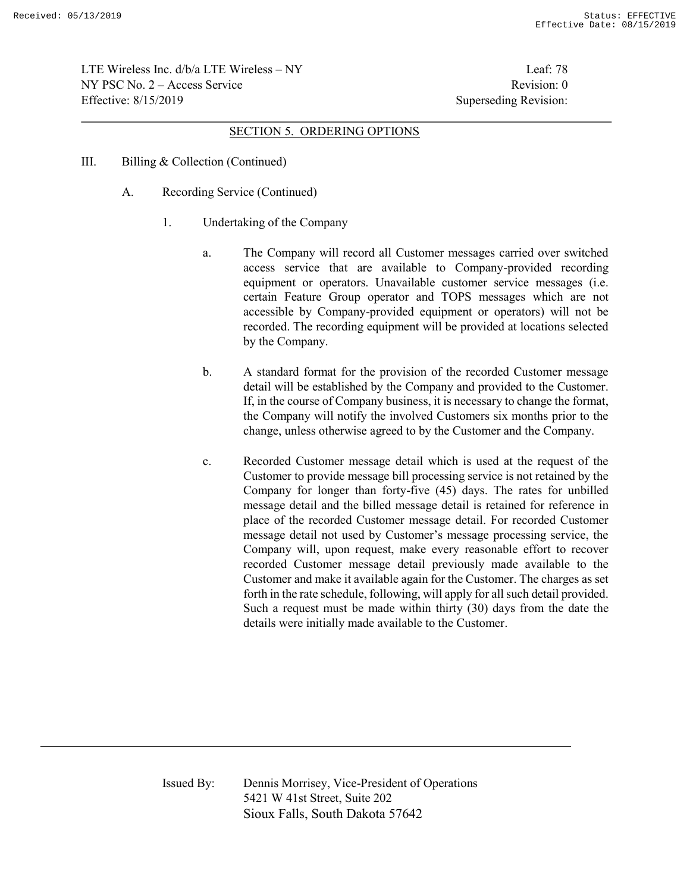## SECTION 5. ORDERING OPTIONS

III. Billing & Collection (Continued)

A. Recording Service (Continued)

1. Undertaking of the Company

a. The Company will record all Customer messages carried over switched access service that are available to Company-provided recording equipment or operators. Unavailable customer service messages (i.e. certain Feature Group operator and TOPS messages which are not accessible by Company-provided equipment or operators) will not be recorded. The recording equipment will be provided at locations selected by the Company.

b. A standard format for the provision of the recorded Customer message detail will be established by the Company and provided to the Customer. If, in the course of Company business, it is necessary to change the format, the Company will notify the involved Customers six months prior to the change, unless otherwise agreed to by the Customer and the Company.

c. Recorded Customer message detail which is used at the request of the Customer to provide message bill processing service is not retained by the Company for longer than forty-five (45) days. The rates for unbilled message detail and the billed message detail is retained for reference in place of the recorded Customer message detail. For recorded Customer message detail not used by Customer's message processing service, the Company will, upon request, make every reasonable effort to recover recorded Customer message detail previously made available to the Customer and make it available again for the Customer. The charges as set forth in the rate schedule, following, will apply for all such detail provided. Such a request must be made within thirty (30) days from the date the details were initially made available to the Customer.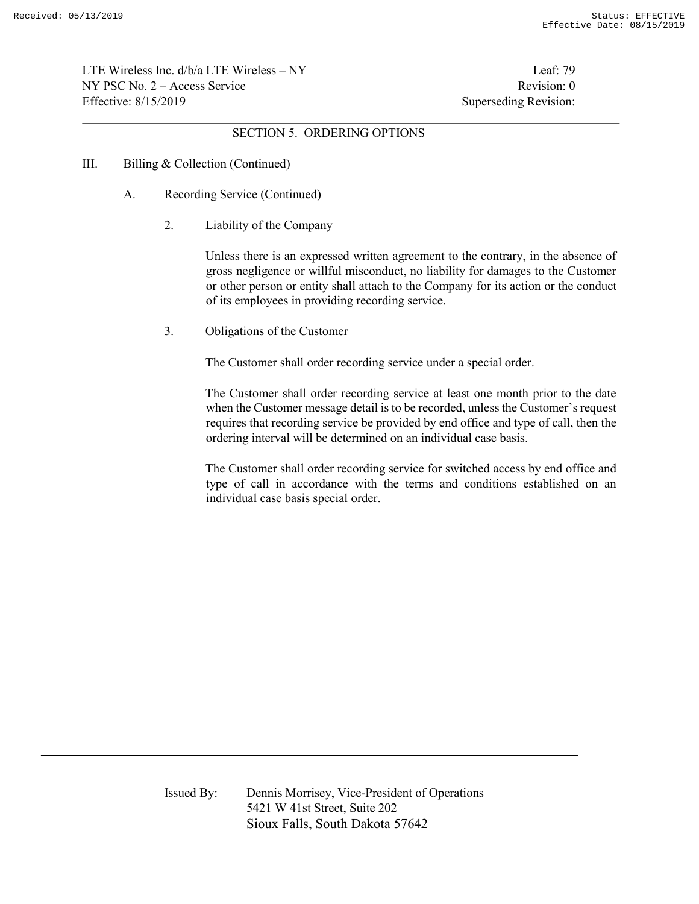## SECTION 5. ORDERING OPTIONS

III. Billing & Collection (Continued)

A. Recording Service (Continued)

2. Liability of the Company

Unless there is an expressed written agreement to the contrary, in the absence of gross negligence or willful misconduct, no liability for damages to the Customer or other person or entity shall attach to the Company for its action or the conduct of its employees in providing recording service.

3. Obligations of the Customer

The Customer shall order recording service under a special order.

The Customer shall order recording service at least one month prior to the date when the Customer message detail is to be recorded, unless the Customer's request requires that recording service be provided by end office and type of call, then the ordering interval will be determined on an individual case basis.

The Customer shall order recording service for switched access by end office and type of call in accordance with the terms and conditions established on an individual case basis special order.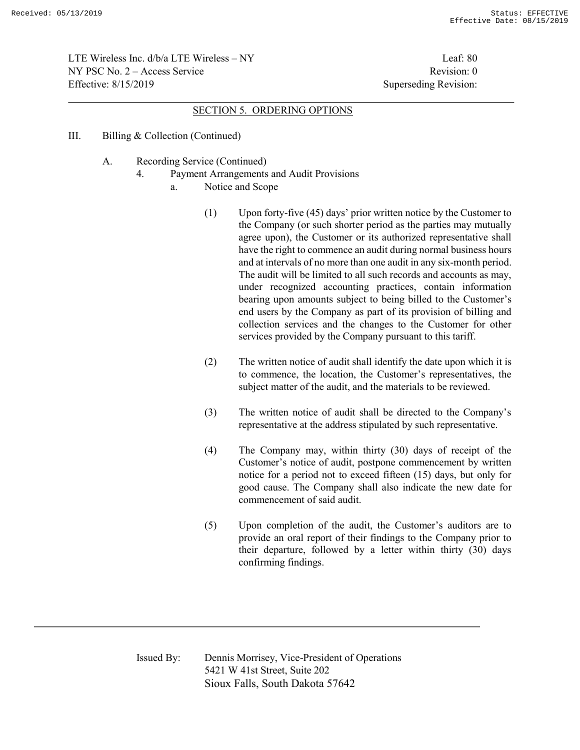## SECTION 5. ORDERING OPTIONS

III. Billing & Collection (Continued)

A. Recording Service (Continued)

4. Payment Arrangements and Audit Provisions

a. Notice and Scope

(1) Upon forty-five (45) days' prior written notice by the Customer to the Company (or such shorter period as the parties may mutually agree upon), the Customer or its authorized representative shall have the right to commence an audit during normal business hours and at intervals of no more than one audit in any six-month period. The audit will be limited to all such records and accounts as may, under recognized accounting practices, contain information bearing upon amounts subject to being billed to the Customer's end users by the Company as part of its provision of billing and collection services and the changes to the Customer for other services provided by the Company pursuant to this tariff.

(2) The written notice of audit shall identify the date upon which it is to commence, the location, the Customer's representatives, the subject matter of the audit, and the materials to be reviewed.

(3) The written notice of audit shall be directed to the Company's representative at the address stipulated by such representative.

(4) The Company may, within thirty (30) days of receipt of the Customer's notice of audit, postpone commencement by written notice for a period not to exceed fifteen (15) days, but only for good cause. The Company shall also indicate the new date for commencement of said audit.

(5) Upon completion of the audit, the Customer's auditors are to provide an oral report of their findings to the Company prior to their departure, followed by a letter within thirty (30) days confirming findings.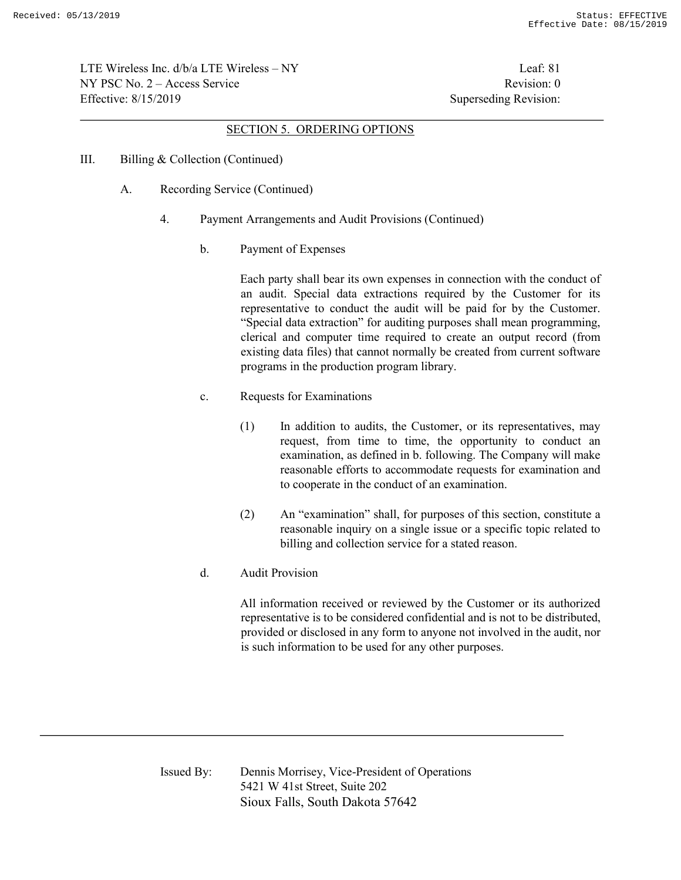## SECTION 5. ORDERING OPTIONS

III. Billing & Collection (Continued)

A. Recording Service (Continued)

4. Payment Arrangements and Audit Provisions (Continued)

b. Payment of Expenses

Each party shall bear its own expenses in connection with the conduct of an audit. Special data extractions required by the Customer for its representative to conduct the audit will be paid for by the Customer. "Special data extraction" for auditing purposes shall mean programming, clerical and computer time required to create an output record (from existing data files) that cannot normally be created from current software programs in the production program library.

c. Requests for Examinations

(1) In addition to audits, the Customer, or its representatives, may request, from time to time, the opportunity to conduct an examination, as defined in b. following. The Company will make reasonable efforts to accommodate requests for examination and to cooperate in the conduct of an examination.

(2) An "examination" shall, for purposes of this section, constitute a reasonable inquiry on a single issue or a specific topic related to billing and collection service for a stated reason.

d. Audit Provision

All information received or reviewed by the Customer or its authorized representative is to be considered confidential and is not to be distributed, provided or disclosed in any form to anyone not involved in the audit, nor is such information to be used for any other purposes.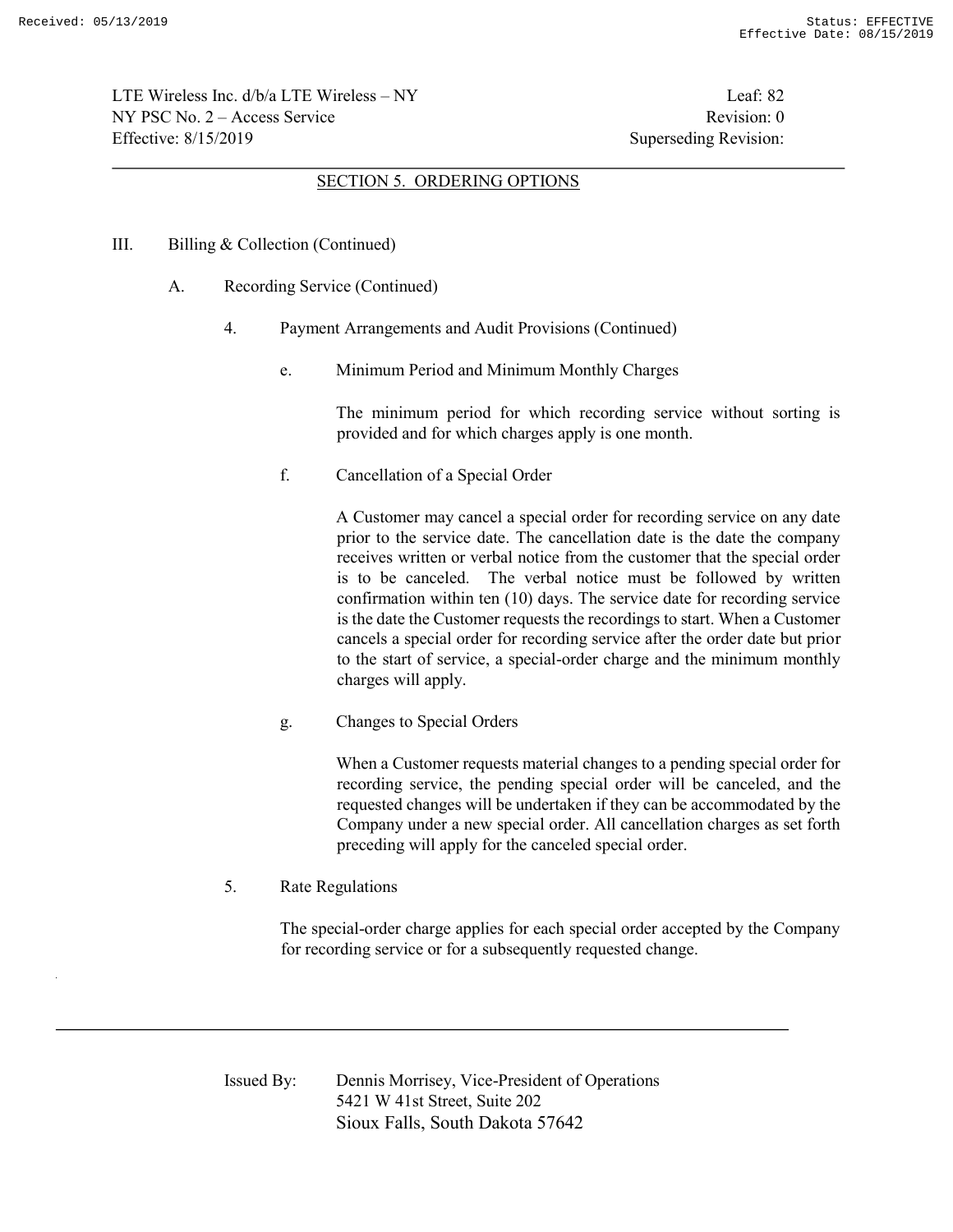## SECTION 5. ORDERING OPTIONS

III. Billing & Collection (Continued)

A. Recording Service (Continued)

4. Payment Arrangements and Audit Provisions (Continued)

e. Minimum Period and Minimum Monthly Charges

The minimum period for which recording service without sorting is provided and for which charges apply is one month.

f. Cancellation of a Special Order

A Customer may cancel a special order for recording service on any date prior to the service date. The cancellation date is the date the company receives written or verbal notice from the customer that the special order is to be canceled. The verbal notice must be followed by written confirmation within ten (10) days. The service date for recording service is the date the Customer requests the recordings to start. When a Customer cancels a special order for recording service after the order date but prior to the start of service, a special-order charge and the minimum monthly charges will apply.

g. Changes to Special Orders

When a Customer requests material changes to a pending special order for recording service, the pending special order will be canceled, and the requested changes will be undertaken if they can be accommodated by the Company under a new special order. All cancellation charges as set forth preceding will apply for the canceled special order.

5. Rate Regulations

The special-order charge applies for each special order accepted by the Company for recording service or for a subsequently requested change.

Issued By: Dennis Morrisey, Vice-President of Operations
5421 W 41st Street, Suite 202
Sioux Falls, South Dakota 57642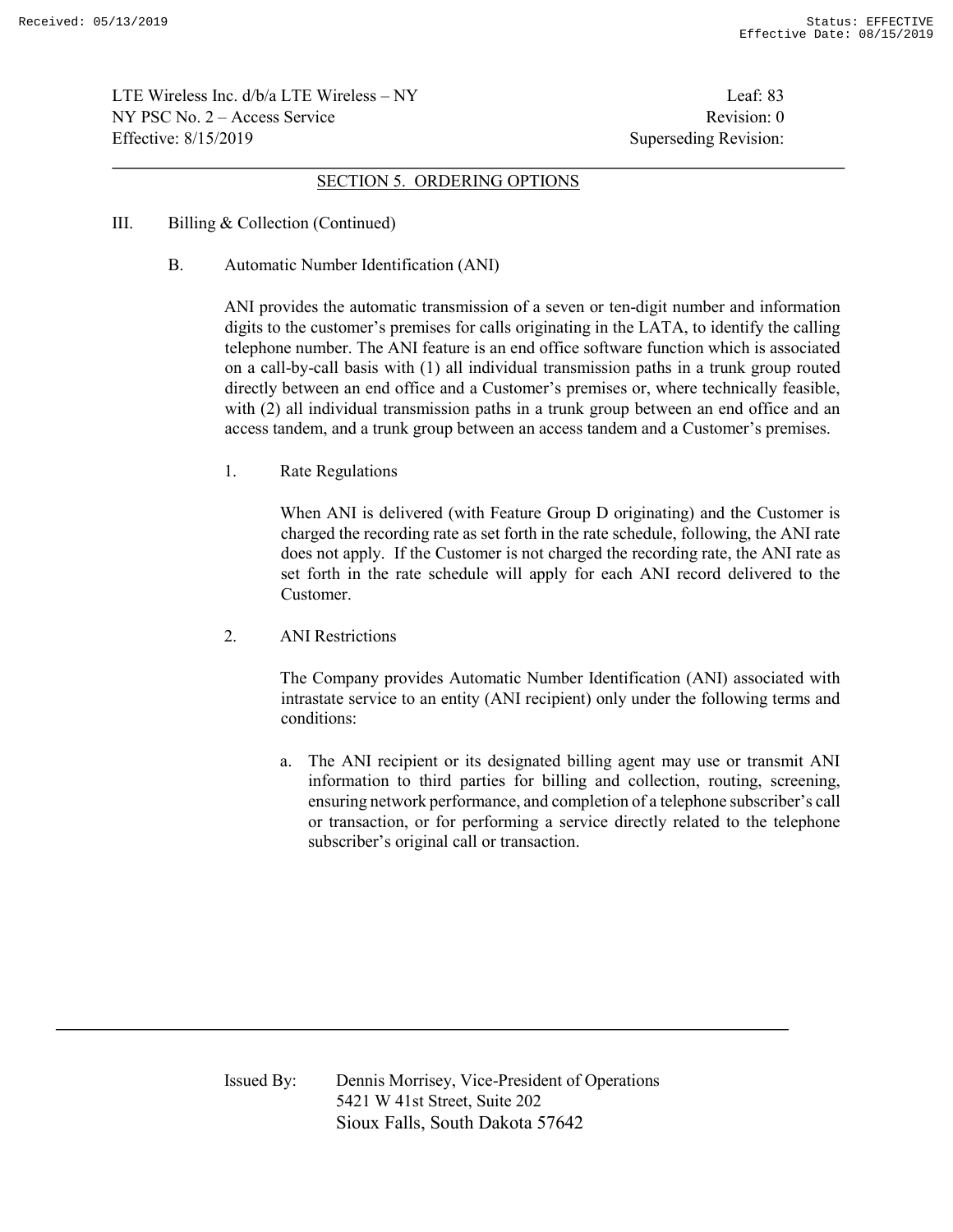## SECTION 5. ORDERING OPTIONS

III. Billing & Collection (Continued)

B. Automatic Number Identification (ANI)

ANI provides the automatic transmission of a seven or ten-digit number and information digits to the customer's premises for calls originating in the LATA, to identify the calling telephone number. The ANI feature is an end office software function which is associated on a call-by-call basis with (1) all individual transmission paths in a trunk group routed directly between an end office and a Customer's premises or, where technically feasible, with (2) all individual transmission paths in a trunk group between an end office and an access tandem, and a trunk group between an access tandem and a Customer's premises.

1. Rate Regulations

When ANI is delivered (with Feature Group D originating) and the Customer is charged the recording rate as set forth in the rate schedule, following, the ANI rate does not apply. If the Customer is not charged the recording rate, the ANI rate as set forth in the rate schedule will apply for each ANI record delivered to the Customer.

2. ANI Restrictions

The Company provides Automatic Number Identification (ANI) associated with intrastate service to an entity (ANI recipient) only under the following terms and conditions:

a. The ANI recipient or its designated billing agent may use or transmit ANI information to third parties for billing and collection, routing, screening, ensuring network performance, and completion of a telephone subscriber's call or transaction, or for performing a service directly related to the telephone subscriber's original call or transaction.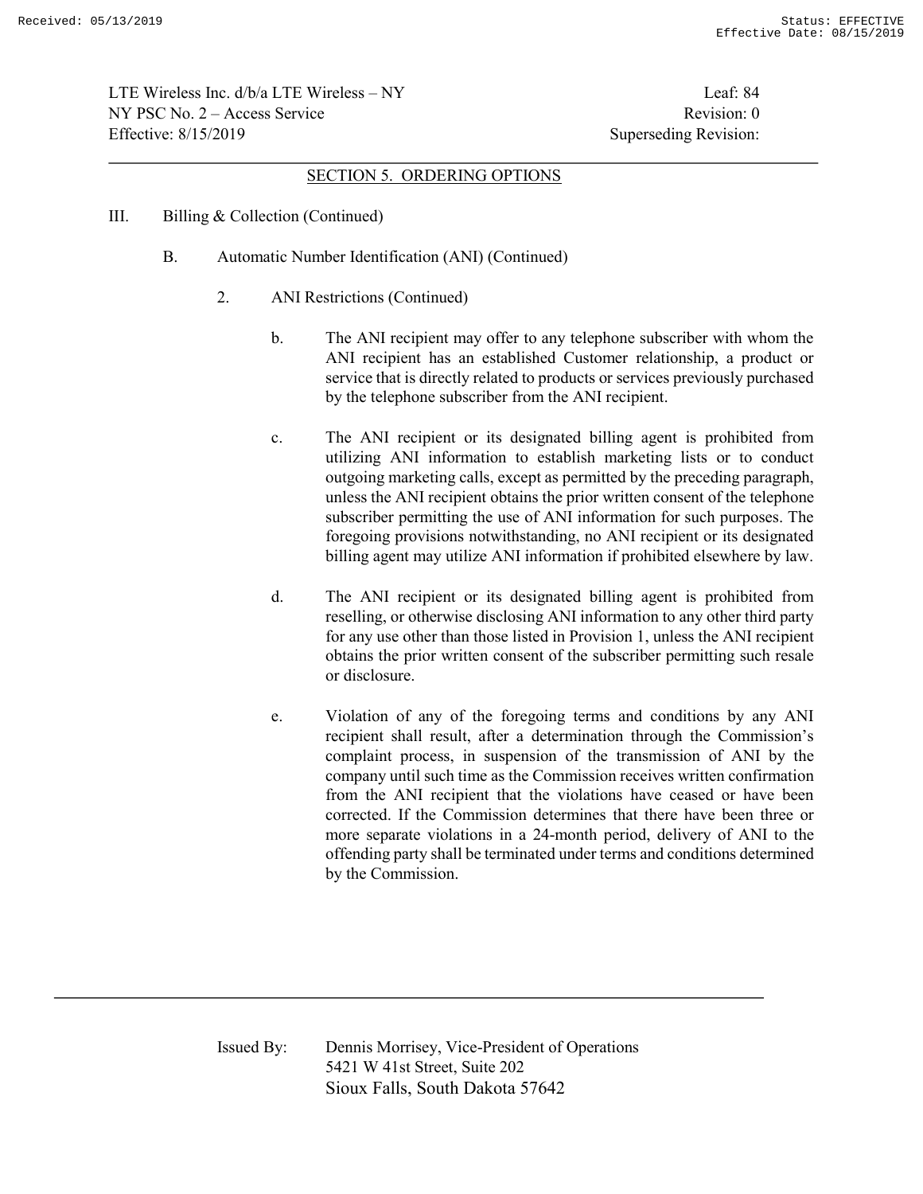## SECTION 5. ORDERING OPTIONS

III. Billing & Collection (Continued)

B. Automatic Number Identification (ANI) (Continued)

2. ANI Restrictions (Continued)

b. The ANI recipient may offer to any telephone subscriber with whom the ANI recipient has an established Customer relationship, a product or service that is directly related to products or services previously purchased by the telephone subscriber from the ANI recipient.

c. The ANI recipient or its designated billing agent is prohibited from utilizing ANI information to establish marketing lists or to conduct outgoing marketing calls, except as permitted by the preceding paragraph, unless the ANI recipient obtains the prior written consent of the telephone subscriber permitting the use of ANI information for such purposes. The foregoing provisions notwithstanding, no ANI recipient or its designated billing agent may utilize ANI information if prohibited elsewhere by law.

d. The ANI recipient or its designated billing agent is prohibited from reselling, or otherwise disclosing ANI information to any other third party for any use other than those listed in Provision 1, unless the ANI recipient obtains the prior written consent of the subscriber permitting such resale or disclosure.

e. Violation of any of the foregoing terms and conditions by any ANI recipient shall result, after a determination through the Commission's complaint process, in suspension of the transmission of ANI by the company until such time as the Commission receives written confirmation from the ANI recipient that the violations have ceased or have been corrected. If the Commission determines that there have been three or more separate violations in a 24-month period, delivery of ANI to the offending party shall be terminated under terms and conditions determined by the Commission.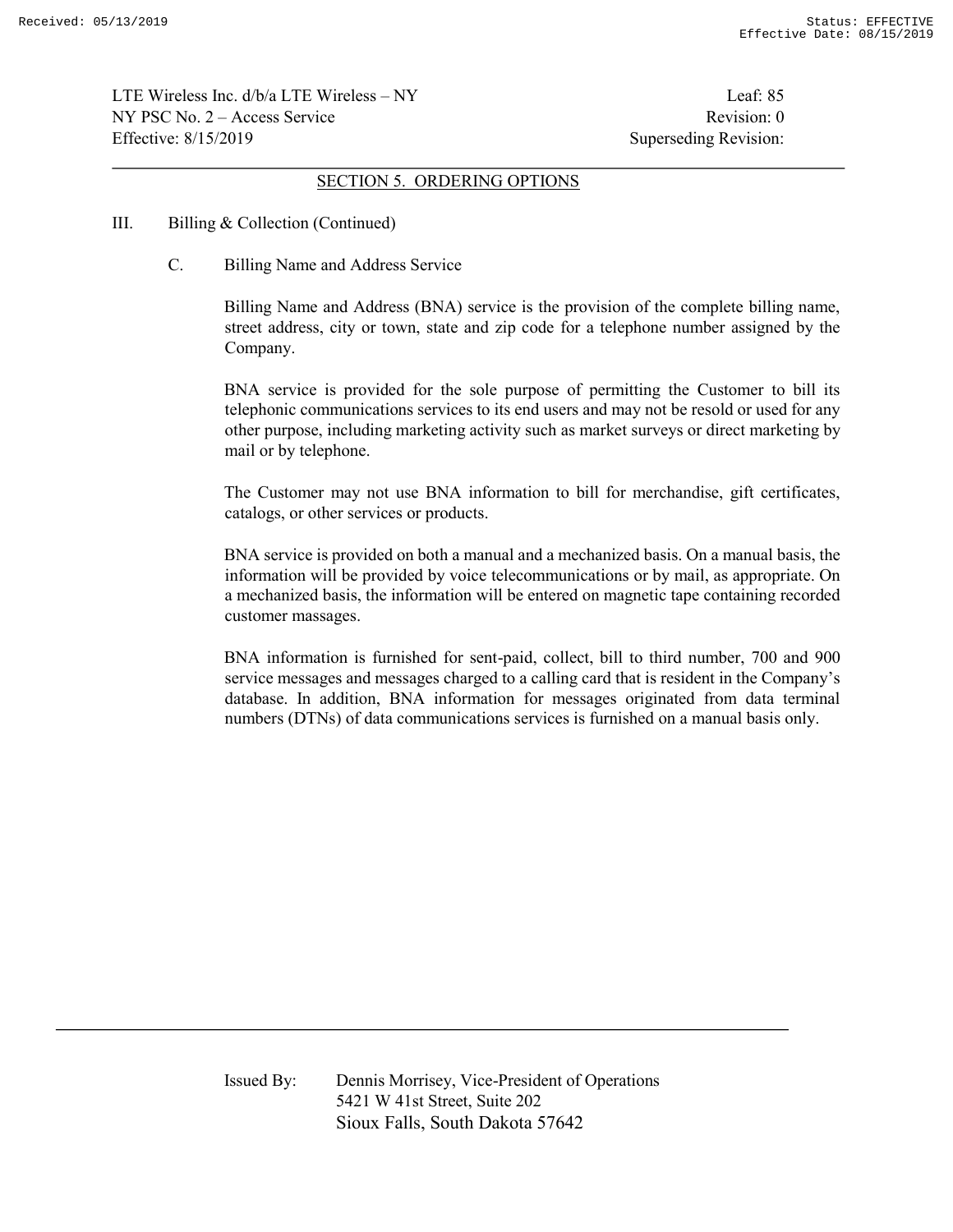## SECTION 5. ORDERING OPTIONS

III. Billing & Collection (Continued)

C. Billing Name and Address Service

Billing Name and Address (BNA) service is the provision of the complete billing name, street address, city or town, state and zip code for a telephone number assigned by the Company.

BNA service is provided for the sole purpose of permitting the Customer to bill its telephonic communications services to its end users and may not be resold or used for any other purpose, including marketing activity such as market surveys or direct marketing by mail or by telephone.

The Customer may not use BNA information to bill for merchandise, gift certificates, catalogs, or other services or products.

BNA service is provided on both a manual and a mechanized basis. On a manual basis, the information will be provided by voice telecommunications or by mail, as appropriate. On a mechanized basis, the information will be entered on magnetic tape containing recorded customer massages.

BNA information is furnished for sent-paid, collect, bill to third number, 700 and 900 service messages and messages charged to a calling card that is resident in the Company's database. In addition, BNA information for messages originated from data terminal numbers (DTNs) of data communications services is furnished on a manual basis only.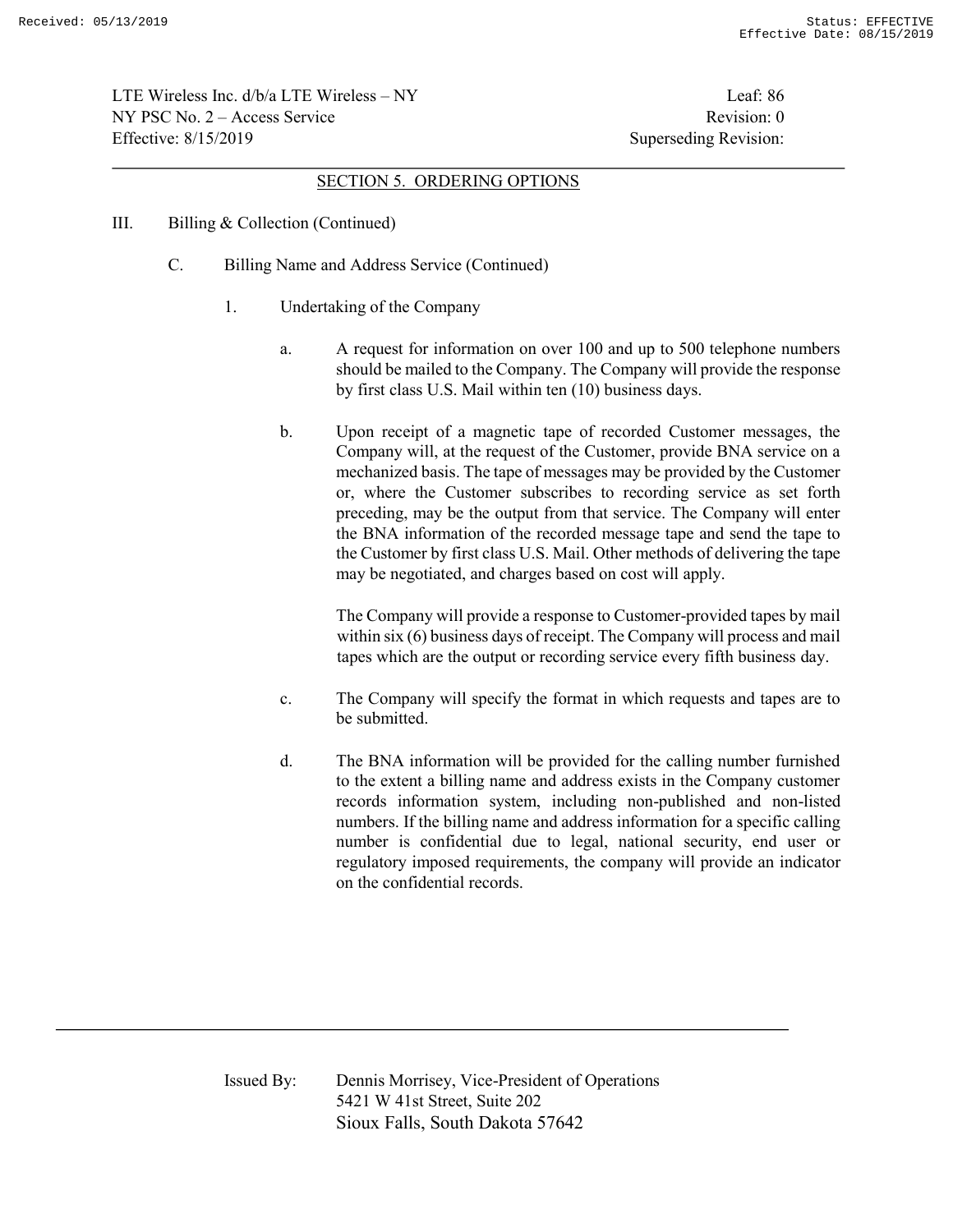## SECTION 5. ORDERING OPTIONS

III. Billing & Collection (Continued)

C. Billing Name and Address Service (Continued)

1. Undertaking of the Company

a. A request for information on over 100 and up to 500 telephone numbers should be mailed to the Company. The Company will provide the response by first class U.S. Mail within ten (10) business days.

b. Upon receipt of a magnetic tape of recorded Customer messages, the Company will, at the request of the Customer, provide BNA service on a mechanized basis. The tape of messages may be provided by the Customer or, where the Customer subscribes to recording service as set forth preceding, may be the output from that service. The Company will enter the BNA information of the recorded message tape and send the tape to the Customer by first class U.S. Mail. Other methods of delivering the tape may be negotiated, and charges based on cost will apply.

The Company will provide a response to Customer-provided tapes by mail within six (6) business days of receipt. The Company will process and mail tapes which are the output or recording service every fifth business day.

c. The Company will specify the format in which requests and tapes are to be submitted.

d. The BNA information will be provided for the calling number furnished to the extent a billing name and address exists in the Company customer records information system, including non-published and non-listed numbers. If the billing name and address information for a specific calling number is confidential due to legal, national security, end user or regulatory imposed requirements, the company will provide an indicator on the confidential records.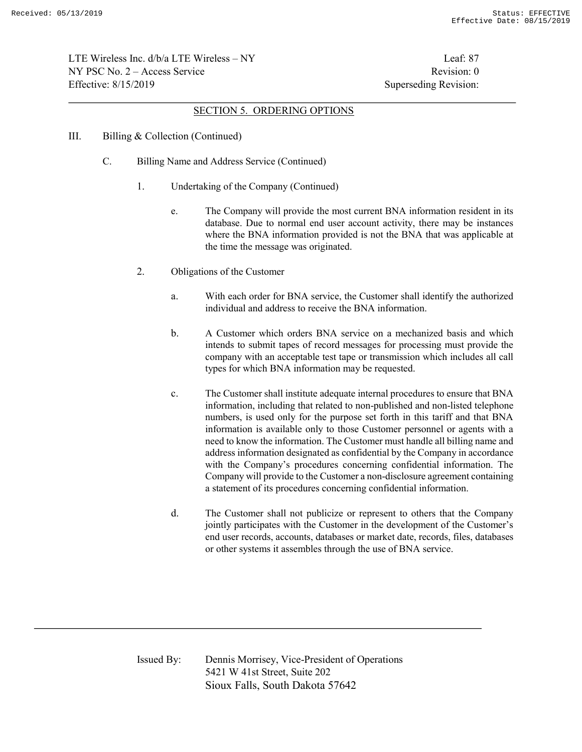## SECTION 5. ORDERING OPTIONS

III. Billing & Collection (Continued)

C. Billing Name and Address Service (Continued)

1. Undertaking of the Company (Continued)

e. The Company will provide the most current BNA information resident in its database. Due to normal end user account activity, there may be instances where the BNA information provided is not the BNA that was applicable at the time the message was originated.

2. Obligations of the Customer

a. With each order for BNA service, the Customer shall identify the authorized individual and address to receive the BNA information.

b. A Customer which orders BNA service on a mechanized basis and which intends to submit tapes of record messages for processing must provide the company with an acceptable test tape or transmission which includes all call types for which BNA information may be requested.

c. The Customer shall institute adequate internal procedures to ensure that BNA information, including that related to non-published and non-listed telephone numbers, is used only for the purpose set forth in this tariff and that BNA information is available only to those Customer personnel or agents with a need to know the information. The Customer must handle all billing name and address information designated as confidential by the Company in accordance with the Company's procedures concerning confidential information. The Company will provide to the Customer a non-disclosure agreement containing a statement of its procedures concerning confidential information.

d. The Customer shall not publicize or represent to others that the Company jointly participates with the Customer in the development of the Customer's end user records, accounts, databases or market date, records, files, databases or other systems it assembles through the use of BNA service.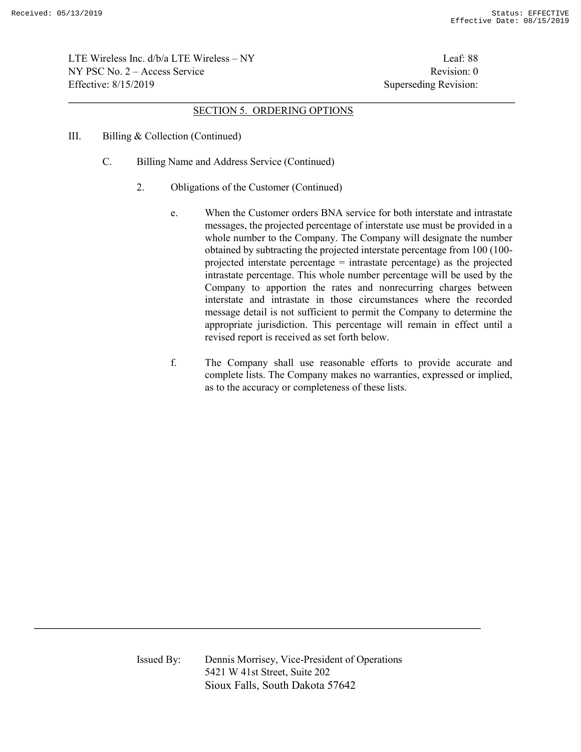## SECTION 5. ORDERING OPTIONS

III. Billing & Collection (Continued)

C. Billing Name and Address Service (Continued)

2. Obligations of the Customer (Continued)

e. When the Customer orders BNA service for both interstate and intrastate messages, the projected percentage of interstate use must be provided in a whole number to the Company. The Company will designate the number obtained by subtracting the projected interstate percentage from 100 (100-projected interstate percentage = intrastate percentage) as the projected intrastate percentage. This whole number percentage will be used by the Company to apportion the rates and nonrecurring charges between interstate and intrastate in those circumstances where the recorded message detail is not sufficient to permit the Company to determine the appropriate jurisdiction. This percentage will remain in effect until a revised report is received as set forth below.

f. The Company shall use reasonable efforts to provide accurate and complete lists. The Company makes no warranties, expressed or implied, as to the accuracy or completeness of these lists.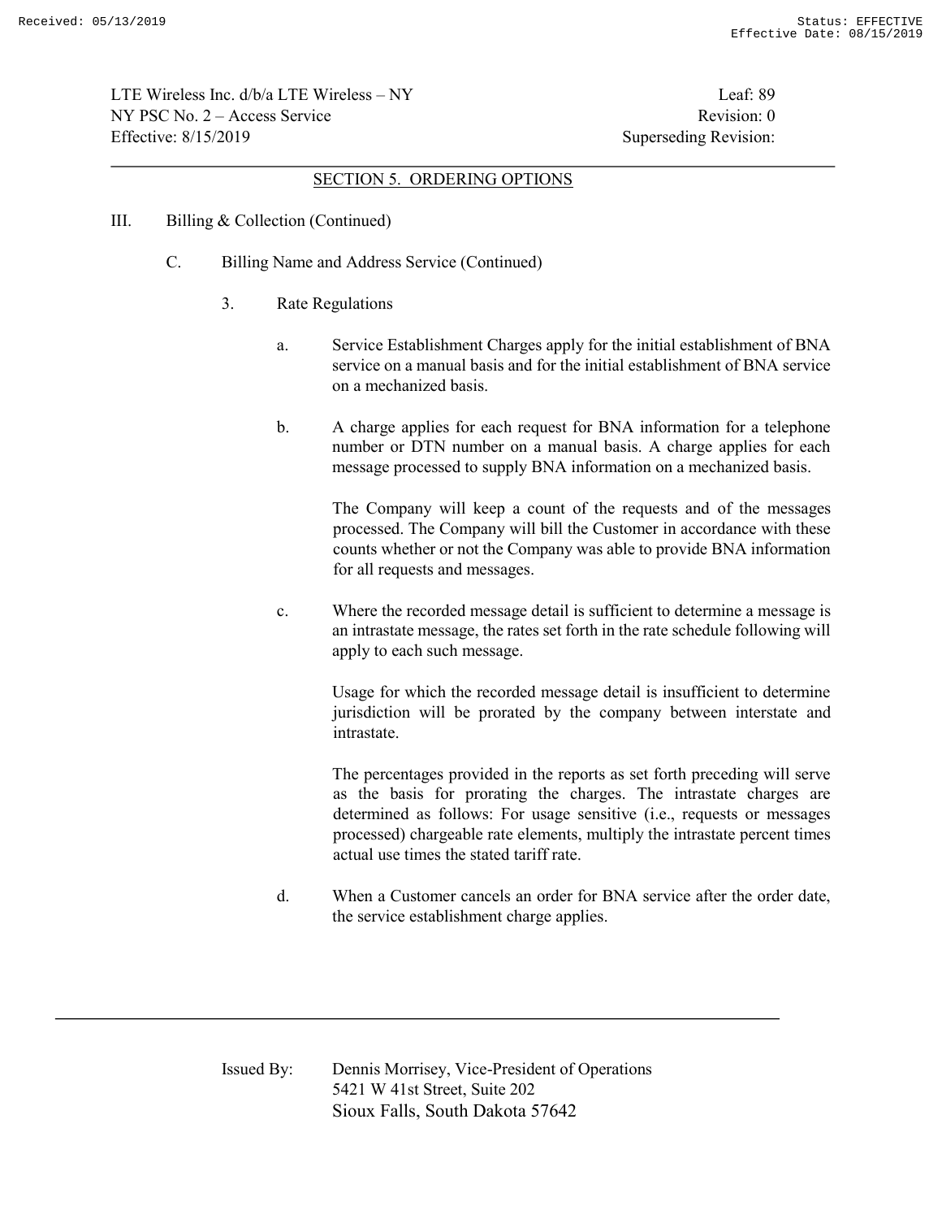## SECTION 5. ORDERING OPTIONS

III. Billing & Collection (Continued)

C. Billing Name and Address Service (Continued)

3. Rate Regulations

a. Service Establishment Charges apply for the initial establishment of BNA service on a manual basis and for the initial establishment of BNA service on a mechanized basis.

b. A charge applies for each request for BNA information for a telephone number or DTN number on a manual basis. A charge applies for each message processed to supply BNA information on a mechanized basis.

The Company will keep a count of the requests and of the messages processed. The Company will bill the Customer in accordance with these counts whether or not the Company was able to provide BNA information for all requests and messages.

c. Where the recorded message detail is sufficient to determine a message is an intrastate message, the rates set forth in the rate schedule following will apply to each such message.

Usage for which the recorded message detail is insufficient to determine jurisdiction will be prorated by the company between interstate and intrastate.

The percentages provided in the reports as set forth preceding will serve as the basis for prorating the charges. The intrastate charges are determined as follows: For usage sensitive (i.e., requests or messages processed) chargeable rate elements, multiply the intrastate percent times actual use times the stated tariff rate.

d. When a Customer cancels an order for BNA service after the order date, the service establishment charge applies.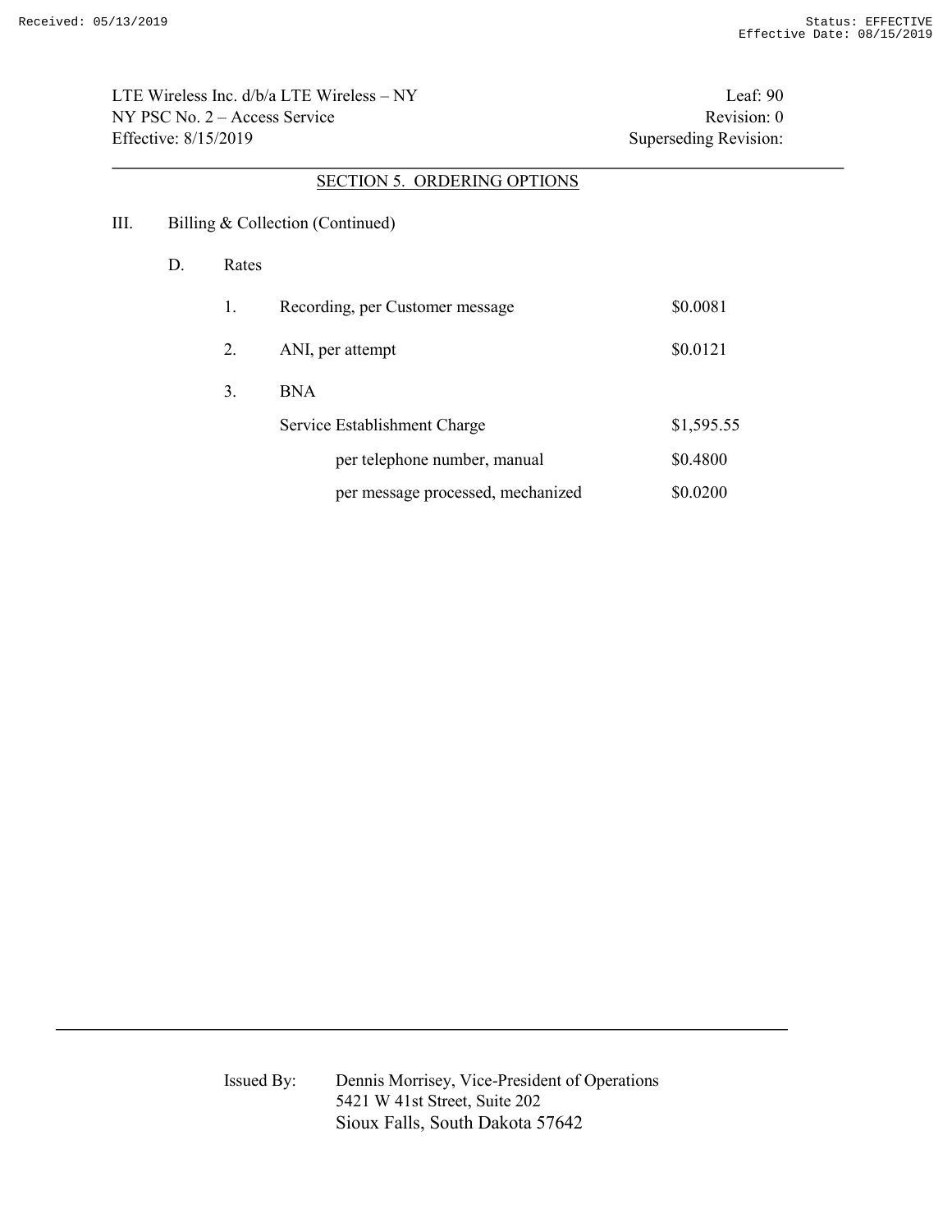## SECTION 5. ORDERING OPTIONS

III. Billing & Collection (Continued)

D. Rates

| | | |
|---|---|---|
| 1. | Recording, per Customer message | $0.0081 |
| 2. | ANI, per attempt | $0.0121 |
| 3. | BNA | |
| | Service Establishment Charge | $1,595.55 |
| | per telephone number, manual | $0.4800 |
| | per message processed, mechanized | $0.0200 |

Issued By: Dennis Morrisey, Vice-President of Operations
5421 W 41st Street, Suite 202
Sioux Falls, South Dakota 57642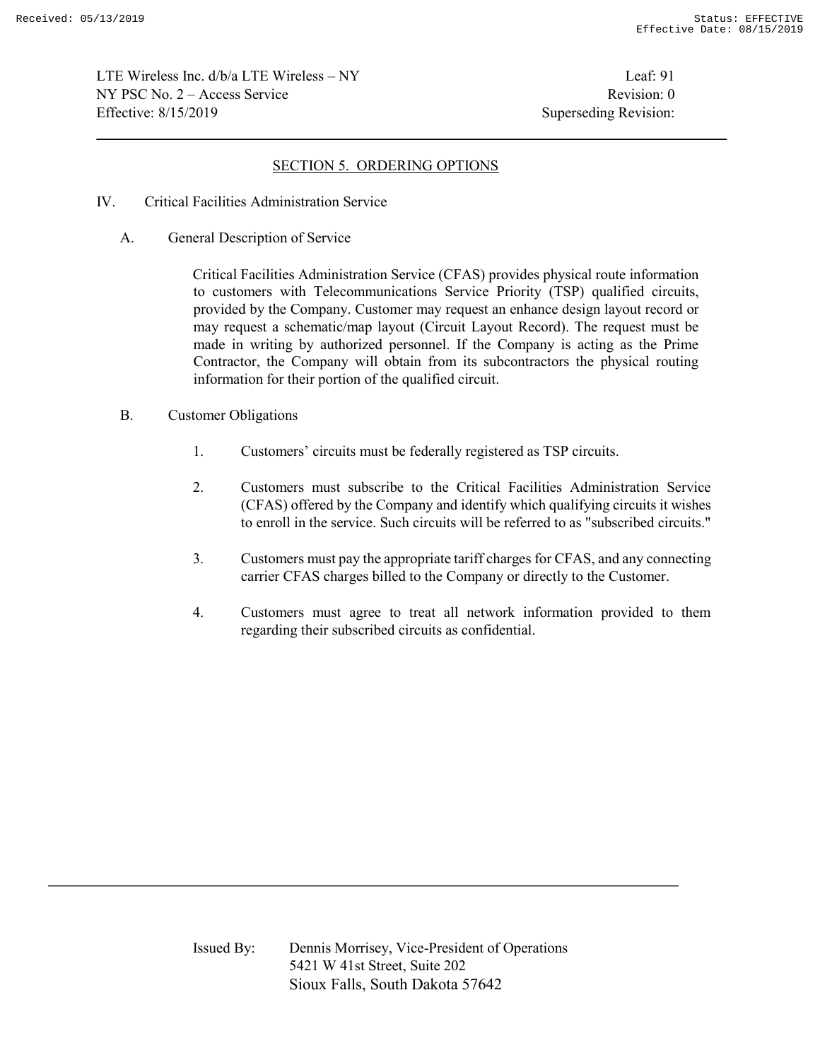## SECTION 5. ORDERING OPTIONS

IV. Critical Facilities Administration Service

A. General Description of Service

Critical Facilities Administration Service (CFAS) provides physical route information to customers with Telecommunications Service Priority (TSP) qualified circuits, provided by the Company. Customer may request an enhance design layout record or may request a schematic/map layout (Circuit Layout Record). The request must be made in writing by authorized personnel. If the Company is acting as the Prime Contractor, the Company will obtain from its subcontractors the physical routing information for their portion of the qualified circuit.

B. Customer Obligations

1. Customers' circuits must be federally registered as TSP circuits.

2. Customers must subscribe to the Critical Facilities Administration Service (CFAS) offered by the Company and identify which qualifying circuits it wishes to enroll in the service. Such circuits will be referred to as "subscribed circuits."

3. Customers must pay the appropriate tariff charges for CFAS, and any connecting carrier CFAS charges billed to the Company or directly to the Customer.

4. Customers must agree to treat all network information provided to them regarding their subscribed circuits as confidential.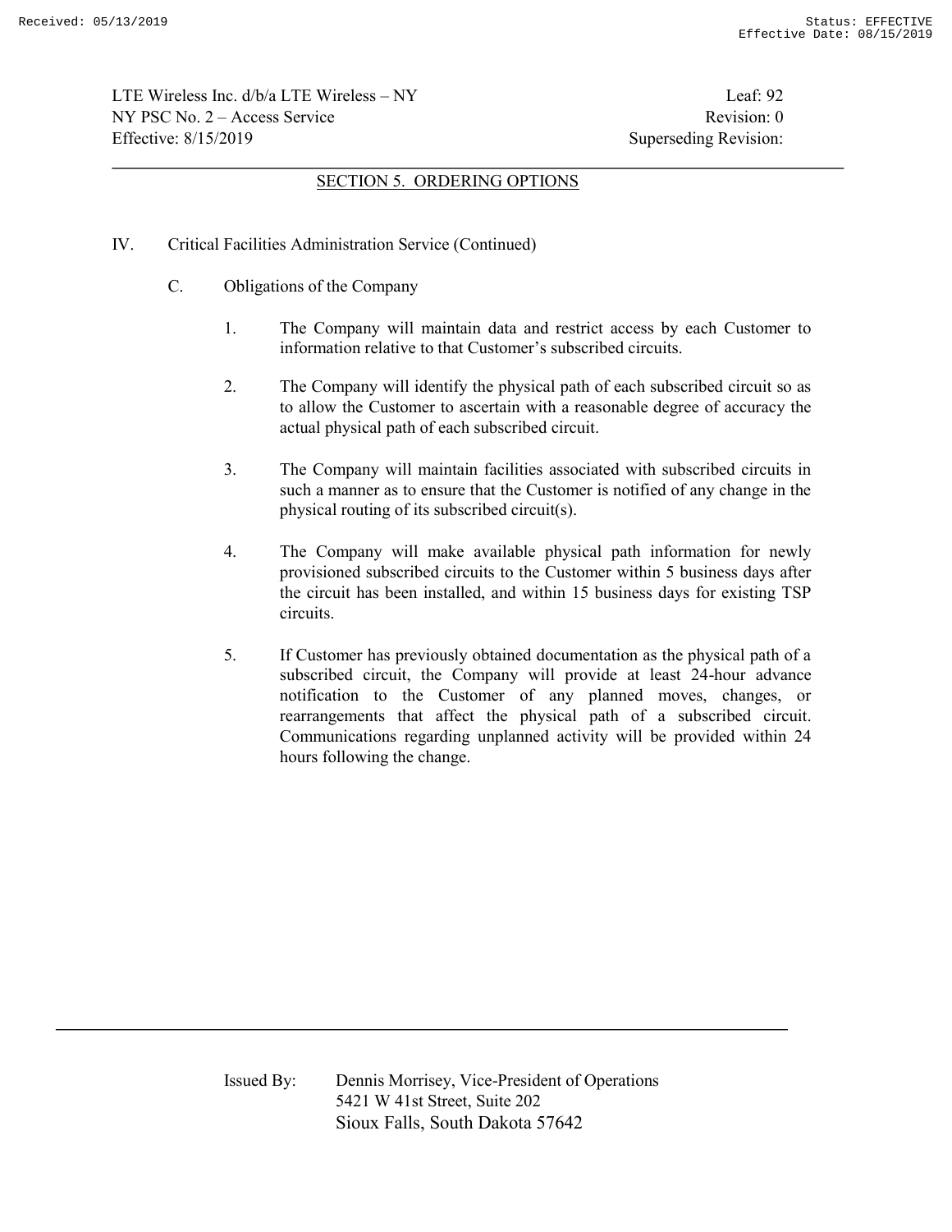## SECTION 5. ORDERING OPTIONS

IV. Critical Facilities Administration Service (Continued)

C. Obligations of the Company

1. The Company will maintain data and restrict access by each Customer to information relative to that Customer's subscribed circuits.

2. The Company will identify the physical path of each subscribed circuit so as to allow the Customer to ascertain with a reasonable degree of accuracy the actual physical path of each subscribed circuit.

3. The Company will maintain facilities associated with subscribed circuits in such a manner as to ensure that the Customer is notified of any change in the physical routing of its subscribed circuit(s).

4. The Company will make available physical path information for newly provisioned subscribed circuits to the Customer within 5 business days after the circuit has been installed, and within 15 business days for existing TSP circuits.

5. If Customer has previously obtained documentation as the physical path of a subscribed circuit, the Company will provide at least 24-hour advance notification to the Customer of any planned moves, changes, or rearrangements that affect the physical path of a subscribed circuit. Communications regarding unplanned activity will be provided within 24 hours following the change.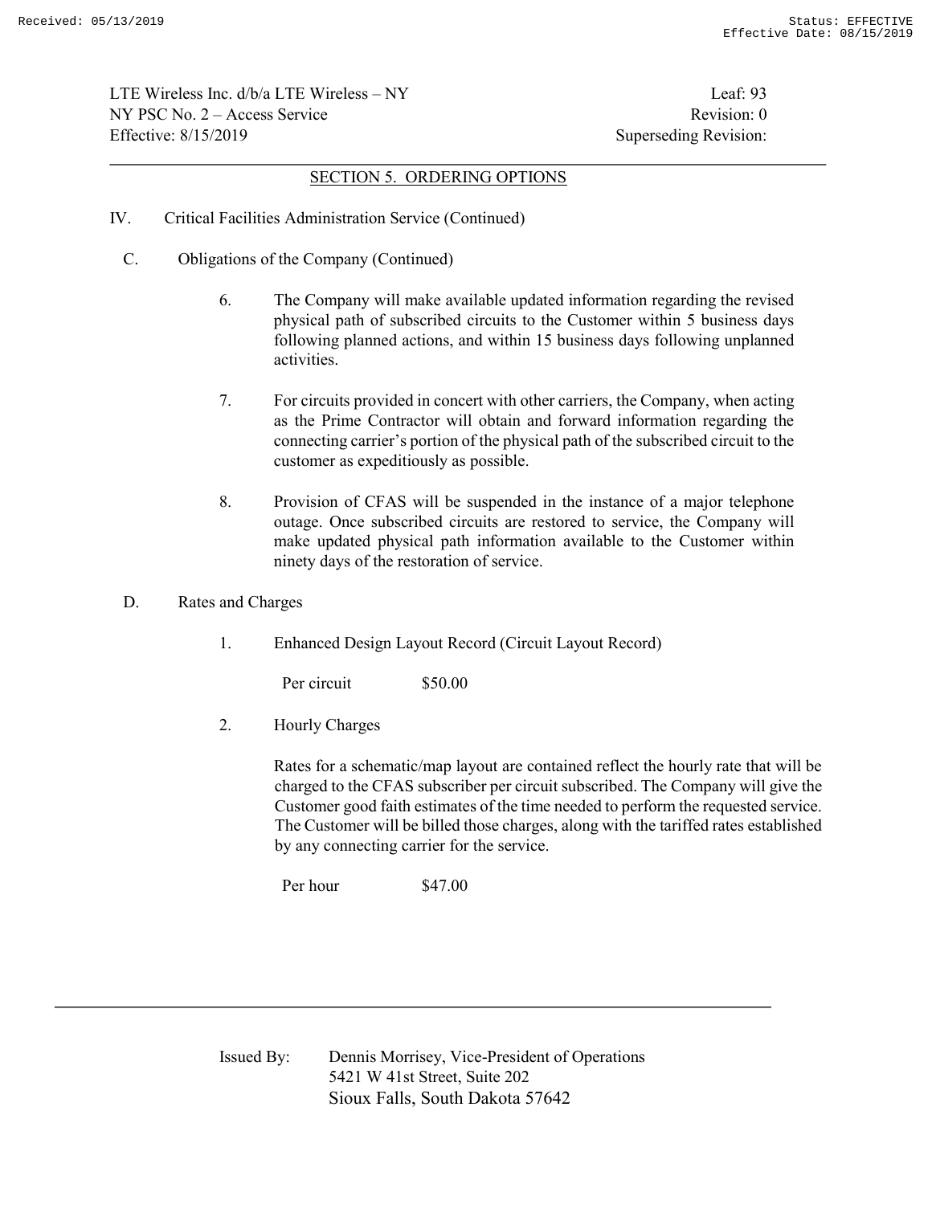## SECTION 5. ORDERING OPTIONS

IV. Critical Facilities Administration Service (Continued)

C. Obligations of the Company (Continued)

6. The Company will make available updated information regarding the revised physical path of subscribed circuits to the Customer within 5 business days following planned actions, and within 15 business days following unplanned activities.

7. For circuits provided in concert with other carriers, the Company, when acting as the Prime Contractor will obtain and forward information regarding the connecting carrier's portion of the physical path of the subscribed circuit to the customer as expeditiously as possible.

8. Provision of CFAS will be suspended in the instance of a major telephone outage. Once subscribed circuits are restored to service, the Company will make updated physical path information available to the Customer within ninety days of the restoration of service.

D. Rates and Charges

1. Enhanced Design Layout Record (Circuit Layout Record)

| | |
|---|---|
| Per circuit | $50.00 |

2. Hourly Charges

Rates for a schematic/map layout are contained reflect the hourly rate that will be charged to the CFAS subscriber per circuit subscribed. The Company will give the Customer good faith estimates of the time needed to perform the requested service. The Customer will be billed those charges, along with the tariffed rates established by any connecting carrier for the service.

| | |
|---|---|
| Per hour | $47.00 |

Issued By: Dennis Morrisey, Vice-President of Operations
5421 W 41st Street, Suite 202
Sioux Falls, South Dakota 57642